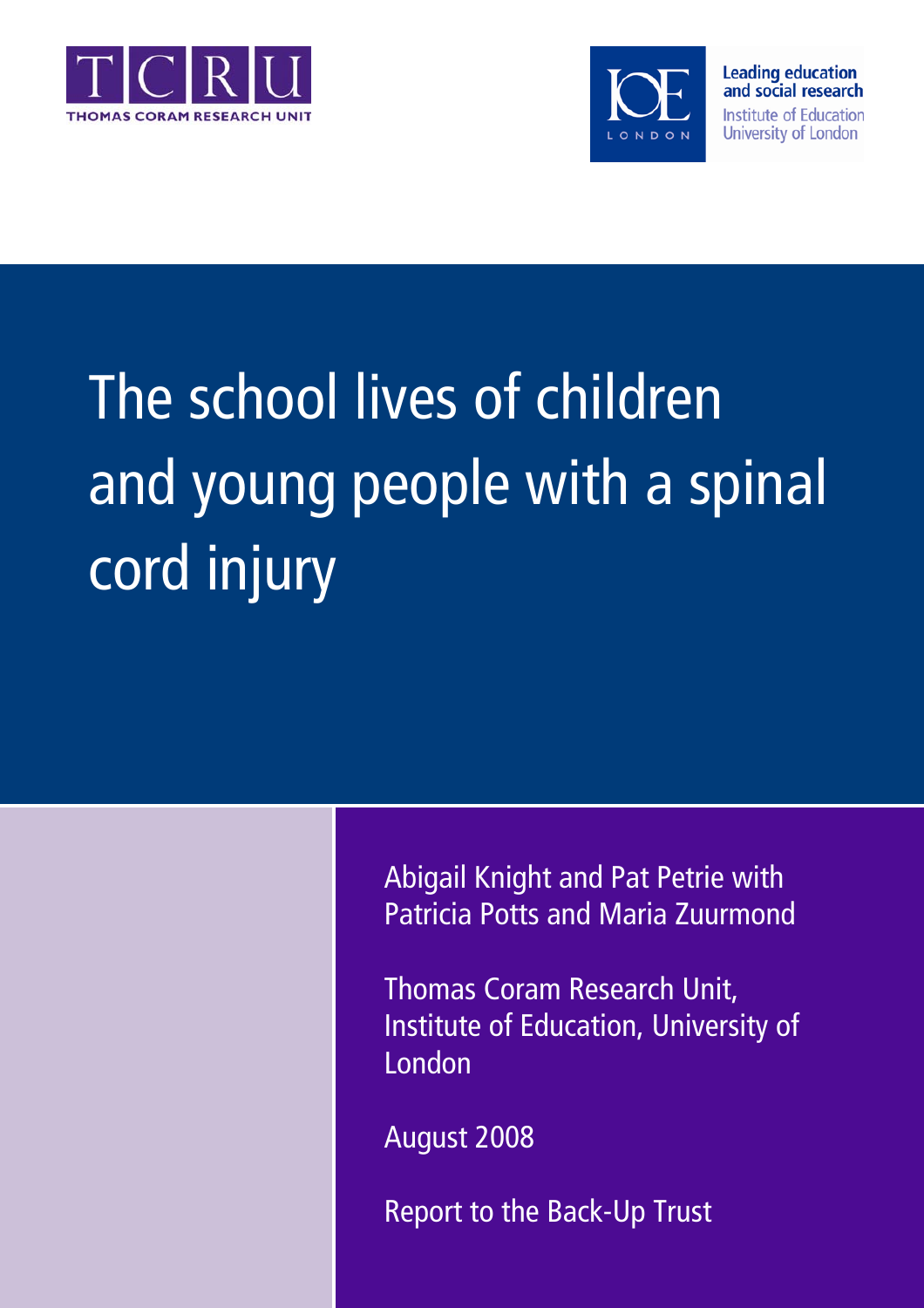TCRU
THOMAS CORAM RESEARCH UNIT

IOE LONDON

Leading education and social research
Institute of Education
University of London

# The school lives of children and young people with a spinal cord injury

Abigail Knight and Pat Petrie with Patricia Potts and Maria Zuurmond

Thomas Coram Research Unit, Institute of Education, University of London

August 2008

Report to the Back-Up Trust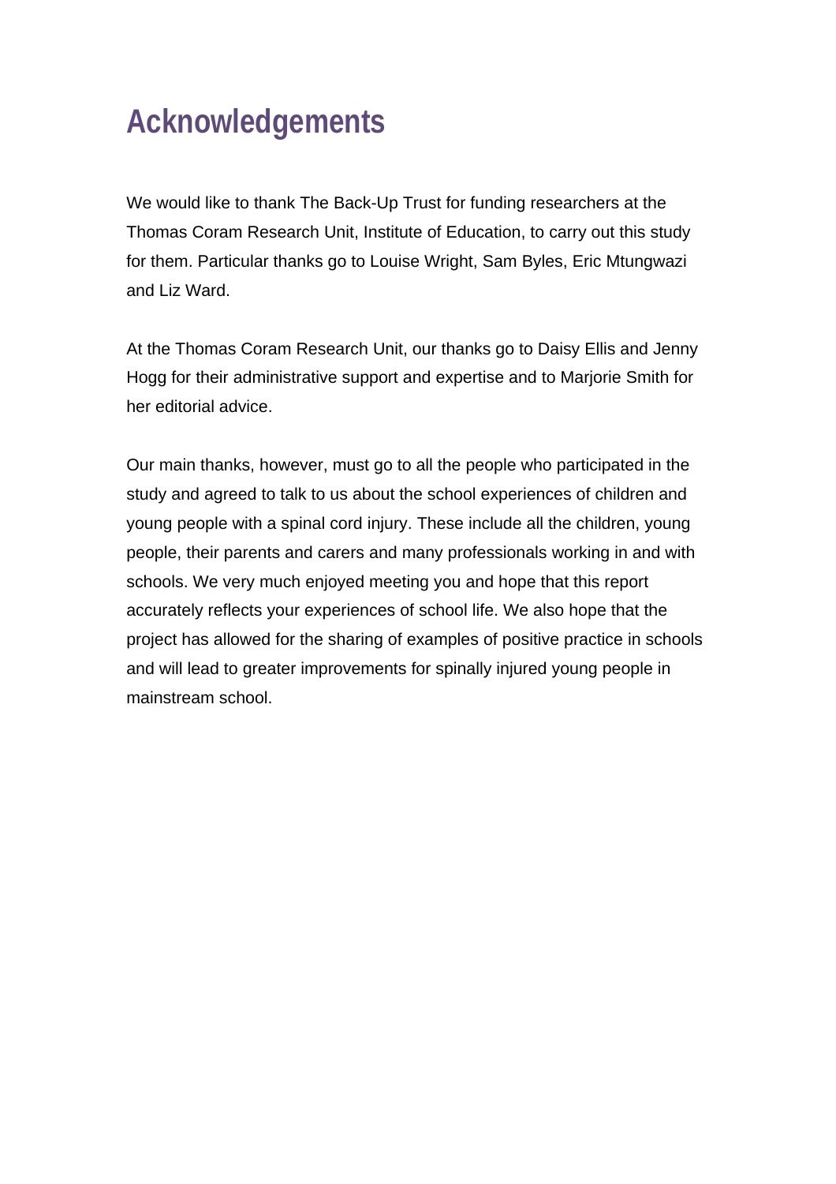# Acknowledgements

We would like to thank The Back-Up Trust for funding researchers at the Thomas Coram Research Unit, Institute of Education, to carry out this study for them. Particular thanks go to Louise Wright, Sam Byles, Eric Mtungwazi and Liz Ward.

At the Thomas Coram Research Unit, our thanks go to Daisy Ellis and Jenny Hogg for their administrative support and expertise and to Marjorie Smith for her editorial advice.

Our main thanks, however, must go to all the people who participated in the study and agreed to talk to us about the school experiences of children and young people with a spinal cord injury. These include all the children, young people, their parents and carers and many professionals working in and with schools. We very much enjoyed meeting you and hope that this report accurately reflects your experiences of school life. We also hope that the project has allowed for the sharing of examples of positive practice in schools and will lead to greater improvements for spinally injured young people in mainstream school.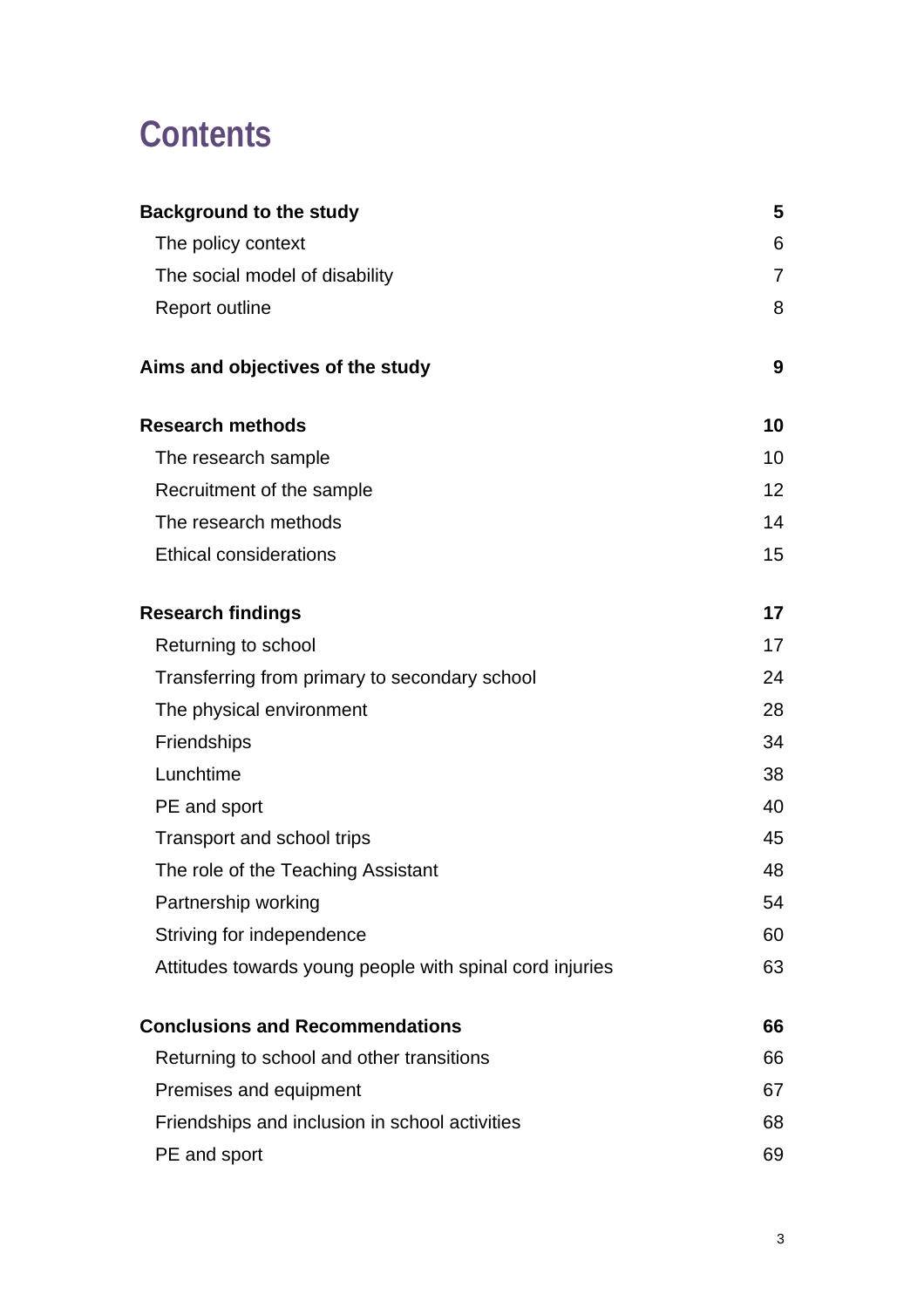# Contents

| | |
|---|---|
| **Background to the study** | **5** |
| The policy context | 6 |
| The social model of disability | 7 |
| Report outline | 8 |
| **Aims and objectives of the study** | **9** |
| **Research methods** | **10** |
| The research sample | 10 |
| Recruitment of the sample | 12 |
| The research methods | 14 |
| Ethical considerations | 15 |
| **Research findings** | **17** |
| Returning to school | 17 |
| Transferring from primary to secondary school | 24 |
| The physical environment | 28 |
| Friendships | 34 |
| Lunchtime | 38 |
| PE and sport | 40 |
| Transport and school trips | 45 |
| The role of the Teaching Assistant | 48 |
| Partnership working | 54 |
| Striving for independence | 60 |
| Attitudes towards young people with spinal cord injuries | 63 |
| **Conclusions and Recommendations** | **66** |
| Returning to school and other transitions | 66 |
| Premises and equipment | 67 |
| Friendships and inclusion in school activities | 68 |
| PE and sport | 69 |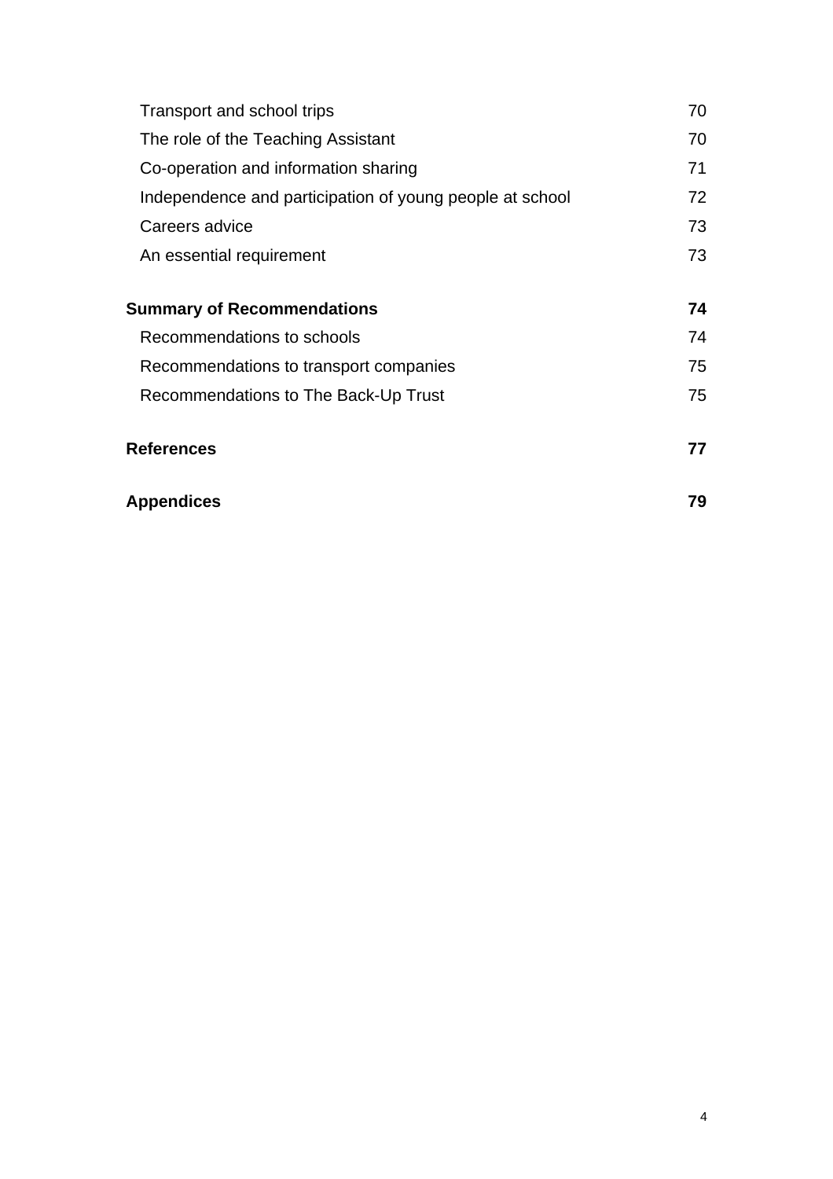| | |
|---|---|
| Transport and school trips | 70 |
| The role of the Teaching Assistant | 70 |
| Co-operation and information sharing | 71 |
| Independence and participation of young people at school | 72 |
| Careers advice | 73 |
| An essential requirement | 73 |
| **Summary of Recommendations** | **74** |
| Recommendations to schools | 74 |
| Recommendations to transport companies | 75 |
| Recommendations to The Back-Up Trust | 75 |
| **References** | **77** |
| **Appendices** | **79** |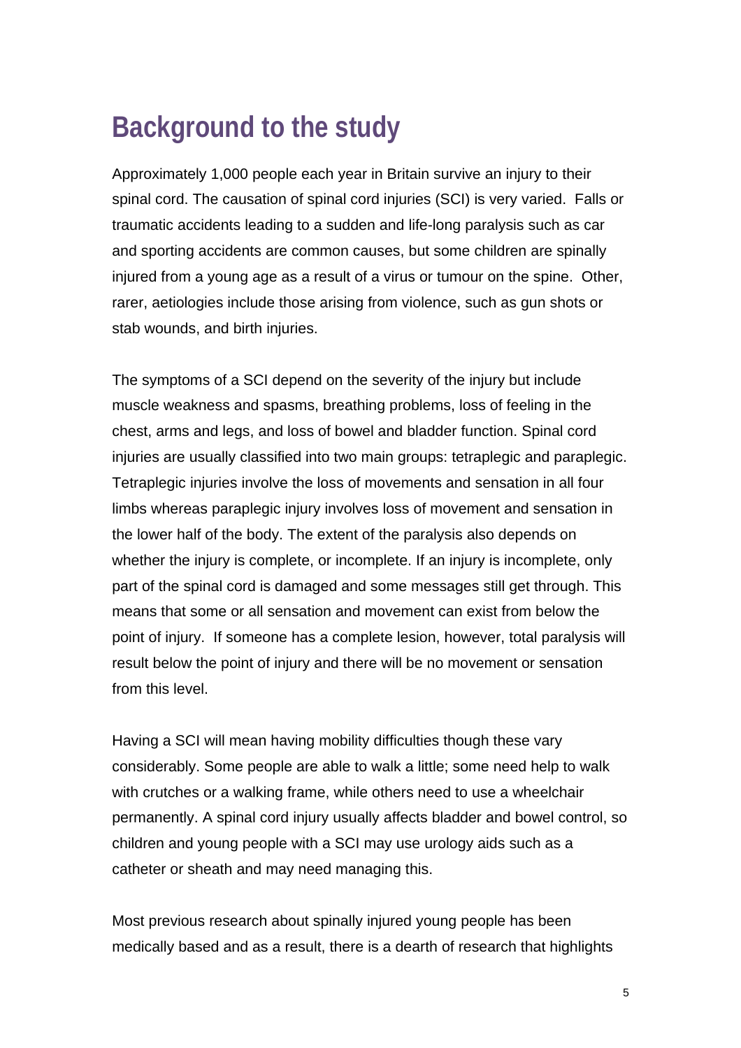# Background to the study

Approximately 1,000 people each year in Britain survive an injury to their spinal cord. The causation of spinal cord injuries (SCI) is very varied. Falls or traumatic accidents leading to a sudden and life-long paralysis such as car and sporting accidents are common causes, but some children are spinally injured from a young age as a result of a virus or tumour on the spine. Other, rarer, aetiologies include those arising from violence, such as gun shots or stab wounds, and birth injuries.

The symptoms of a SCI depend on the severity of the injury but include muscle weakness and spasms, breathing problems, loss of feeling in the chest, arms and legs, and loss of bowel and bladder function. Spinal cord injuries are usually classified into two main groups: tetraplegic and paraplegic. Tetraplegic injuries involve the loss of movements and sensation in all four limbs whereas paraplegic injury involves loss of movement and sensation in the lower half of the body. The extent of the paralysis also depends on whether the injury is complete, or incomplete. If an injury is incomplete, only part of the spinal cord is damaged and some messages still get through. This means that some or all sensation and movement can exist from below the point of injury. If someone has a complete lesion, however, total paralysis will result below the point of injury and there will be no movement or sensation from this level.

Having a SCI will mean having mobility difficulties though these vary considerably. Some people are able to walk a little; some need help to walk with crutches or a walking frame, while others need to use a wheelchair permanently. A spinal cord injury usually affects bladder and bowel control, so children and young people with a SCI may use urology aids such as a catheter or sheath and may need managing this.

Most previous research about spinally injured young people has been medically based and as a result, there is a dearth of research that highlights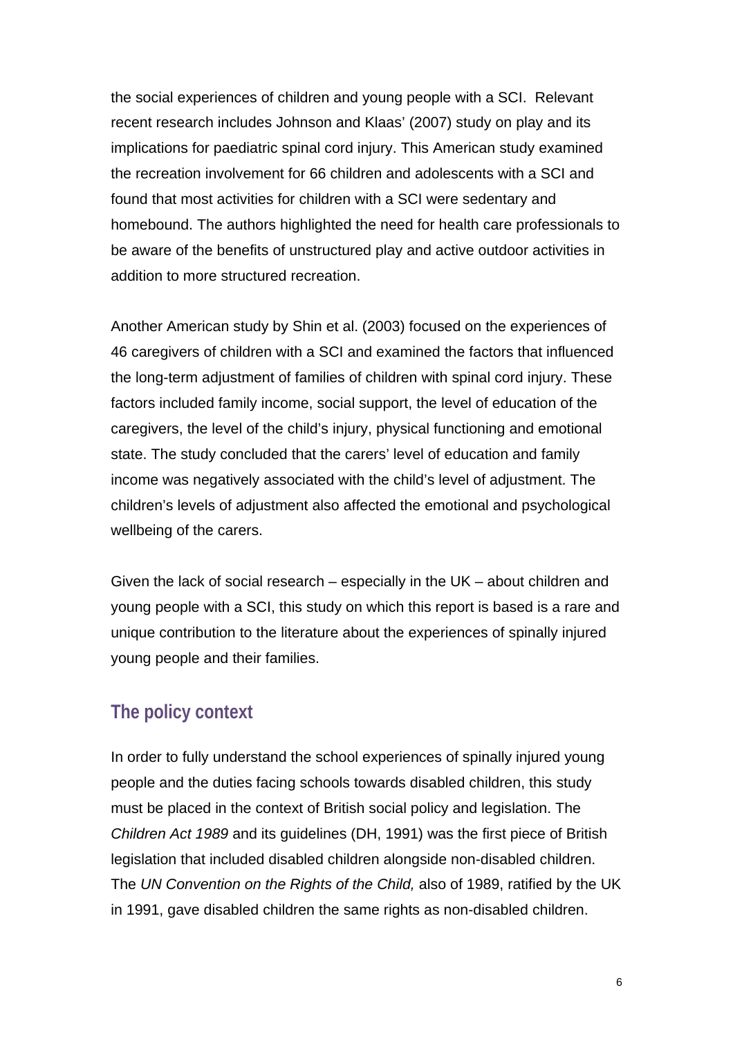the social experiences of children and young people with a SCI. Relevant recent research includes Johnson and Klaas' (2007) study on play and its implications for paediatric spinal cord injury. This American study examined the recreation involvement for 66 children and adolescents with a SCI and found that most activities for children with a SCI were sedentary and homebound. The authors highlighted the need for health care professionals to be aware of the benefits of unstructured play and active outdoor activities in addition to more structured recreation.

Another American study by Shin et al. (2003) focused on the experiences of 46 caregivers of children with a SCI and examined the factors that influenced the long-term adjustment of families of children with spinal cord injury. These factors included family income, social support, the level of education of the caregivers, the level of the child's injury, physical functioning and emotional state. The study concluded that the carers' level of education and family income was negatively associated with the child's level of adjustment. The children's levels of adjustment also affected the emotional and psychological wellbeing of the carers.

Given the lack of social research – especially in the UK – about children and young people with a SCI, this study on which this report is based is a rare and unique contribution to the literature about the experiences of spinally injured young people and their families.

## The policy context

In order to fully understand the school experiences of spinally injured young people and the duties facing schools towards disabled children, this study must be placed in the context of British social policy and legislation. The *Children Act 1989* and its guidelines (DH, 1991) was the first piece of British legislation that included disabled children alongside non-disabled children. The *UN Convention on the Rights of the Child,* also of 1989, ratified by the UK in 1991, gave disabled children the same rights as non-disabled children.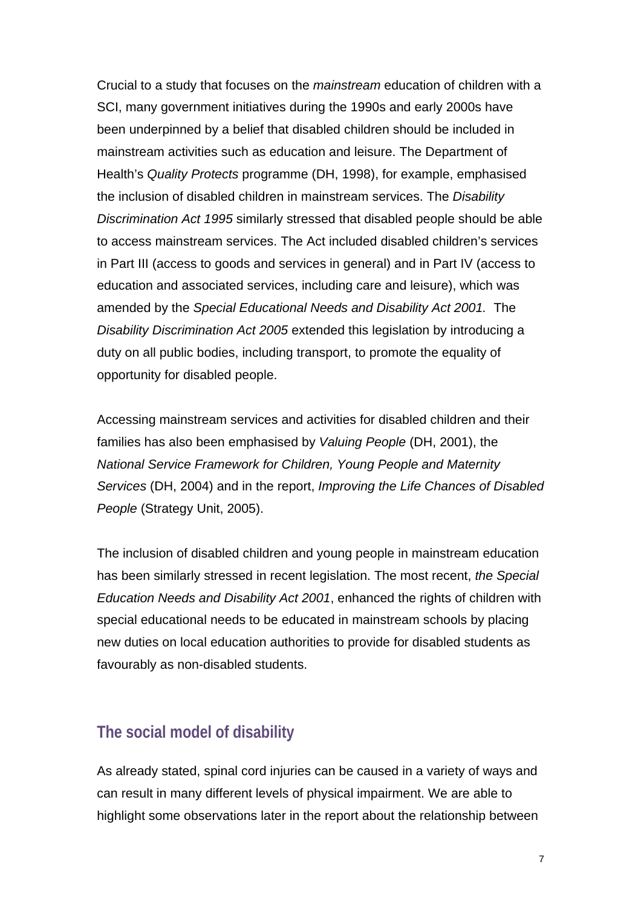Crucial to a study that focuses on the *mainstream* education of children with a SCI, many government initiatives during the 1990s and early 2000s have been underpinned by a belief that disabled children should be included in mainstream activities such as education and leisure. The Department of Health's *Quality Protects* programme (DH, 1998), for example, emphasised the inclusion of disabled children in mainstream services. The *Disability Discrimination Act 1995* similarly stressed that disabled people should be able to access mainstream services. The Act included disabled children's services in Part III (access to goods and services in general) and in Part IV (access to education and associated services, including care and leisure), which was amended by the *Special Educational Needs and Disability Act 2001.* The *Disability Discrimination Act 2005* extended this legislation by introducing a duty on all public bodies, including transport, to promote the equality of opportunity for disabled people.

Accessing mainstream services and activities for disabled children and their families has also been emphasised by *Valuing People* (DH, 2001), the *National Service Framework for Children, Young People and Maternity Services* (DH, 2004) and in the report, *Improving the Life Chances of Disabled People* (Strategy Unit, 2005).

The inclusion of disabled children and young people in mainstream education has been similarly stressed in recent legislation. The most recent, *the Special Education Needs and Disability Act 2001*, enhanced the rights of children with special educational needs to be educated in mainstream schools by placing new duties on local education authorities to provide for disabled students as favourably as non-disabled students.

## The social model of disability

As already stated, spinal cord injuries can be caused in a variety of ways and can result in many different levels of physical impairment. We are able to highlight some observations later in the report about the relationship between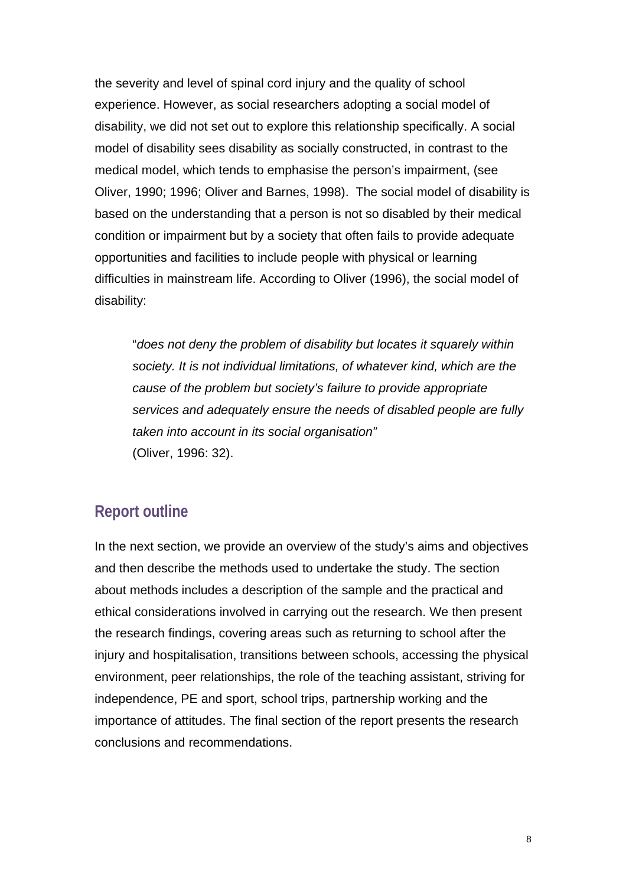the severity and level of spinal cord injury and the quality of school experience. However, as social researchers adopting a social model of disability, we did not set out to explore this relationship specifically. A social model of disability sees disability as socially constructed, in contrast to the medical model, which tends to emphasise the person's impairment, (see Oliver, 1990; 1996; Oliver and Barnes, 1998). The social model of disability is based on the understanding that a person is not so disabled by their medical condition or impairment but by a society that often fails to provide adequate opportunities and facilities to include people with physical or learning difficulties in mainstream life. According to Oliver (1996), the social model of disability:

> "*does not deny the problem of disability but locates it squarely within society. It is not individual limitations, of whatever kind, which are the cause of the problem but society's failure to provide appropriate services and adequately ensure the needs of disabled people are fully taken into account in its social organisation"*
> (Oliver, 1996: 32).

## Report outline

In the next section, we provide an overview of the study's aims and objectives and then describe the methods used to undertake the study. The section about methods includes a description of the sample and the practical and ethical considerations involved in carrying out the research. We then present the research findings, covering areas such as returning to school after the injury and hospitalisation, transitions between schools, accessing the physical environment, peer relationships, the role of the teaching assistant, striving for independence, PE and sport, school trips, partnership working and the importance of attitudes. The final section of the report presents the research conclusions and recommendations.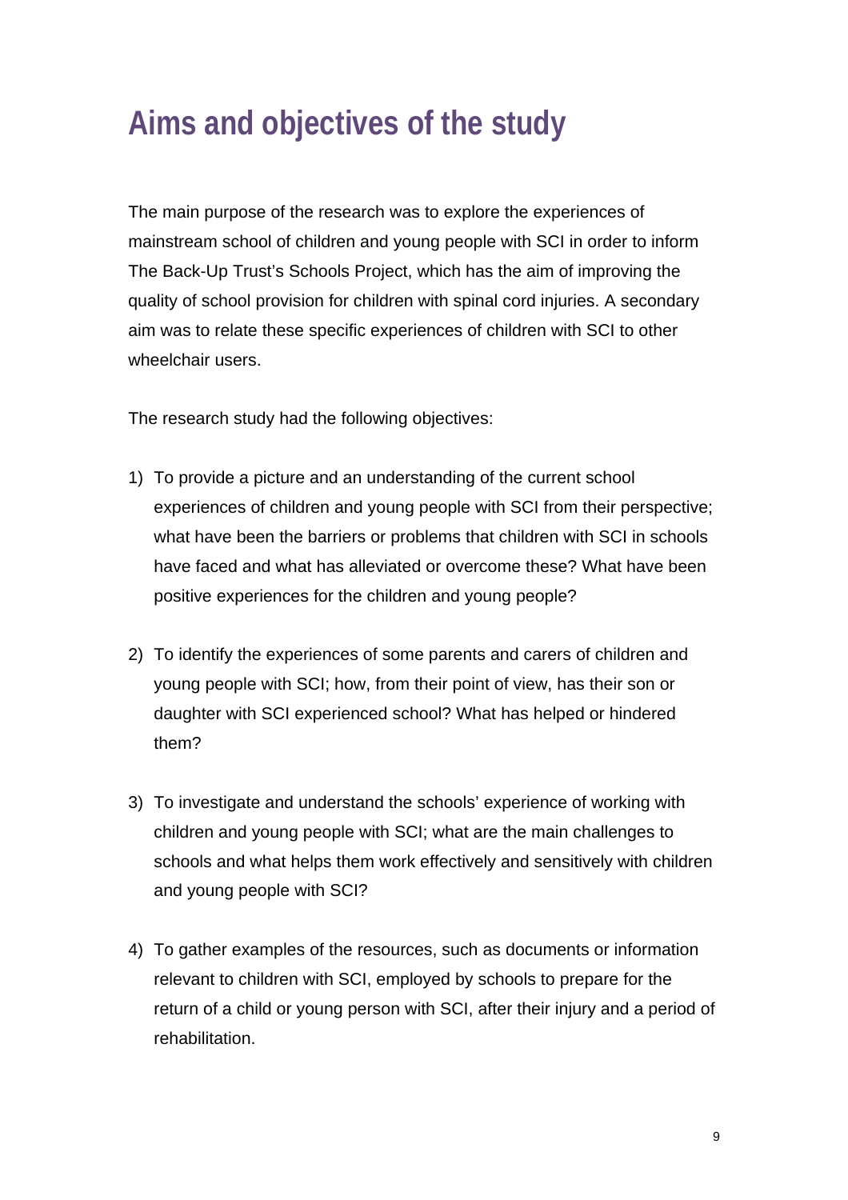# Aims and objectives of the study

The main purpose of the research was to explore the experiences of mainstream school of children and young people with SCI in order to inform The Back-Up Trust's Schools Project, which has the aim of improving the quality of school provision for children with spinal cord injuries. A secondary aim was to relate these specific experiences of children with SCI to other wheelchair users.

The research study had the following objectives:

1) To provide a picture and an understanding of the current school experiences of children and young people with SCI from their perspective; what have been the barriers or problems that children with SCI in schools have faced and what has alleviated or overcome these? What have been positive experiences for the children and young people?

2) To identify the experiences of some parents and carers of children and young people with SCI; how, from their point of view, has their son or daughter with SCI experienced school? What has helped or hindered them?

3) To investigate and understand the schools' experience of working with children and young people with SCI; what are the main challenges to schools and what helps them work effectively and sensitively with children and young people with SCI?

4) To gather examples of the resources, such as documents or information relevant to children with SCI, employed by schools to prepare for the return of a child or young person with SCI, after their injury and a period of rehabilitation.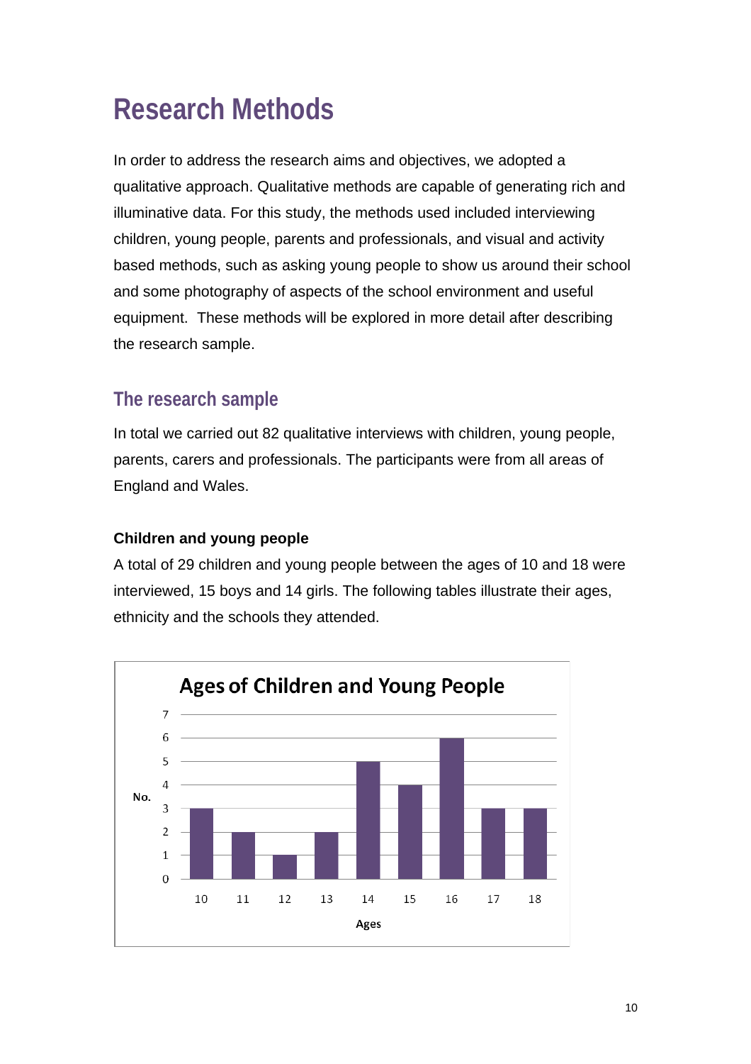# Research Methods

In order to address the research aims and objectives, we adopted a qualitative approach. Qualitative methods are capable of generating rich and illuminative data. For this study, the methods used included interviewing children, young people, parents and professionals, and visual and activity based methods, such as asking young people to show us around their school and some photography of aspects of the school environment and useful equipment. These methods will be explored in more detail after describing the research sample.

## The research sample

In total we carried out 82 qualitative interviews with children, young people, parents, carers and professionals. The participants were from all areas of England and Wales.

### Children and young people

A total of 29 children and young people between the ages of 10 and 18 were interviewed, 15 boys and 14 girls. The following tables illustrate their ages, ethnicity and the schools they attended.

**Ages of Children and Young People**

| Ages | 10 | 11 | 12 | 13 | 14 | 15 | 16 | 17 | 18 |
|---|---|---|---|---|---|---|---|---|---|
| No. | 3 | 2 | 1 | 2 | 5 | 4 | 6 | 3 | 3 |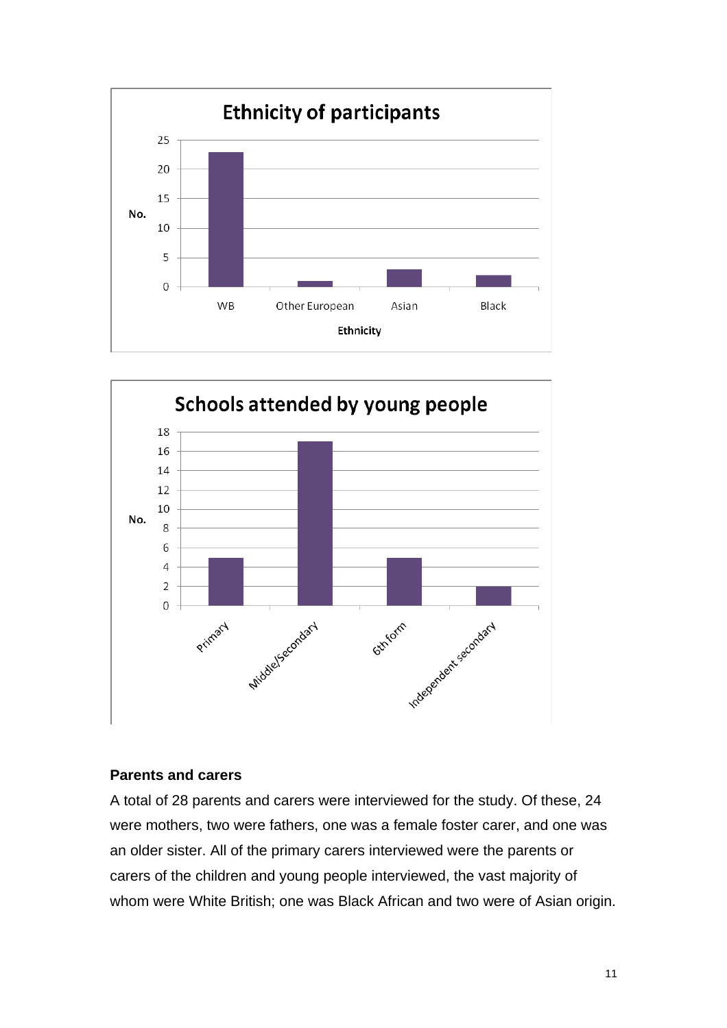## Ethnicity of participants

| Ethnicity | No. |
|---|---|
| WB | 23 |
| Other European | 1 |
| Asian | 3 |
| Black | 2 |

## Schools attended by young people

| School | No. |
|---|---|
| Primary | 5 |
| Middle/Secondary | 17 |
| 6th form | 5 |
| Independent secondary | 2 |

### Parents and carers

A total of 28 parents and carers were interviewed for the study. Of these, 24 were mothers, two were fathers, one was a female foster carer, and one was an older sister. All of the primary carers interviewed were the parents or carers of the children and young people interviewed, the vast majority of whom were White British; one was Black African and two were of Asian origin.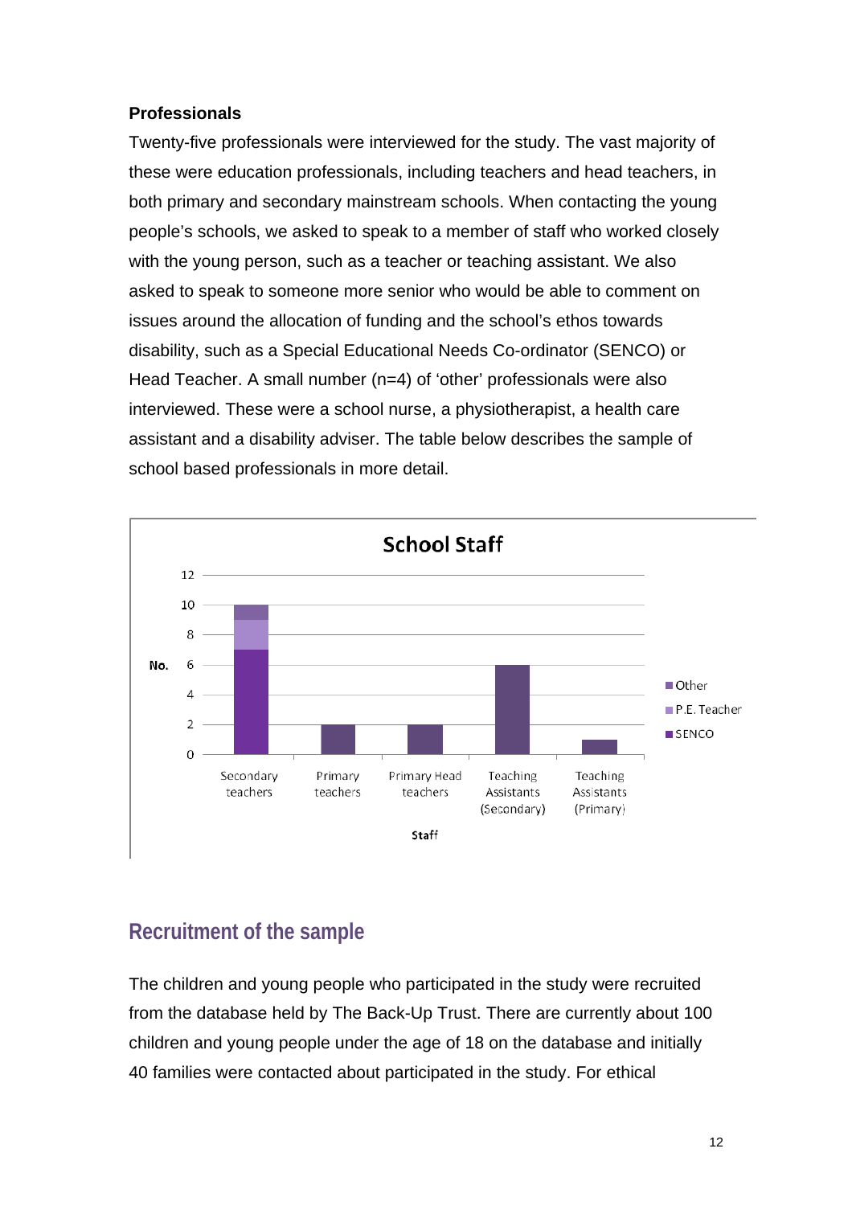### Professionals

Twenty-five professionals were interviewed for the study. The vast majority of these were education professionals, including teachers and head teachers, in both primary and secondary mainstream schools. When contacting the young people's schools, we asked to speak to a member of staff who worked closely with the young person, such as a teacher or teaching assistant. We also asked to speak to someone more senior who would be able to comment on issues around the allocation of funding and the school's ethos towards disability, such as a Special Educational Needs Co-ordinator (SENCO) or Head Teacher. A small number (n=4) of 'other' professionals were also interviewed. These were a school nurse, a physiotherapist, a health care assistant and a disability adviser. The table below describes the sample of school based professionals in more detail.

**School Staff**

| Staff | No. | of which: SENCO | of which: P.E. Teacher | of which: Other |
|---|---|---|---|---|
| Secondary teachers | 10 | 7 | 2 | 1 |
| Primary teachers | 2 | | | |
| Primary Head teachers | 2 | | | |
| Teaching Assistants (Secondary) | 6 | | | |
| Teaching Assistants (Primary) | 1 | | | |

## Recruitment of the sample

The children and young people who participated in the study were recruited from the database held by The Back-Up Trust. There are currently about 100 children and young people under the age of 18 on the database and initially 40 families were contacted about participated in the study. For ethical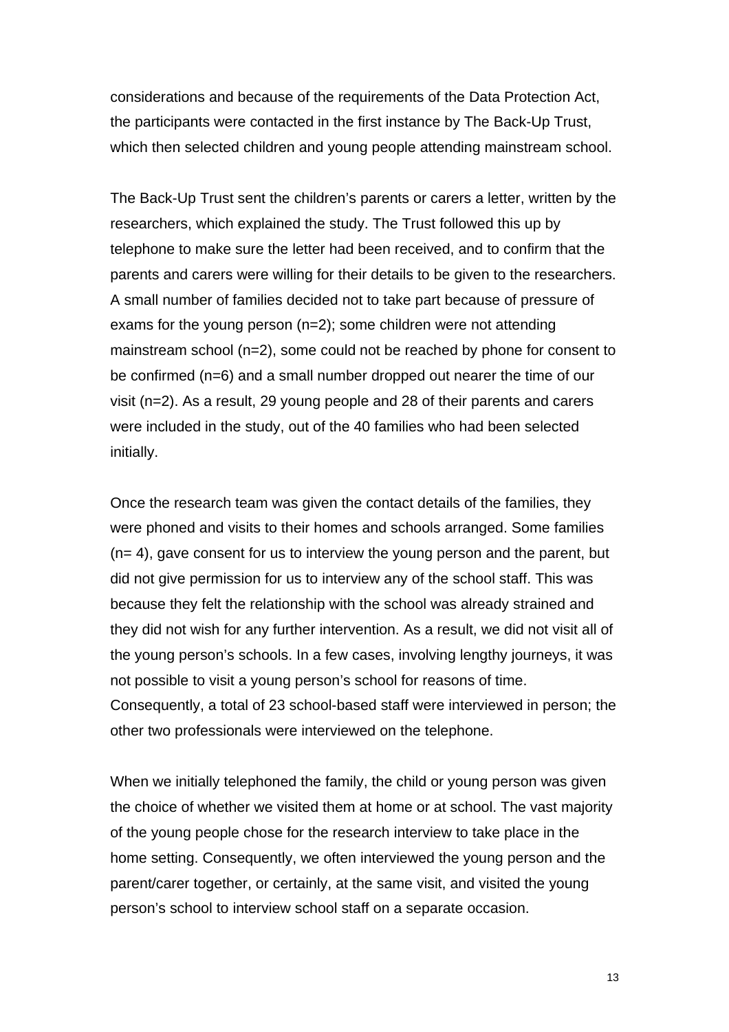considerations and because of the requirements of the Data Protection Act, the participants were contacted in the first instance by The Back-Up Trust, which then selected children and young people attending mainstream school.

The Back-Up Trust sent the children's parents or carers a letter, written by the researchers, which explained the study. The Trust followed this up by telephone to make sure the letter had been received, and to confirm that the parents and carers were willing for their details to be given to the researchers. A small number of families decided not to take part because of pressure of exams for the young person (n=2); some children were not attending mainstream school (n=2), some could not be reached by phone for consent to be confirmed (n=6) and a small number dropped out nearer the time of our visit (n=2). As a result, 29 young people and 28 of their parents and carers were included in the study, out of the 40 families who had been selected initially.

Once the research team was given the contact details of the families, they were phoned and visits to their homes and schools arranged. Some families (n= 4), gave consent for us to interview the young person and the parent, but did not give permission for us to interview any of the school staff. This was because they felt the relationship with the school was already strained and they did not wish for any further intervention. As a result, we did not visit all of the young person's schools. In a few cases, involving lengthy journeys, it was not possible to visit a young person's school for reasons of time. Consequently, a total of 23 school-based staff were interviewed in person; the other two professionals were interviewed on the telephone.

When we initially telephoned the family, the child or young person was given the choice of whether we visited them at home or at school. The vast majority of the young people chose for the research interview to take place in the home setting. Consequently, we often interviewed the young person and the parent/carer together, or certainly, at the same visit, and visited the young person's school to interview school staff on a separate occasion.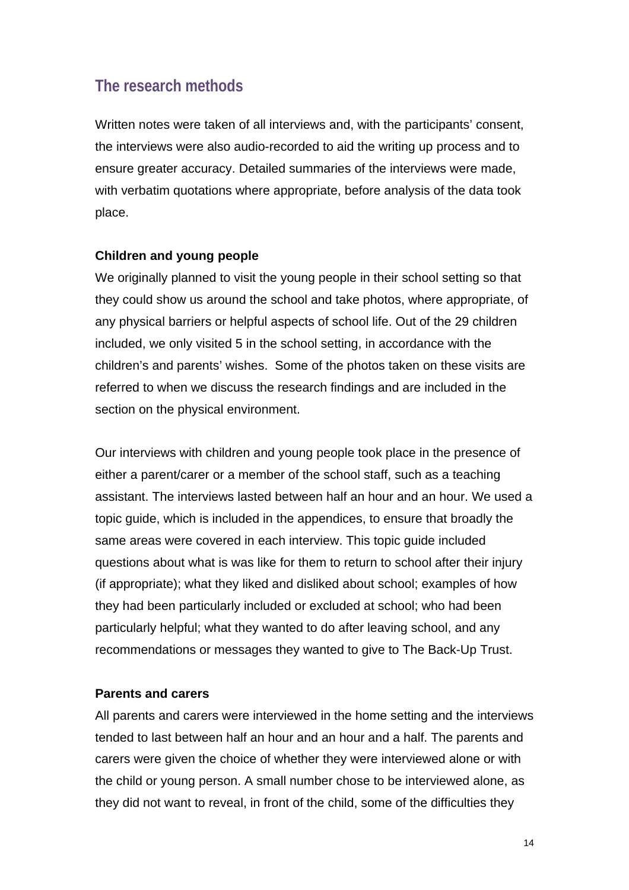## The research methods

Written notes were taken of all interviews and, with the participants' consent, the interviews were also audio-recorded to aid the writing up process and to ensure greater accuracy. Detailed summaries of the interviews were made, with verbatim quotations where appropriate, before analysis of the data took place.

**Children and young people**

We originally planned to visit the young people in their school setting so that they could show us around the school and take photos, where appropriate, of any physical barriers or helpful aspects of school life. Out of the 29 children included, we only visited 5 in the school setting, in accordance with the children's and parents' wishes. Some of the photos taken on these visits are referred to when we discuss the research findings and are included in the section on the physical environment.

Our interviews with children and young people took place in the presence of either a parent/carer or a member of the school staff, such as a teaching assistant. The interviews lasted between half an hour and an hour. We used a topic guide, which is included in the appendices, to ensure that broadly the same areas were covered in each interview. This topic guide included questions about what is was like for them to return to school after their injury (if appropriate); what they liked and disliked about school; examples of how they had been particularly included or excluded at school; who had been particularly helpful; what they wanted to do after leaving school, and any recommendations or messages they wanted to give to The Back-Up Trust.

**Parents and carers**

All parents and carers were interviewed in the home setting and the interviews tended to last between half an hour and an hour and a half. The parents and carers were given the choice of whether they were interviewed alone or with the child or young person. A small number chose to be interviewed alone, as they did not want to reveal, in front of the child, some of the difficulties they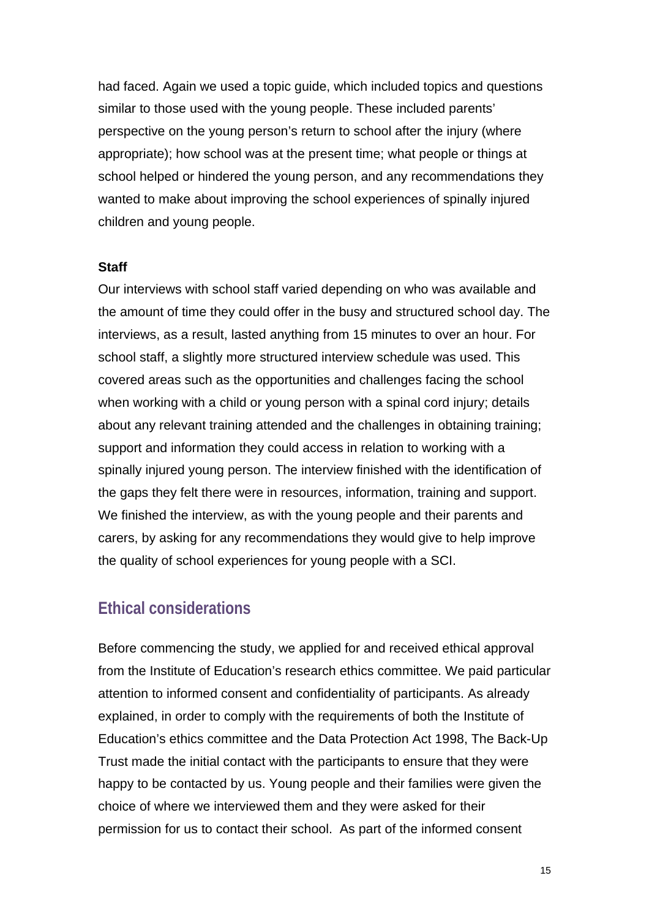had faced. Again we used a topic guide, which included topics and questions similar to those used with the young people. These included parents' perspective on the young person's return to school after the injury (where appropriate); how school was at the present time; what people or things at school helped or hindered the young person, and any recommendations they wanted to make about improving the school experiences of spinally injured children and young people.

**Staff**

Our interviews with school staff varied depending on who was available and the amount of time they could offer in the busy and structured school day. The interviews, as a result, lasted anything from 15 minutes to over an hour. For school staff, a slightly more structured interview schedule was used. This covered areas such as the opportunities and challenges facing the school when working with a child or young person with a spinal cord injury; details about any relevant training attended and the challenges in obtaining training; support and information they could access in relation to working with a spinally injured young person. The interview finished with the identification of the gaps they felt there were in resources, information, training and support. We finished the interview, as with the young people and their parents and carers, by asking for any recommendations they would give to help improve the quality of school experiences for young people with a SCI.

## Ethical considerations

Before commencing the study, we applied for and received ethical approval from the Institute of Education's research ethics committee. We paid particular attention to informed consent and confidentiality of participants. As already explained, in order to comply with the requirements of both the Institute of Education's ethics committee and the Data Protection Act 1998, The Back-Up Trust made the initial contact with the participants to ensure that they were happy to be contacted by us. Young people and their families were given the choice of where we interviewed them and they were asked for their permission for us to contact their school. As part of the informed consent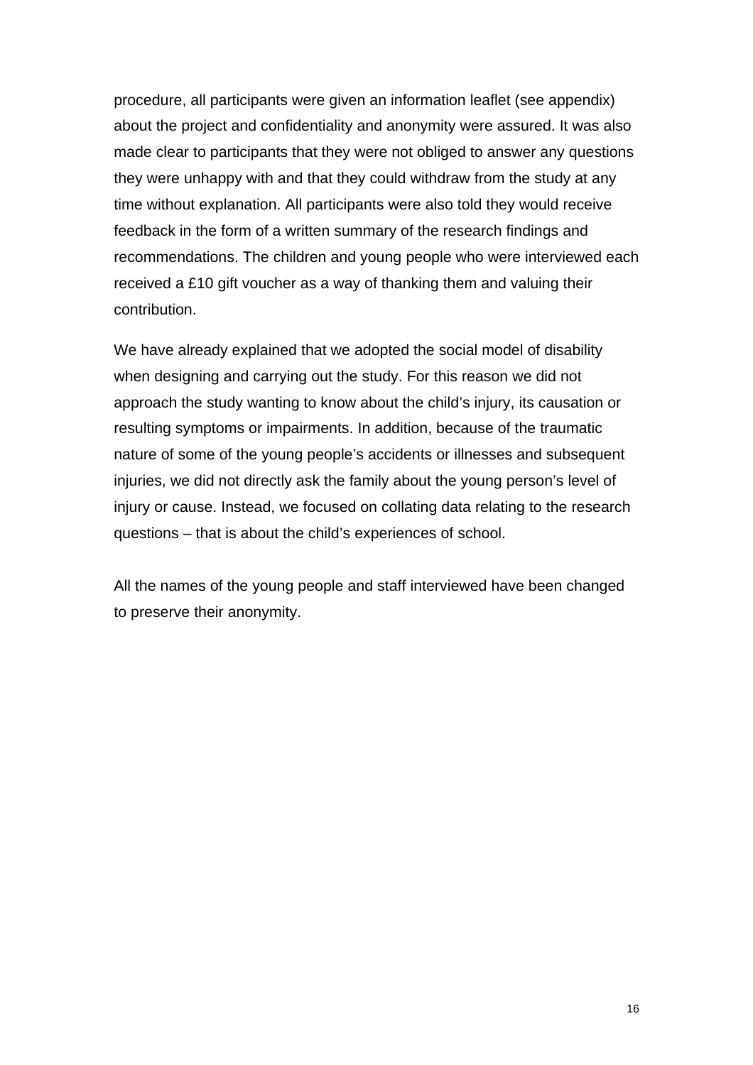procedure, all participants were given an information leaflet (see appendix) about the project and confidentiality and anonymity were assured. It was also made clear to participants that they were not obliged to answer any questions they were unhappy with and that they could withdraw from the study at any time without explanation. All participants were also told they would receive feedback in the form of a written summary of the research findings and recommendations. The children and young people who were interviewed each received a £10 gift voucher as a way of thanking them and valuing their contribution.

We have already explained that we adopted the social model of disability when designing and carrying out the study. For this reason we did not approach the study wanting to know about the child's injury, its causation or resulting symptoms or impairments. In addition, because of the traumatic nature of some of the young people's accidents or illnesses and subsequent injuries, we did not directly ask the family about the young person's level of injury or cause. Instead, we focused on collating data relating to the research questions – that is about the child's experiences of school.

All the names of the young people and staff interviewed have been changed to preserve their anonymity.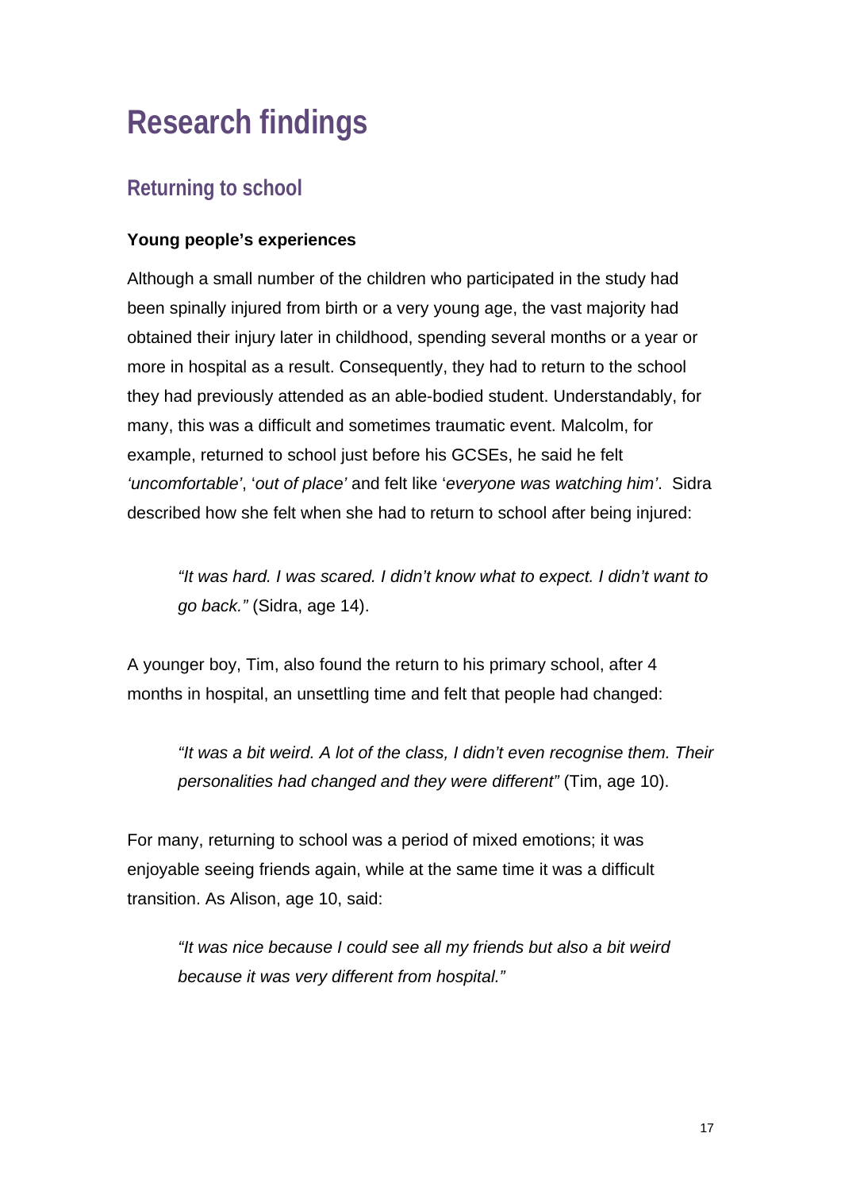# Research findings

## Returning to school

### Young people's experiences

Although a small number of the children who participated in the study had been spinally injured from birth or a very young age, the vast majority had obtained their injury later in childhood, spending several months or a year or more in hospital as a result. Consequently, they had to return to the school they had previously attended as an able-bodied student. Understandably, for many, this was a difficult and sometimes traumatic event. Malcolm, for example, returned to school just before his GCSEs, he said he felt *'uncomfortable'*, '*out of place'* and felt like '*everyone was watching him'*. Sidra described how she felt when she had to return to school after being injured:

> *"It was hard. I was scared. I didn't know what to expect. I didn't want to go back."* (Sidra, age 14).

A younger boy, Tim, also found the return to his primary school, after 4 months in hospital, an unsettling time and felt that people had changed:

> *"It was a bit weird. A lot of the class, I didn't even recognise them. Their personalities had changed and they were different"* (Tim, age 10).

For many, returning to school was a period of mixed emotions; it was enjoyable seeing friends again, while at the same time it was a difficult transition. As Alison, age 10, said:

> *"It was nice because I could see all my friends but also a bit weird because it was very different from hospital."*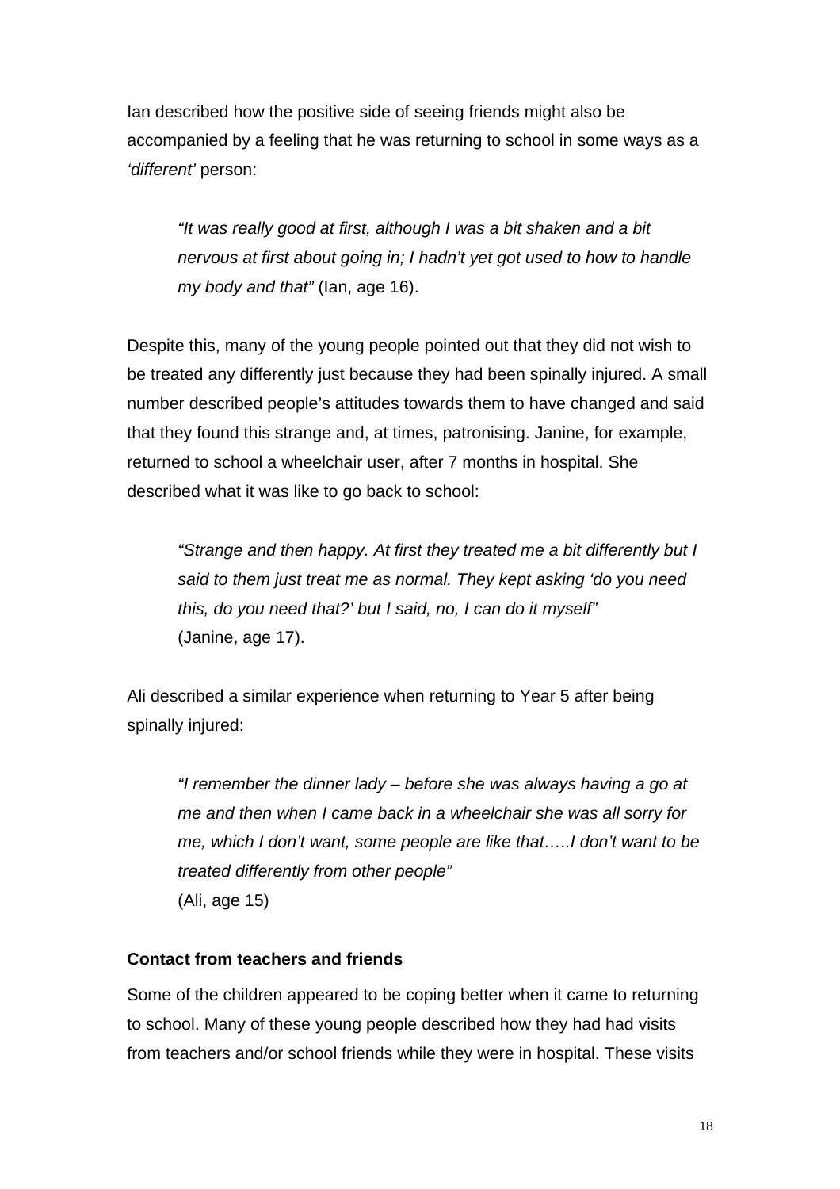Ian described how the positive side of seeing friends might also be accompanied by a feeling that he was returning to school in some ways as a *'different'* person:

> *"It was really good at first, although I was a bit shaken and a bit nervous at first about going in; I hadn't yet got used to how to handle my body and that"* (Ian, age 16).

Despite this, many of the young people pointed out that they did not wish to be treated any differently just because they had been spinally injured. A small number described people's attitudes towards them to have changed and said that they found this strange and, at times, patronising. Janine, for example, returned to school a wheelchair user, after 7 months in hospital. She described what it was like to go back to school:

> *"Strange and then happy. At first they treated me a bit differently but I said to them just treat me as normal. They kept asking 'do you need this, do you need that?' but I said, no, I can do it myself"*
> (Janine, age 17).

Ali described a similar experience when returning to Year 5 after being spinally injured:

> *"I remember the dinner lady – before she was always having a go at me and then when I came back in a wheelchair she was all sorry for me, which I don't want, some people are like that…..I don't want to be treated differently from other people"*
> (Ali, age 15)

**Contact from teachers and friends**

Some of the children appeared to be coping better when it came to returning to school. Many of these young people described how they had had visits from teachers and/or school friends while they were in hospital. These visits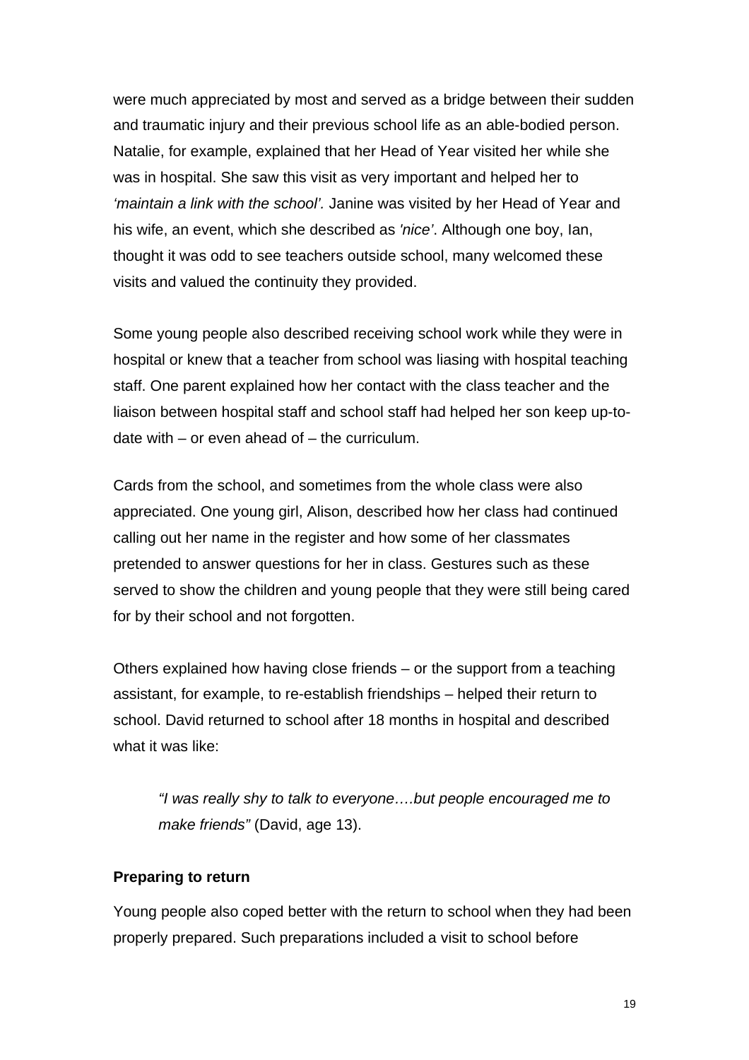were much appreciated by most and served as a bridge between their sudden and traumatic injury and their previous school life as an able-bodied person. Natalie, for example, explained that her Head of Year visited her while she was in hospital. She saw this visit as very important and helped her to *'maintain a link with the school'.* Janine was visited by her Head of Year and his wife, an event, which she described as *'nice'*. Although one boy, Ian, thought it was odd to see teachers outside school, many welcomed these visits and valued the continuity they provided.

Some young people also described receiving school work while they were in hospital or knew that a teacher from school was liasing with hospital teaching staff. One parent explained how her contact with the class teacher and the liaison between hospital staff and school staff had helped her son keep up-to-date with – or even ahead of – the curriculum.

Cards from the school, and sometimes from the whole class were also appreciated. One young girl, Alison, described how her class had continued calling out her name in the register and how some of her classmates pretended to answer questions for her in class. Gestures such as these served to show the children and young people that they were still being cared for by their school and not forgotten.

Others explained how having close friends – or the support from a teaching assistant, for example, to re-establish friendships – helped their return to school. David returned to school after 18 months in hospital and described what it was like:

> *"I was really shy to talk to everyone….but people encouraged me to make friends"* (David, age 13).

**Preparing to return**

Young people also coped better with the return to school when they had been properly prepared. Such preparations included a visit to school before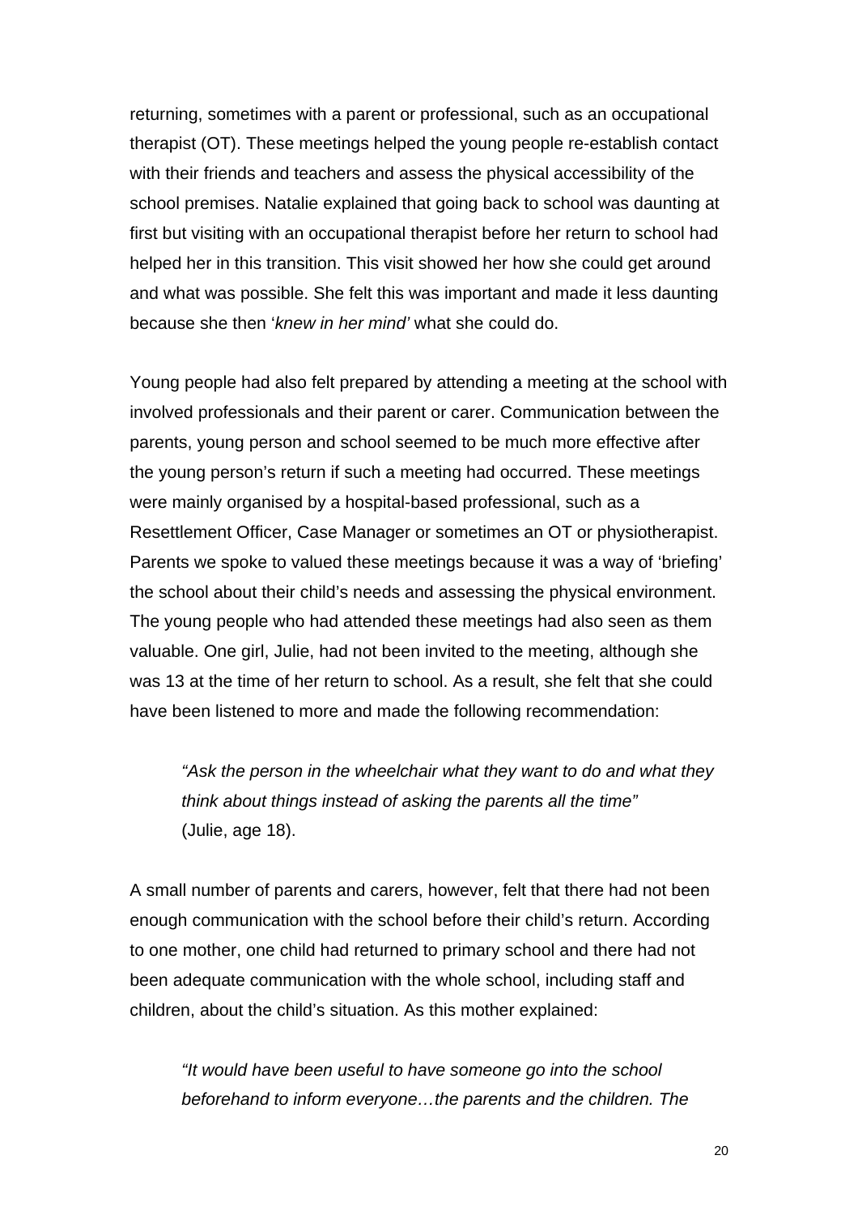returning, sometimes with a parent or professional, such as an occupational therapist (OT). These meetings helped the young people re-establish contact with their friends and teachers and assess the physical accessibility of the school premises. Natalie explained that going back to school was daunting at first but visiting with an occupational therapist before her return to school had helped her in this transition. This visit showed her how she could get around and what was possible. She felt this was important and made it less daunting because she then '*knew in her mind'* what she could do.

Young people had also felt prepared by attending a meeting at the school with involved professionals and their parent or carer. Communication between the parents, young person and school seemed to be much more effective after the young person's return if such a meeting had occurred. These meetings were mainly organised by a hospital-based professional, such as a Resettlement Officer, Case Manager or sometimes an OT or physiotherapist. Parents we spoke to valued these meetings because it was a way of 'briefing' the school about their child's needs and assessing the physical environment. The young people who had attended these meetings had also seen as them valuable. One girl, Julie, had not been invited to the meeting, although she was 13 at the time of her return to school. As a result, she felt that she could have been listened to more and made the following recommendation:

> *"Ask the person in the wheelchair what they want to do and what they think about things instead of asking the parents all the time"*
> (Julie, age 18).

A small number of parents and carers, however, felt that there had not been enough communication with the school before their child's return. According to one mother, one child had returned to primary school and there had not been adequate communication with the whole school, including staff and children, about the child's situation. As this mother explained:

> *"It would have been useful to have someone go into the school beforehand to inform everyone…the parents and the children. The*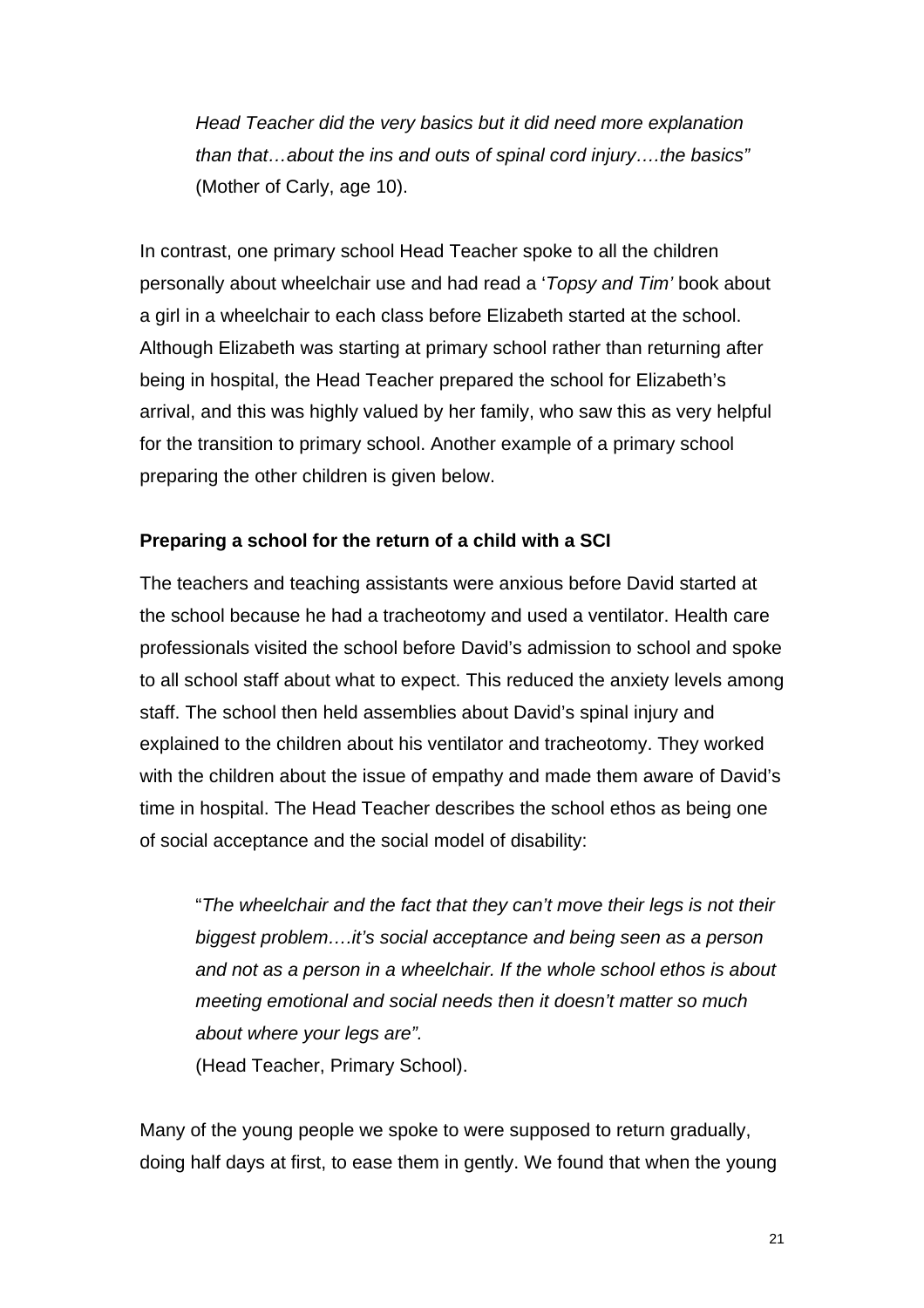*Head Teacher did the very basics but it did need more explanation than that…about the ins and outs of spinal cord injury….the basics"* (Mother of Carly, age 10).

In contrast, one primary school Head Teacher spoke to all the children personally about wheelchair use and had read a '*Topsy and Tim'* book about a girl in a wheelchair to each class before Elizabeth started at the school. Although Elizabeth was starting at primary school rather than returning after being in hospital, the Head Teacher prepared the school for Elizabeth's arrival, and this was highly valued by her family, who saw this as very helpful for the transition to primary school. Another example of a primary school preparing the other children is given below.

**Preparing a school for the return of a child with a SCI**

The teachers and teaching assistants were anxious before David started at the school because he had a tracheotomy and used a ventilator. Health care professionals visited the school before David's admission to school and spoke to all school staff about what to expect. This reduced the anxiety levels among staff. The school then held assemblies about David's spinal injury and explained to the children about his ventilator and tracheotomy. They worked with the children about the issue of empathy and made them aware of David's time in hospital. The Head Teacher describes the school ethos as being one of social acceptance and the social model of disability:

> "*The wheelchair and the fact that they can't move their legs is not their biggest problem….it's social acceptance and being seen as a person and not as a person in a wheelchair. If the whole school ethos is about meeting emotional and social needs then it doesn't matter so much about where your legs are".*
> (Head Teacher, Primary School).

Many of the young people we spoke to were supposed to return gradually, doing half days at first, to ease them in gently. We found that when the young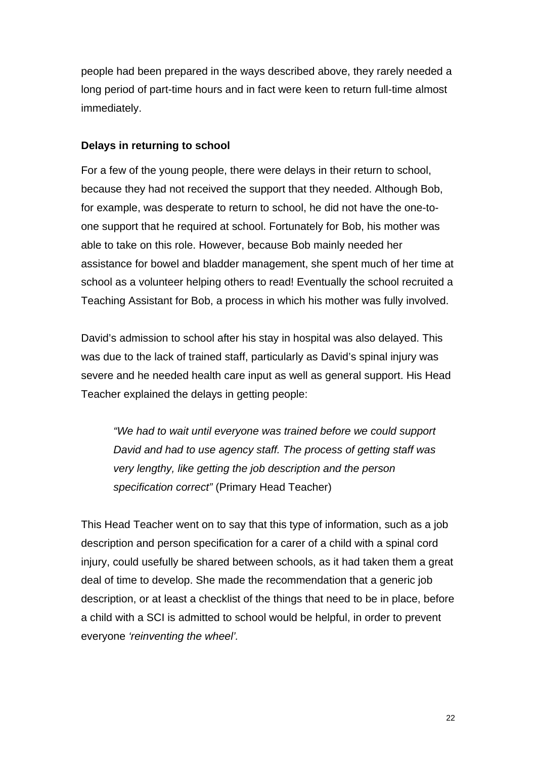people had been prepared in the ways described above, they rarely needed a long period of part-time hours and in fact were keen to return full-time almost immediately.

**Delays in returning to school**

For a few of the young people, there were delays in their return to school, because they had not received the support that they needed. Although Bob, for example, was desperate to return to school, he did not have the one-to-one support that he required at school. Fortunately for Bob, his mother was able to take on this role. However, because Bob mainly needed her assistance for bowel and bladder management, she spent much of her time at school as a volunteer helping others to read! Eventually the school recruited a Teaching Assistant for Bob, a process in which his mother was fully involved.

David's admission to school after his stay in hospital was also delayed. This was due to the lack of trained staff, particularly as David's spinal injury was severe and he needed health care input as well as general support. His Head Teacher explained the delays in getting people:

> *"We had to wait until everyone was trained before we could support David and had to use agency staff. The process of getting staff was very lengthy, like getting the job description and the person specification correct"* (Primary Head Teacher)

This Head Teacher went on to say that this type of information, such as a job description and person specification for a carer of a child with a spinal cord injury, could usefully be shared between schools, as it had taken them a great deal of time to develop. She made the recommendation that a generic job description, or at least a checklist of the things that need to be in place, before a child with a SCI is admitted to school would be helpful, in order to prevent everyone *'reinventing the wheel'.*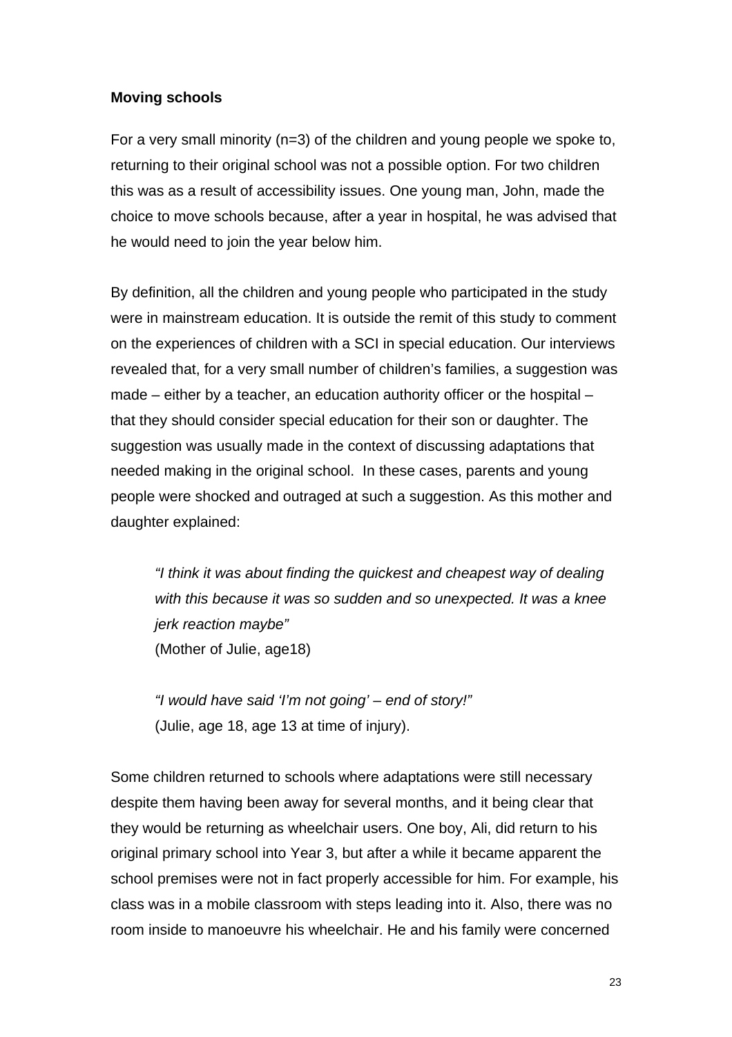### Moving schools

For a very small minority (n=3) of the children and young people we spoke to, returning to their original school was not a possible option. For two children this was as a result of accessibility issues. One young man, John, made the choice to move schools because, after a year in hospital, he was advised that he would need to join the year below him.

By definition, all the children and young people who participated in the study were in mainstream education. It is outside the remit of this study to comment on the experiences of children with a SCI in special education. Our interviews revealed that, for a very small number of children's families, a suggestion was made – either by a teacher, an education authority officer or the hospital – that they should consider special education for their son or daughter. The suggestion was usually made in the context of discussing adaptations that needed making in the original school. In these cases, parents and young people were shocked and outraged at such a suggestion. As this mother and daughter explained:

> *"I think it was about finding the quickest and cheapest way of dealing with this because it was so sudden and so unexpected. It was a knee jerk reaction maybe"*
> (Mother of Julie, age18)

> *"I would have said 'I'm not going' – end of story!"*
> (Julie, age 18, age 13 at time of injury).

Some children returned to schools where adaptations were still necessary despite them having been away for several months, and it being clear that they would be returning as wheelchair users. One boy, Ali, did return to his original primary school into Year 3, but after a while it became apparent the school premises were not in fact properly accessible for him. For example, his class was in a mobile classroom with steps leading into it. Also, there was no room inside to manoeuvre his wheelchair. He and his family were concerned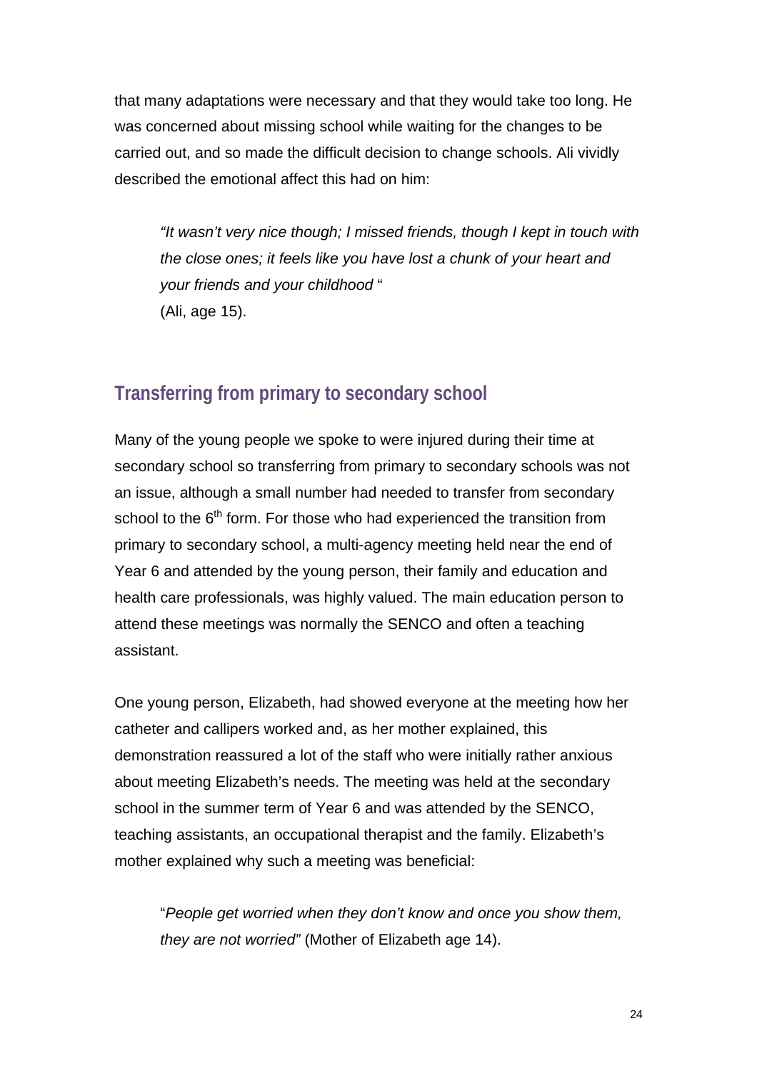that many adaptations were necessary and that they would take too long. He was concerned about missing school while waiting for the changes to be carried out, and so made the difficult decision to change schools. Ali vividly described the emotional affect this had on him:

> *"It wasn't very nice though; I missed friends, though I kept in touch with the close ones; it feels like you have lost a chunk of your heart and your friends and your childhood* "
> (Ali, age 15).

## Transferring from primary to secondary school

Many of the young people we spoke to were injured during their time at secondary school so transferring from primary to secondary schools was not an issue, although a small number had needed to transfer from secondary school to the 6th form. For those who had experienced the transition from primary to secondary school, a multi-agency meeting held near the end of Year 6 and attended by the young person, their family and education and health care professionals, was highly valued. The main education person to attend these meetings was normally the SENCO and often a teaching assistant.

One young person, Elizabeth, had showed everyone at the meeting how her catheter and callipers worked and, as her mother explained, this demonstration reassured a lot of the staff who were initially rather anxious about meeting Elizabeth's needs. The meeting was held at the secondary school in the summer term of Year 6 and was attended by the SENCO, teaching assistants, an occupational therapist and the family. Elizabeth's mother explained why such a meeting was beneficial:

> "*People get worried when they don't know and once you show them, they are not worried"* (Mother of Elizabeth age 14).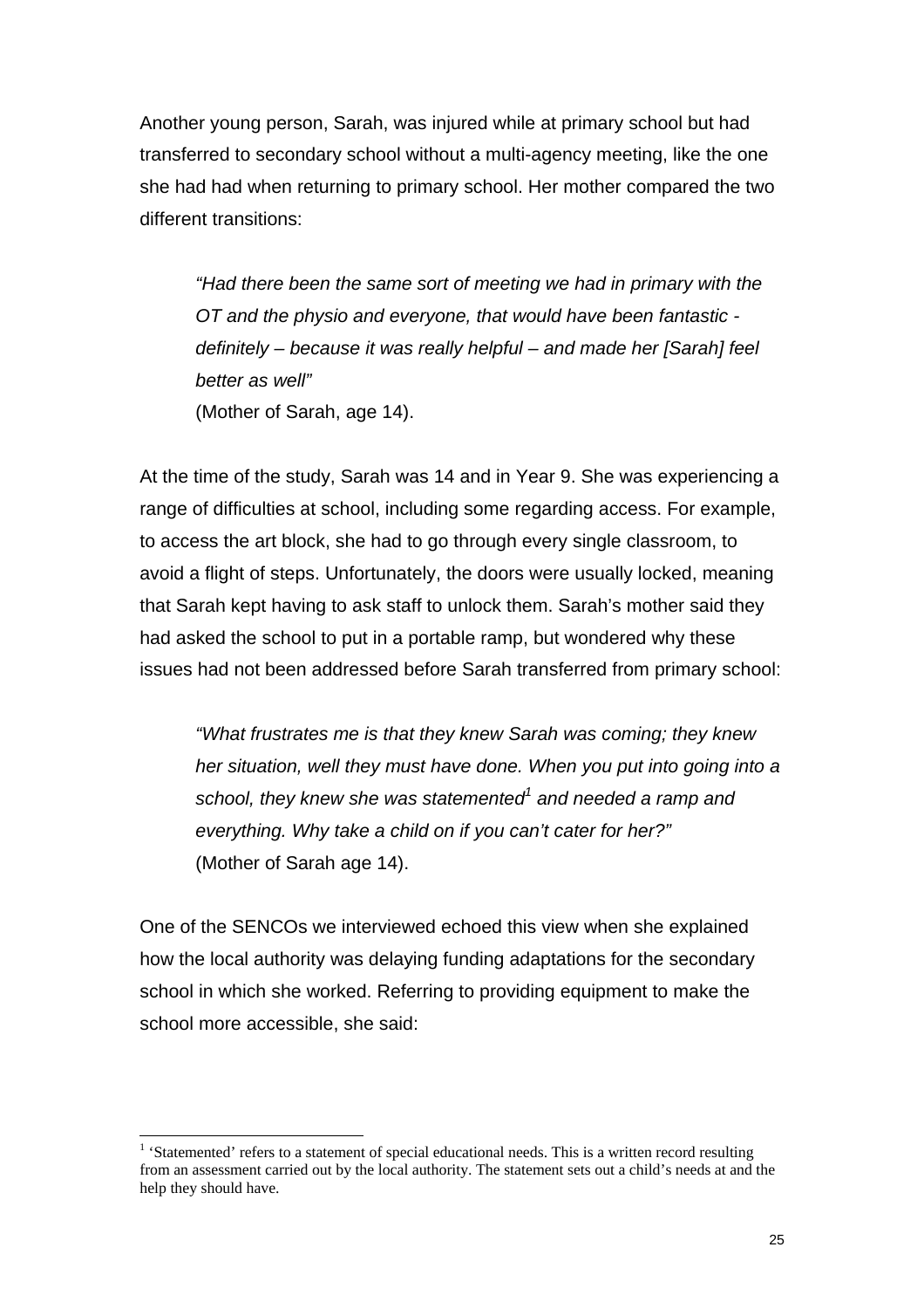Another young person, Sarah, was injured while at primary school but had transferred to secondary school without a multi-agency meeting, like the one she had had when returning to primary school. Her mother compared the two different transitions:

> *"Had there been the same sort of meeting we had in primary with the OT and the physio and everyone, that would have been fantastic - definitely – because it was really helpful – and made her [Sarah] feel better as well"*
> (Mother of Sarah, age 14).

At the time of the study, Sarah was 14 and in Year 9. She was experiencing a range of difficulties at school, including some regarding access. For example, to access the art block, she had to go through every single classroom, to avoid a flight of steps. Unfortunately, the doors were usually locked, meaning that Sarah kept having to ask staff to unlock them. Sarah's mother said they had asked the school to put in a portable ramp, but wondered why these issues had not been addressed before Sarah transferred from primary school:

> *"What frustrates me is that they knew Sarah was coming; they knew her situation, well they must have done. When you put into going into a school, they knew she was statemented*[1] *and needed a ramp and everything. Why take a child on if you can't cater for her?"*
> (Mother of Sarah age 14).

One of the SENCOs we interviewed echoed this view when she explained how the local authority was delaying funding adaptations for the secondary school in which she worked. Referring to providing equipment to make the school more accessible, she said:

[1] 'Statemented' refers to a statement of special educational needs. This is a written record resulting from an assessment carried out by the local authority. The statement sets out a child's needs at and the help they should have.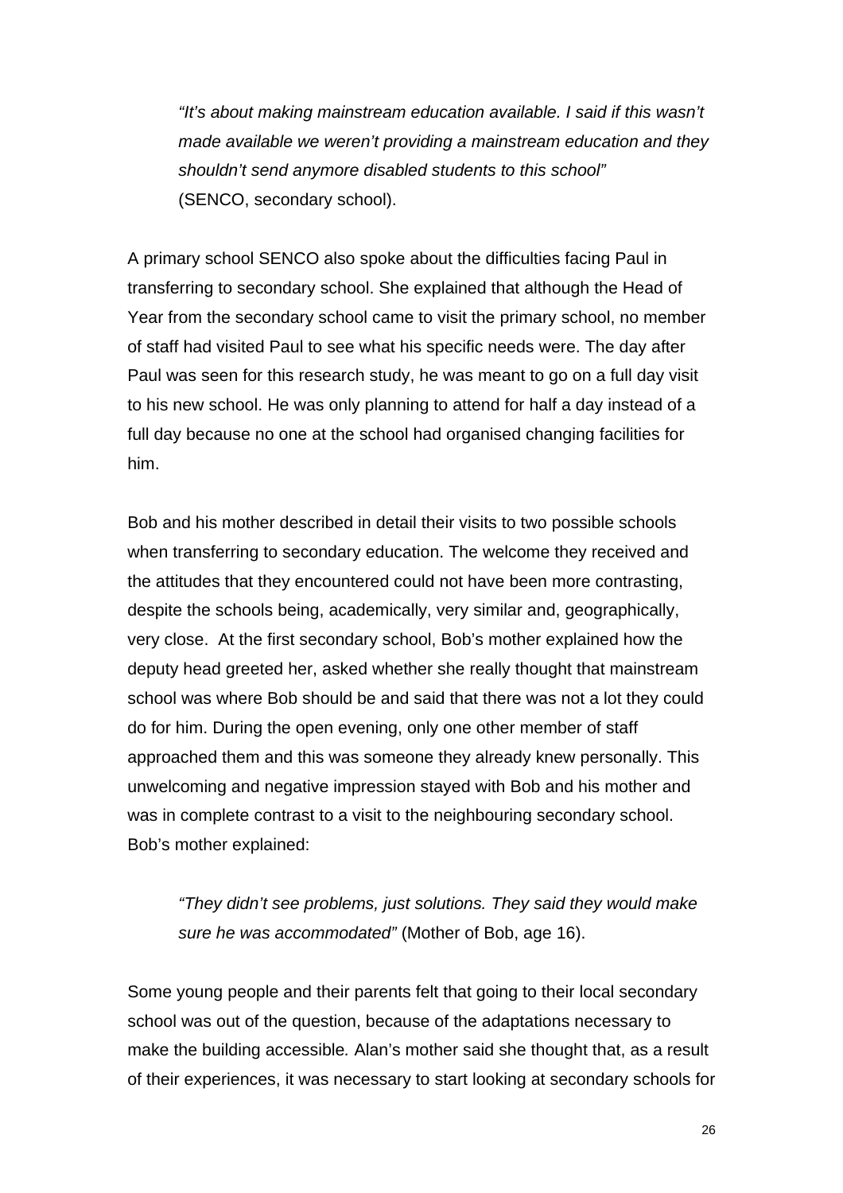> *"It's about making mainstream education available. I said if this wasn't made available we weren't providing a mainstream education and they shouldn't send anymore disabled students to this school"* (SENCO, secondary school).

A primary school SENCO also spoke about the difficulties facing Paul in transferring to secondary school. She explained that although the Head of Year from the secondary school came to visit the primary school, no member of staff had visited Paul to see what his specific needs were. The day after Paul was seen for this research study, he was meant to go on a full day visit to his new school. He was only planning to attend for half a day instead of a full day because no one at the school had organised changing facilities for him.

Bob and his mother described in detail their visits to two possible schools when transferring to secondary education. The welcome they received and the attitudes that they encountered could not have been more contrasting, despite the schools being, academically, very similar and, geographically, very close. At the first secondary school, Bob's mother explained how the deputy head greeted her, asked whether she really thought that mainstream school was where Bob should be and said that there was not a lot they could do for him. During the open evening, only one other member of staff approached them and this was someone they already knew personally. This unwelcoming and negative impression stayed with Bob and his mother and was in complete contrast to a visit to the neighbouring secondary school. Bob's mother explained:

> *"They didn't see problems, just solutions. They said they would make sure he was accommodated"* (Mother of Bob, age 16).

Some young people and their parents felt that going to their local secondary school was out of the question, because of the adaptations necessary to make the building accessible. Alan's mother said she thought that, as a result of their experiences, it was necessary to start looking at secondary schools for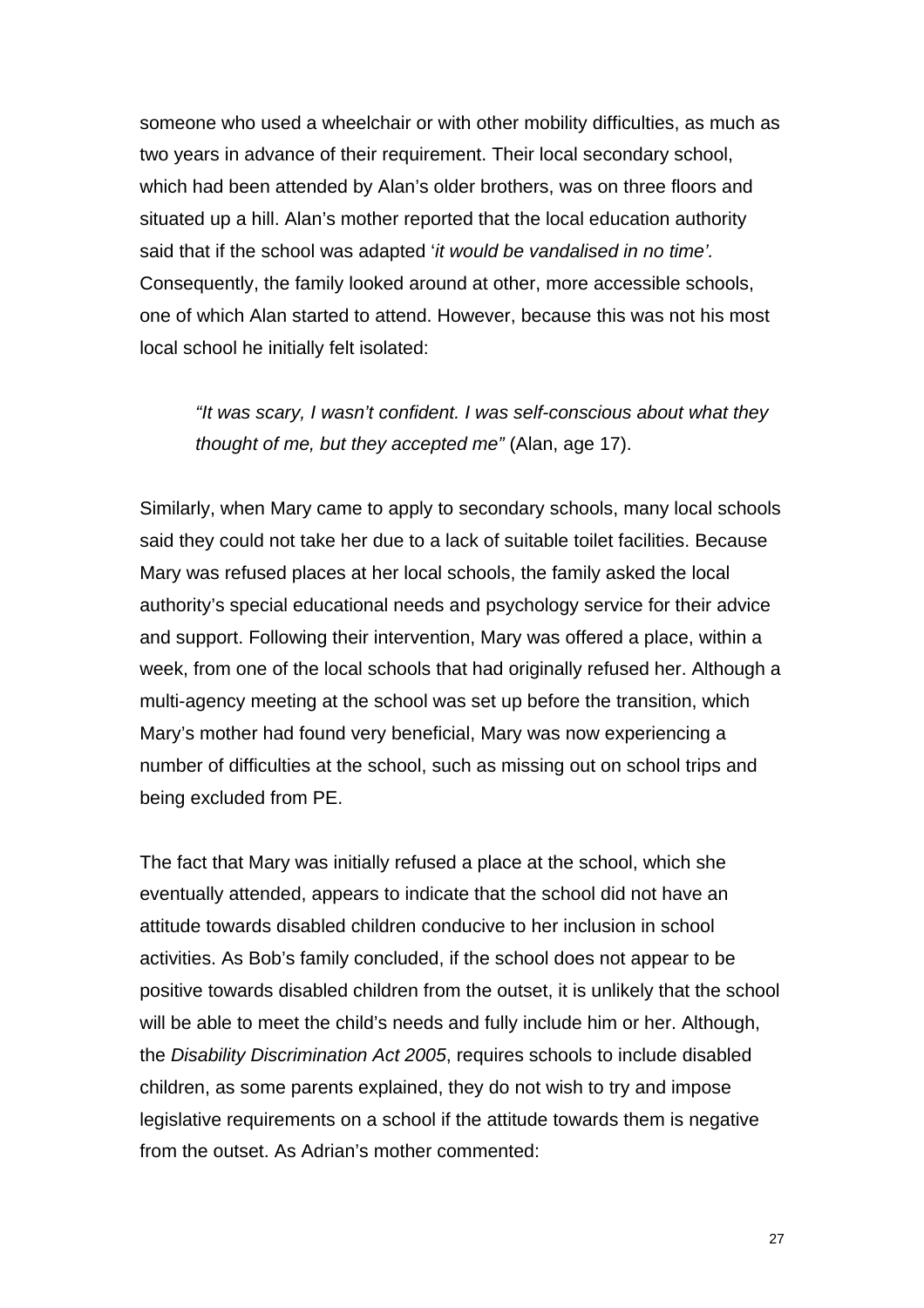someone who used a wheelchair or with other mobility difficulties, as much as two years in advance of their requirement. Their local secondary school, which had been attended by Alan's older brothers, was on three floors and situated up a hill. Alan's mother reported that the local education authority said that if the school was adapted '*it would be vandalised in no time'.* Consequently, the family looked around at other, more accessible schools, one of which Alan started to attend. However, because this was not his most local school he initially felt isolated:

> *"It was scary, I wasn't confident. I was self-conscious about what they thought of me, but they accepted me"* (Alan, age 17).

Similarly, when Mary came to apply to secondary schools, many local schools said they could not take her due to a lack of suitable toilet facilities. Because Mary was refused places at her local schools, the family asked the local authority's special educational needs and psychology service for their advice and support. Following their intervention, Mary was offered a place, within a week, from one of the local schools that had originally refused her. Although a multi-agency meeting at the school was set up before the transition, which Mary's mother had found very beneficial, Mary was now experiencing a number of difficulties at the school, such as missing out on school trips and being excluded from PE.

The fact that Mary was initially refused a place at the school, which she eventually attended, appears to indicate that the school did not have an attitude towards disabled children conducive to her inclusion in school activities. As Bob's family concluded, if the school does not appear to be positive towards disabled children from the outset, it is unlikely that the school will be able to meet the child's needs and fully include him or her. Although, the *Disability Discrimination Act 2005*, requires schools to include disabled children, as some parents explained, they do not wish to try and impose legislative requirements on a school if the attitude towards them is negative from the outset. As Adrian's mother commented: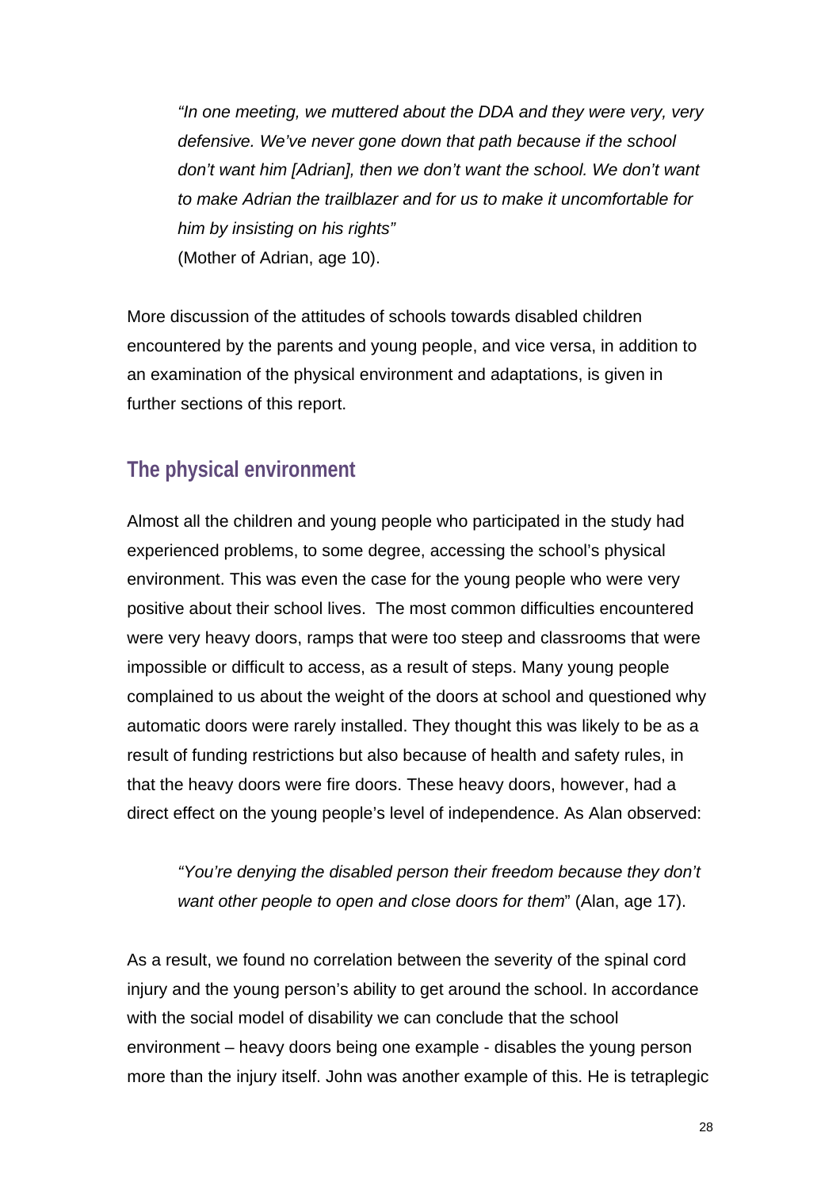> *"In one meeting, we muttered about the DDA and they were very, very defensive. We've never gone down that path because if the school don't want him [Adrian], then we don't want the school. We don't want to make Adrian the trailblazer and for us to make it uncomfortable for him by insisting on his rights"*
> (Mother of Adrian, age 10).

More discussion of the attitudes of schools towards disabled children encountered by the parents and young people, and vice versa, in addition to an examination of the physical environment and adaptations, is given in further sections of this report.

## The physical environment

Almost all the children and young people who participated in the study had experienced problems, to some degree, accessing the school's physical environment. This was even the case for the young people who were very positive about their school lives. The most common difficulties encountered were very heavy doors, ramps that were too steep and classrooms that were impossible or difficult to access, as a result of steps. Many young people complained to us about the weight of the doors at school and questioned why automatic doors were rarely installed. They thought this was likely to be as a result of funding restrictions but also because of health and safety rules, in that the heavy doors were fire doors. These heavy doors, however, had a direct effect on the young people's level of independence. As Alan observed:

> *"You're denying the disabled person their freedom because they don't want other people to open and close doors for them*" (Alan, age 17).

As a result, we found no correlation between the severity of the spinal cord injury and the young person's ability to get around the school. In accordance with the social model of disability we can conclude that the school environment – heavy doors being one example - disables the young person more than the injury itself. John was another example of this. He is tetraplegic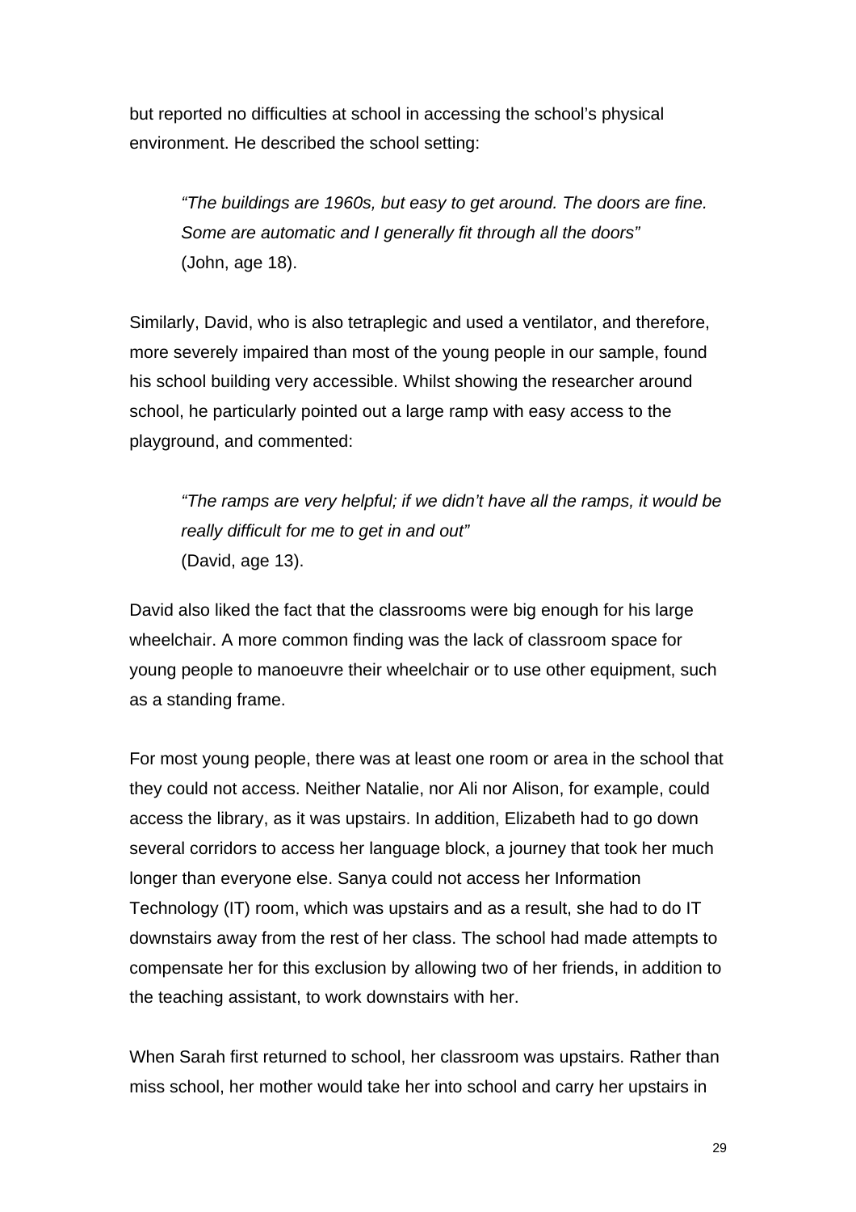but reported no difficulties at school in accessing the school's physical environment. He described the school setting:

> *"The buildings are 1960s, but easy to get around. The doors are fine. Some are automatic and I generally fit through all the doors"*
> (John, age 18).

Similarly, David, who is also tetraplegic and used a ventilator, and therefore, more severely impaired than most of the young people in our sample, found his school building very accessible. Whilst showing the researcher around school, he particularly pointed out a large ramp with easy access to the playground, and commented:

> *"The ramps are very helpful; if we didn't have all the ramps, it would be really difficult for me to get in and out"*
> (David, age 13).

David also liked the fact that the classrooms were big enough for his large wheelchair. A more common finding was the lack of classroom space for young people to manoeuvre their wheelchair or to use other equipment, such as a standing frame.

For most young people, there was at least one room or area in the school that they could not access. Neither Natalie, nor Ali nor Alison, for example, could access the library, as it was upstairs. In addition, Elizabeth had to go down several corridors to access her language block, a journey that took her much longer than everyone else. Sanya could not access her Information Technology (IT) room, which was upstairs and as a result, she had to do IT downstairs away from the rest of her class. The school had made attempts to compensate her for this exclusion by allowing two of her friends, in addition to the teaching assistant, to work downstairs with her.

When Sarah first returned to school, her classroom was upstairs. Rather than miss school, her mother would take her into school and carry her upstairs in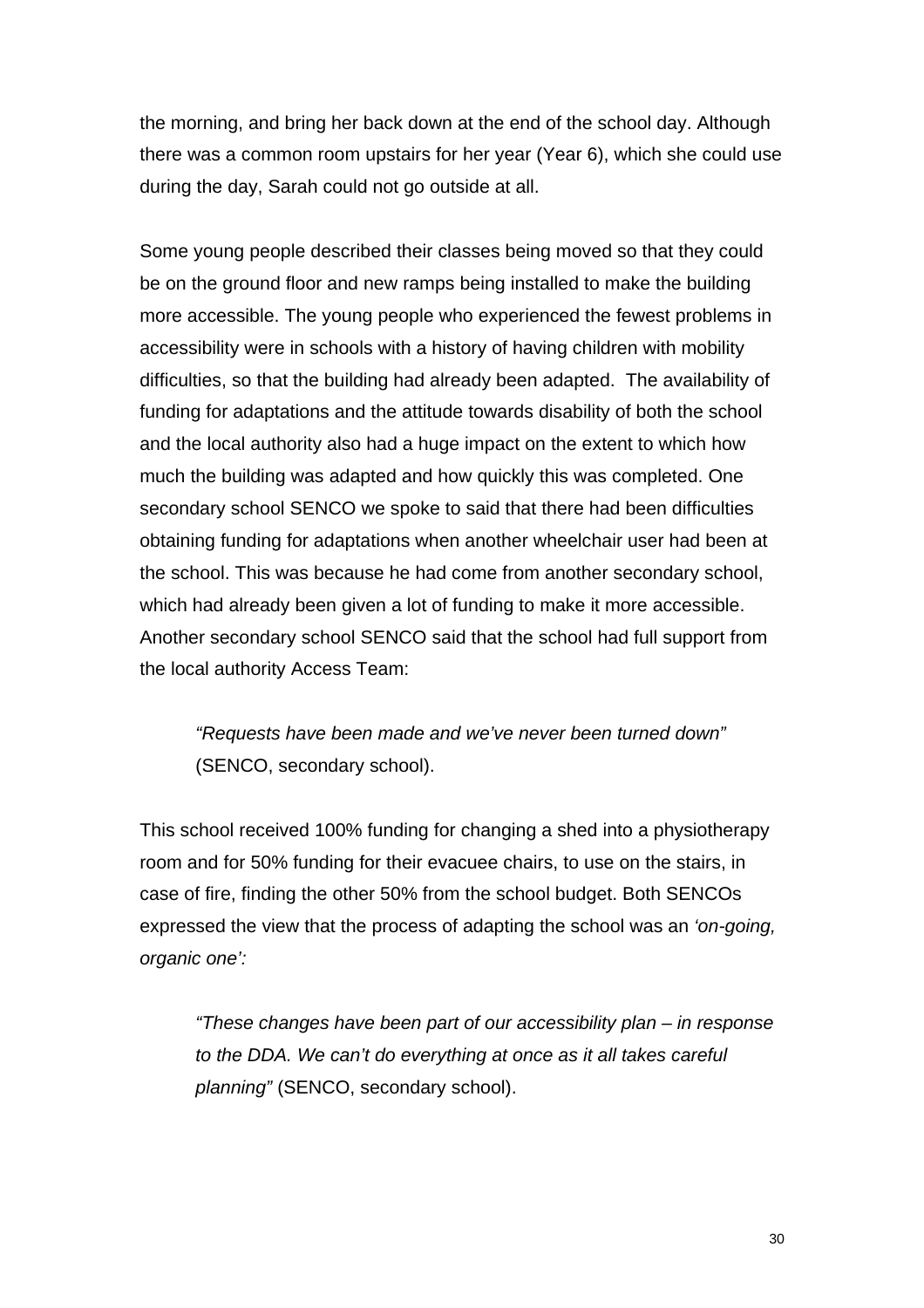the morning, and bring her back down at the end of the school day. Although there was a common room upstairs for her year (Year 6), which she could use during the day, Sarah could not go outside at all.

Some young people described their classes being moved so that they could be on the ground floor and new ramps being installed to make the building more accessible. The young people who experienced the fewest problems in accessibility were in schools with a history of having children with mobility difficulties, so that the building had already been adapted. The availability of funding for adaptations and the attitude towards disability of both the school and the local authority also had a huge impact on the extent to which how much the building was adapted and how quickly this was completed. One secondary school SENCO we spoke to said that there had been difficulties obtaining funding for adaptations when another wheelchair user had been at the school. This was because he had come from another secondary school, which had already been given a lot of funding to make it more accessible. Another secondary school SENCO said that the school had full support from the local authority Access Team:

> *"Requests have been made and we've never been turned down"* (SENCO, secondary school).

This school received 100% funding for changing a shed into a physiotherapy room and for 50% funding for their evacuee chairs, to use on the stairs, in case of fire, finding the other 50% from the school budget. Both SENCOs expressed the view that the process of adapting the school was an *'on-going, organic one':*

> *"These changes have been part of our accessibility plan – in response to the DDA. We can't do everything at once as it all takes careful planning"* (SENCO, secondary school).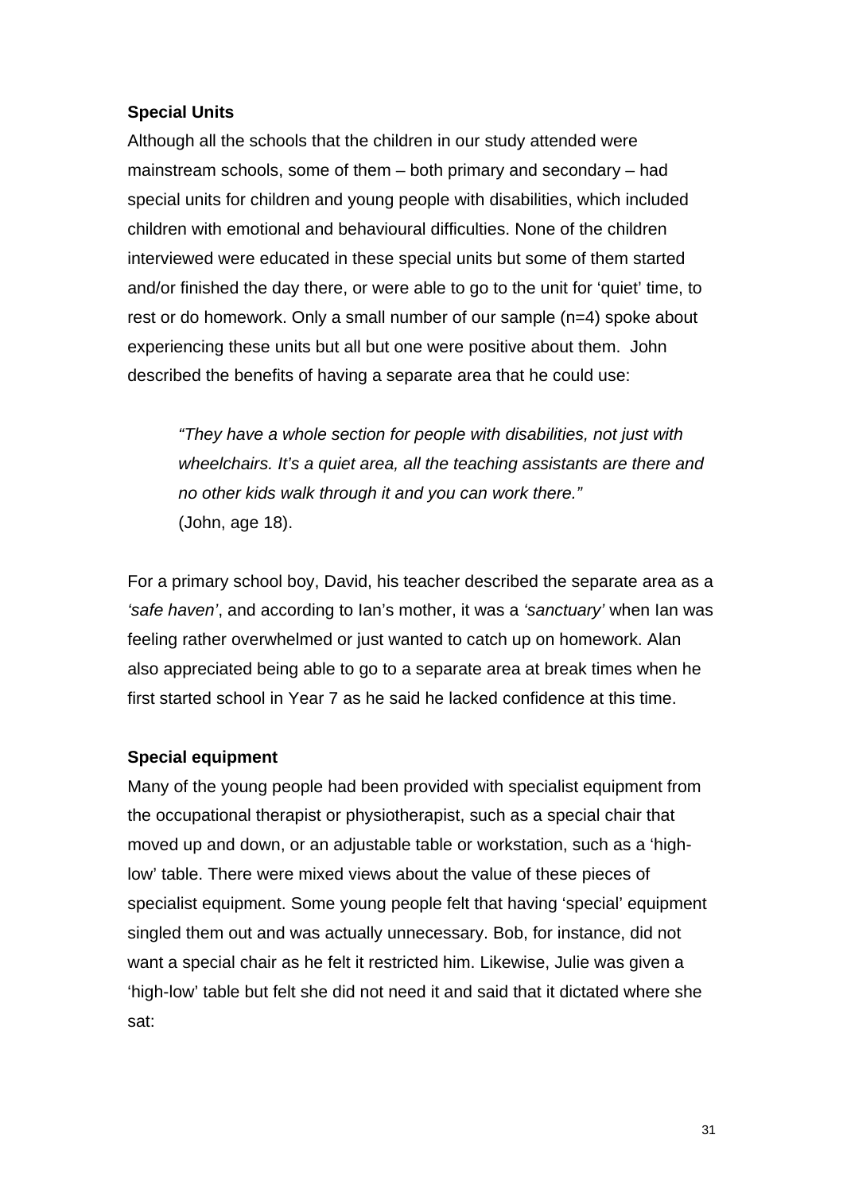**Special Units**

Although all the schools that the children in our study attended were mainstream schools, some of them – both primary and secondary – had special units for children and young people with disabilities, which included children with emotional and behavioural difficulties. None of the children interviewed were educated in these special units but some of them started and/or finished the day there, or were able to go to the unit for 'quiet' time, to rest or do homework. Only a small number of our sample (n=4) spoke about experiencing these units but all but one were positive about them. John described the benefits of having a separate area that he could use:

> *"They have a whole section for people with disabilities, not just with wheelchairs. It's a quiet area, all the teaching assistants are there and no other kids walk through it and you can work there."*
> (John, age 18).

For a primary school boy, David, his teacher described the separate area as a *'safe haven'*, and according to Ian's mother, it was a *'sanctuary'* when Ian was feeling rather overwhelmed or just wanted to catch up on homework. Alan also appreciated being able to go to a separate area at break times when he first started school in Year 7 as he said he lacked confidence at this time.

**Special equipment**

Many of the young people had been provided with specialist equipment from the occupational therapist or physiotherapist, such as a special chair that moved up and down, or an adjustable table or workstation, such as a 'high-low' table. There were mixed views about the value of these pieces of specialist equipment. Some young people felt that having 'special' equipment singled them out and was actually unnecessary. Bob, for instance, did not want a special chair as he felt it restricted him. Likewise, Julie was given a 'high-low' table but felt she did not need it and said that it dictated where she sat: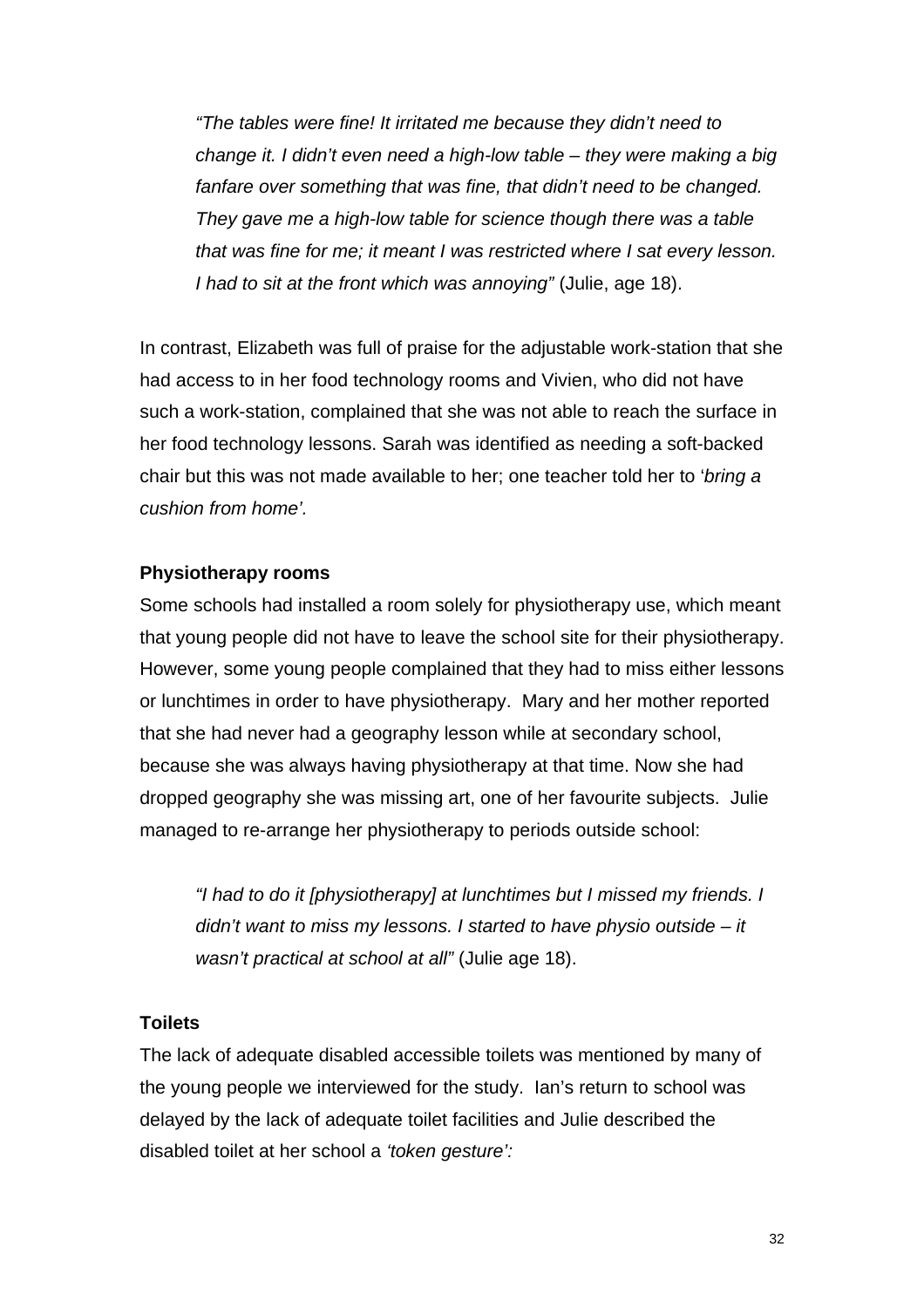> *"The tables were fine! It irritated me because they didn't need to change it. I didn't even need a high-low table – they were making a big fanfare over something that was fine, that didn't need to be changed. They gave me a high-low table for science though there was a table that was fine for me; it meant I was restricted where I sat every lesson. I had to sit at the front which was annoying"* (Julie, age 18).

In contrast, Elizabeth was full of praise for the adjustable work-station that she had access to in her food technology rooms and Vivien, who did not have such a work-station, complained that she was not able to reach the surface in her food technology lessons. Sarah was identified as needing a soft-backed chair but this was not made available to her; one teacher told her to '*bring a cushion from home'*.

**Physiotherapy rooms**

Some schools had installed a room solely for physiotherapy use, which meant that young people did not have to leave the school site for their physiotherapy. However, some young people complained that they had to miss either lessons or lunchtimes in order to have physiotherapy. Mary and her mother reported that she had never had a geography lesson while at secondary school, because she was always having physiotherapy at that time. Now she had dropped geography she was missing art, one of her favourite subjects. Julie managed to re-arrange her physiotherapy to periods outside school:

> *"I had to do it [physiotherapy] at lunchtimes but I missed my friends. I didn't want to miss my lessons. I started to have physio outside – it wasn't practical at school at all"* (Julie age 18).

**Toilets**

The lack of adequate disabled accessible toilets was mentioned by many of the young people we interviewed for the study. Ian's return to school was delayed by the lack of adequate toilet facilities and Julie described the disabled toilet at her school a *'token gesture':*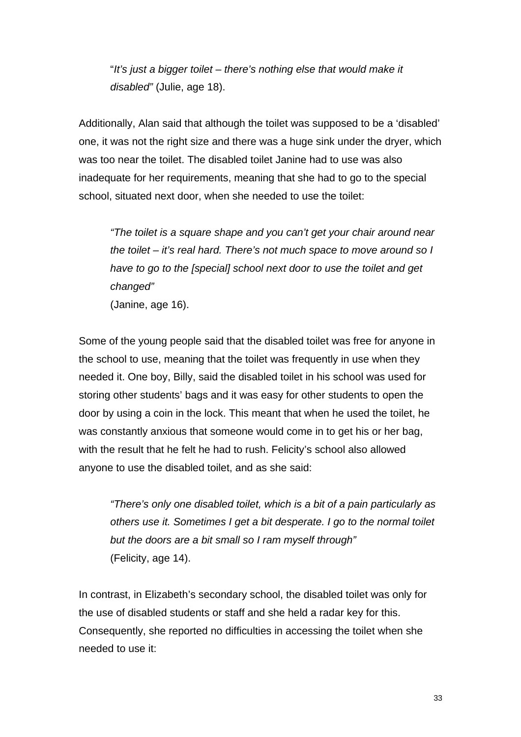> "*It's just a bigger toilet – there's nothing else that would make it disabled"* (Julie, age 18).

Additionally, Alan said that although the toilet was supposed to be a 'disabled' one, it was not the right size and there was a huge sink under the dryer, which was too near the toilet. The disabled toilet Janine had to use was also inadequate for her requirements, meaning that she had to go to the special school, situated next door, when she needed to use the toilet:

> *"The toilet is a square shape and you can't get your chair around near the toilet – it's real hard. There's not much space to move around so I have to go to the [special] school next door to use the toilet and get changed"*
> (Janine, age 16).

Some of the young people said that the disabled toilet was free for anyone in the school to use, meaning that the toilet was frequently in use when they needed it. One boy, Billy, said the disabled toilet in his school was used for storing other students' bags and it was easy for other students to open the door by using a coin in the lock. This meant that when he used the toilet, he was constantly anxious that someone would come in to get his or her bag, with the result that he felt he had to rush. Felicity's school also allowed anyone to use the disabled toilet, and as she said:

> *"There's only one disabled toilet, which is a bit of a pain particularly as others use it. Sometimes I get a bit desperate. I go to the normal toilet but the doors are a bit small so I ram myself through"*
> (Felicity, age 14).

In contrast, in Elizabeth's secondary school, the disabled toilet was only for the use of disabled students or staff and she held a radar key for this. Consequently, she reported no difficulties in accessing the toilet when she needed to use it: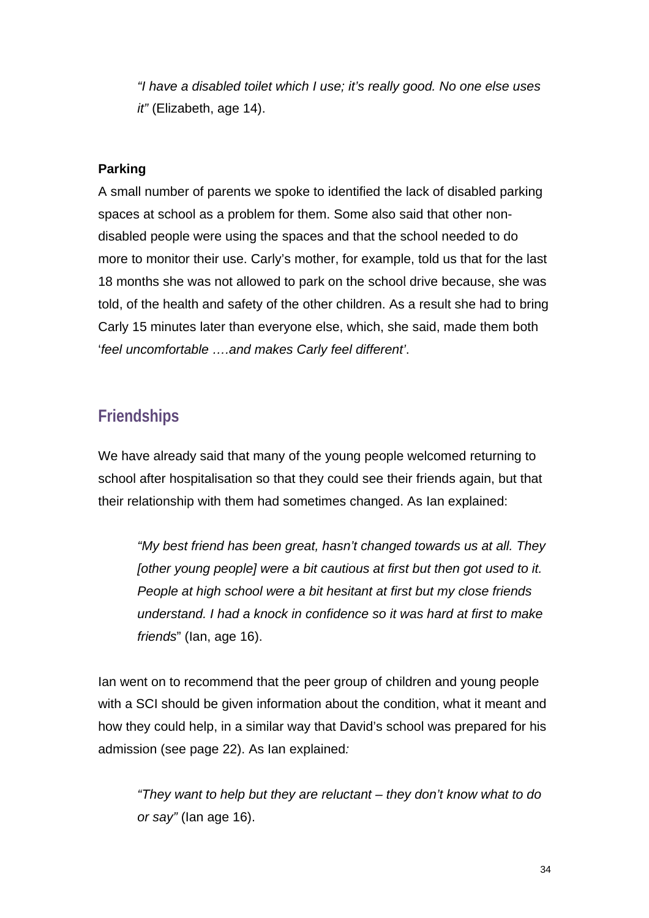> *"I have a disabled toilet which I use; it's really good. No one else uses it"* (Elizabeth, age 14).

**Parking**

A small number of parents we spoke to identified the lack of disabled parking spaces at school as a problem for them. Some also said that other non-disabled people were using the spaces and that the school needed to do more to monitor their use. Carly's mother, for example, told us that for the last 18 months she was not allowed to park on the school drive because, she was told, of the health and safety of the other children. As a result she had to bring Carly 15 minutes later than everyone else, which, she said, made them both '*feel uncomfortable ….and makes Carly feel different*'.

## Friendships

We have already said that many of the young people welcomed returning to school after hospitalisation so that they could see their friends again, but that their relationship with them had sometimes changed. As Ian explained:

> *"My best friend has been great, hasn't changed towards us at all. They [other young people] were a bit cautious at first but then got used to it. People at high school were a bit hesitant at first but my close friends understand. I had a knock in confidence so it was hard at first to make friends*" (Ian, age 16).

Ian went on to recommend that the peer group of children and young people with a SCI should be given information about the condition, what it meant and how they could help, in a similar way that David's school was prepared for his admission (see page 22). As Ian explained:

> *"They want to help but they are reluctant – they don't know what to do or say"* (Ian age 16).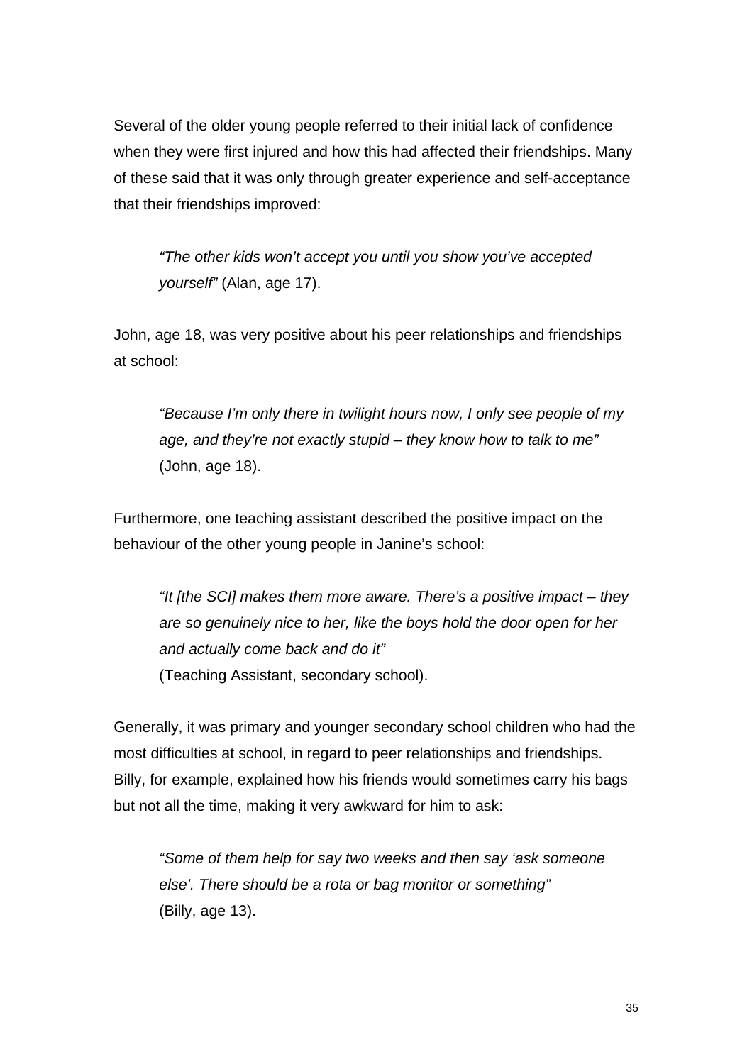Several of the older young people referred to their initial lack of confidence when they were first injured and how this had affected their friendships. Many of these said that it was only through greater experience and self-acceptance that their friendships improved:

> *"The other kids won't accept you until you show you've accepted yourself"* (Alan, age 17).

John, age 18, was very positive about his peer relationships and friendships at school:

> *"Because I'm only there in twilight hours now, I only see people of my age, and they're not exactly stupid – they know how to talk to me"* (John, age 18).

Furthermore, one teaching assistant described the positive impact on the behaviour of the other young people in Janine's school:

> *"It [the SCI] makes them more aware. There's a positive impact – they are so genuinely nice to her, like the boys hold the door open for her and actually come back and do it"*
> (Teaching Assistant, secondary school).

Generally, it was primary and younger secondary school children who had the most difficulties at school, in regard to peer relationships and friendships. Billy, for example, explained how his friends would sometimes carry his bags but not all the time, making it very awkward for him to ask:

> *"Some of them help for say two weeks and then say 'ask someone else'. There should be a rota or bag monitor or something"*
> (Billy, age 13).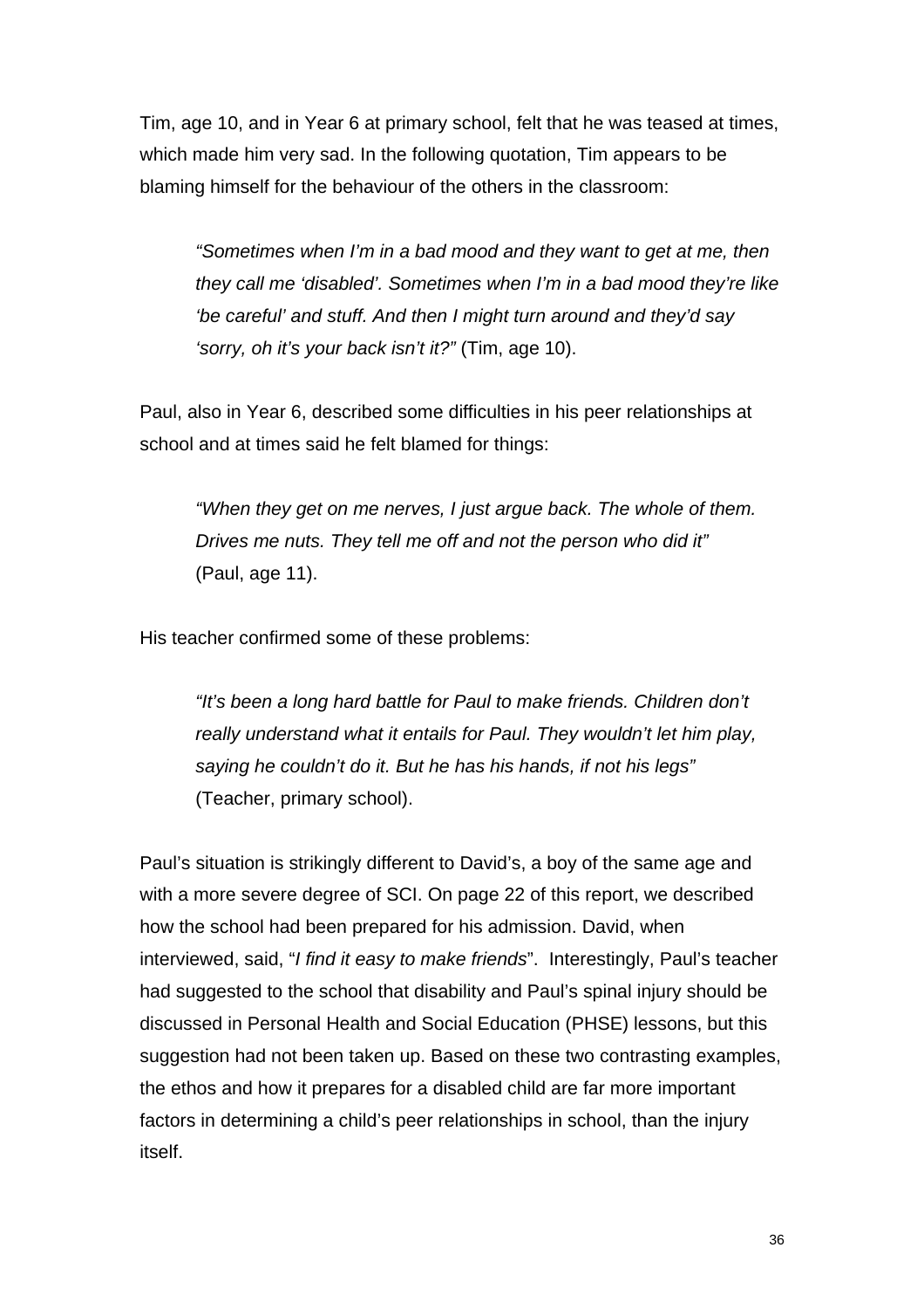Tim, age 10, and in Year 6 at primary school, felt that he was teased at times, which made him very sad. In the following quotation, Tim appears to be blaming himself for the behaviour of the others in the classroom:

> *"Sometimes when I'm in a bad mood and they want to get at me, then they call me 'disabled'. Sometimes when I'm in a bad mood they're like 'be careful' and stuff. And then I might turn around and they'd say 'sorry, oh it's your back isn't it?"* (Tim, age 10).

Paul, also in Year 6, described some difficulties in his peer relationships at school and at times said he felt blamed for things:

> *"When they get on me nerves, I just argue back. The whole of them. Drives me nuts. They tell me off and not the person who did it"* (Paul, age 11).

His teacher confirmed some of these problems:

> *"It's been a long hard battle for Paul to make friends. Children don't really understand what it entails for Paul. They wouldn't let him play, saying he couldn't do it. But he has his hands, if not his legs"* (Teacher, primary school).

Paul's situation is strikingly different to David's, a boy of the same age and with a more severe degree of SCI. On page 22 of this report, we described how the school had been prepared for his admission. David, when interviewed, said, "*I find it easy to make friends*". Interestingly, Paul's teacher had suggested to the school that disability and Paul's spinal injury should be discussed in Personal Health and Social Education (PHSE) lessons, but this suggestion had not been taken up. Based on these two contrasting examples, the ethos and how it prepares for a disabled child are far more important factors in determining a child's peer relationships in school, than the injury itself.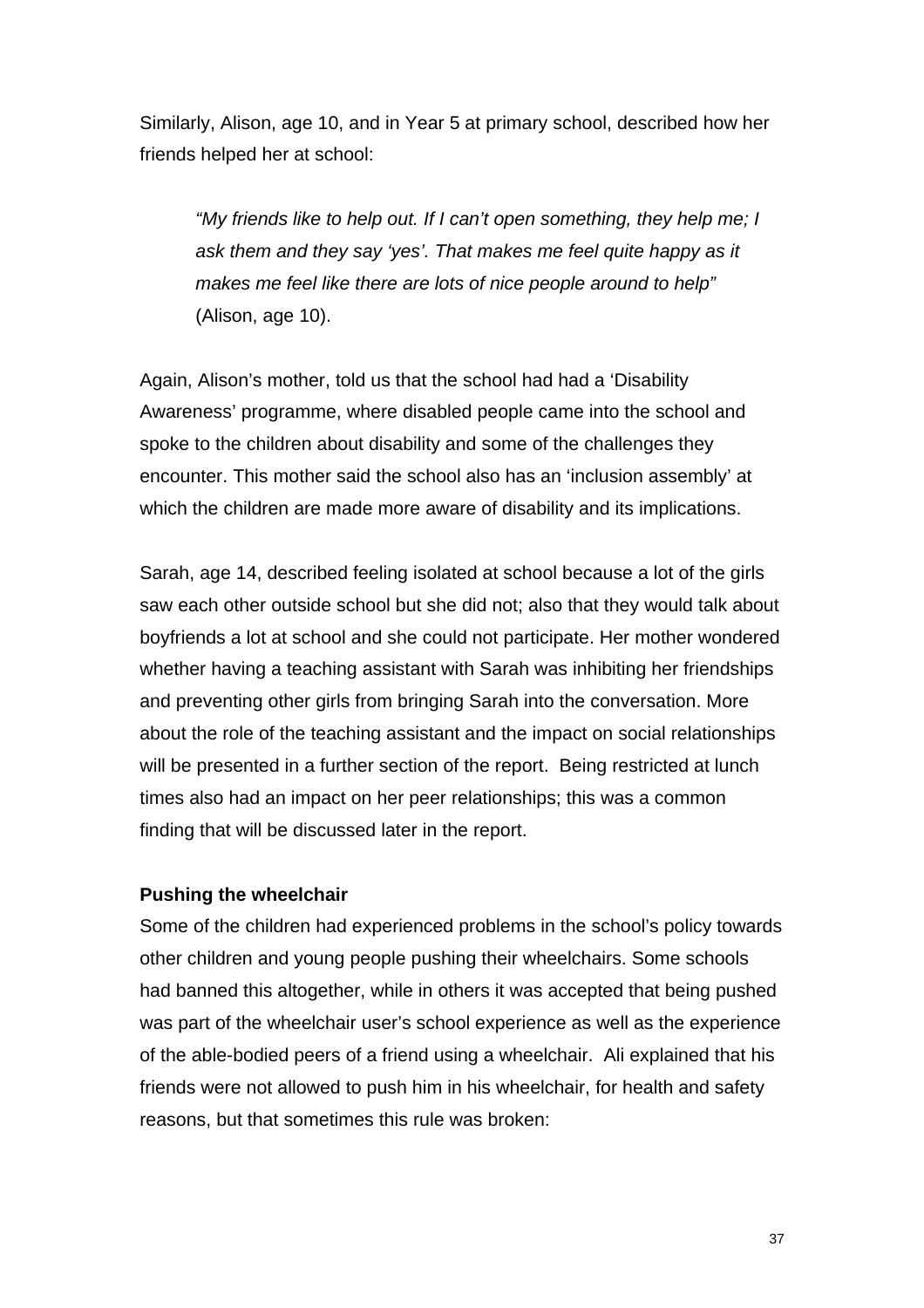Similarly, Alison, age 10, and in Year 5 at primary school, described how her friends helped her at school:

> *"My friends like to help out. If I can't open something, they help me; I ask them and they say 'yes'. That makes me feel quite happy as it makes me feel like there are lots of nice people around to help"* (Alison, age 10).

Again, Alison's mother, told us that the school had had a 'Disability Awareness' programme, where disabled people came into the school and spoke to the children about disability and some of the challenges they encounter. This mother said the school also has an 'inclusion assembly' at which the children are made more aware of disability and its implications.

Sarah, age 14, described feeling isolated at school because a lot of the girls saw each other outside school but she did not; also that they would talk about boyfriends a lot at school and she could not participate. Her mother wondered whether having a teaching assistant with Sarah was inhibiting her friendships and preventing other girls from bringing Sarah into the conversation. More about the role of the teaching assistant and the impact on social relationships will be presented in a further section of the report. Being restricted at lunch times also had an impact on her peer relationships; this was a common finding that will be discussed later in the report.

**Pushing the wheelchair**

Some of the children had experienced problems in the school's policy towards other children and young people pushing their wheelchairs. Some schools had banned this altogether, while in others it was accepted that being pushed was part of the wheelchair user's school experience as well as the experience of the able-bodied peers of a friend using a wheelchair. Ali explained that his friends were not allowed to push him in his wheelchair, for health and safety reasons, but that sometimes this rule was broken: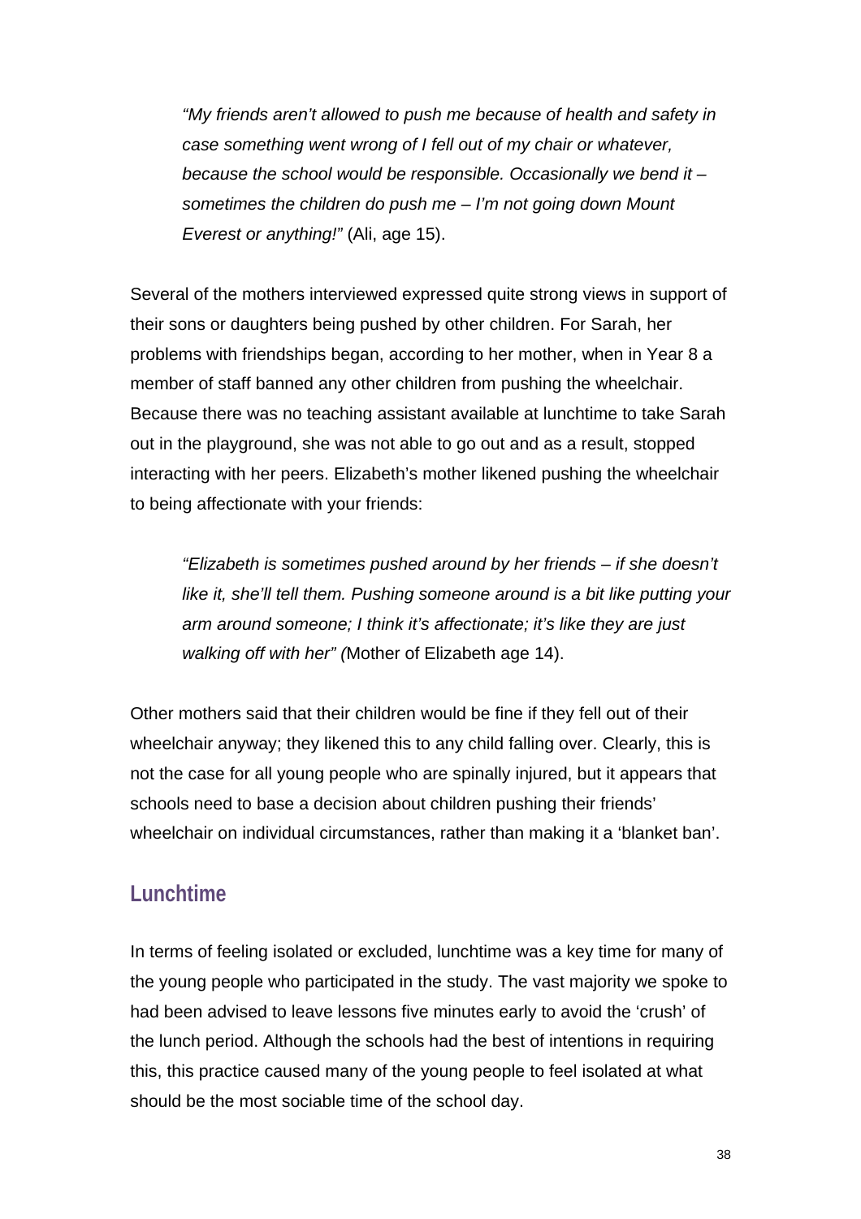> *"My friends aren't allowed to push me because of health and safety in case something went wrong of I fell out of my chair or whatever, because the school would be responsible. Occasionally we bend it – sometimes the children do push me – I'm not going down Mount Everest or anything!"* (Ali, age 15).

Several of the mothers interviewed expressed quite strong views in support of their sons or daughters being pushed by other children. For Sarah, her problems with friendships began, according to her mother, when in Year 8 a member of staff banned any other children from pushing the wheelchair. Because there was no teaching assistant available at lunchtime to take Sarah out in the playground, she was not able to go out and as a result, stopped interacting with her peers. Elizabeth's mother likened pushing the wheelchair to being affectionate with your friends:

> *"Elizabeth is sometimes pushed around by her friends – if she doesn't like it, she'll tell them. Pushing someone around is a bit like putting your arm around someone; I think it's affectionate; it's like they are just walking off with her" (*Mother of Elizabeth age 14).

Other mothers said that their children would be fine if they fell out of their wheelchair anyway; they likened this to any child falling over. Clearly, this is not the case for all young people who are spinally injured, but it appears that schools need to base a decision about children pushing their friends' wheelchair on individual circumstances, rather than making it a 'blanket ban'.

## Lunchtime

In terms of feeling isolated or excluded, lunchtime was a key time for many of the young people who participated in the study. The vast majority we spoke to had been advised to leave lessons five minutes early to avoid the 'crush' of the lunch period. Although the schools had the best of intentions in requiring this, this practice caused many of the young people to feel isolated at what should be the most sociable time of the school day.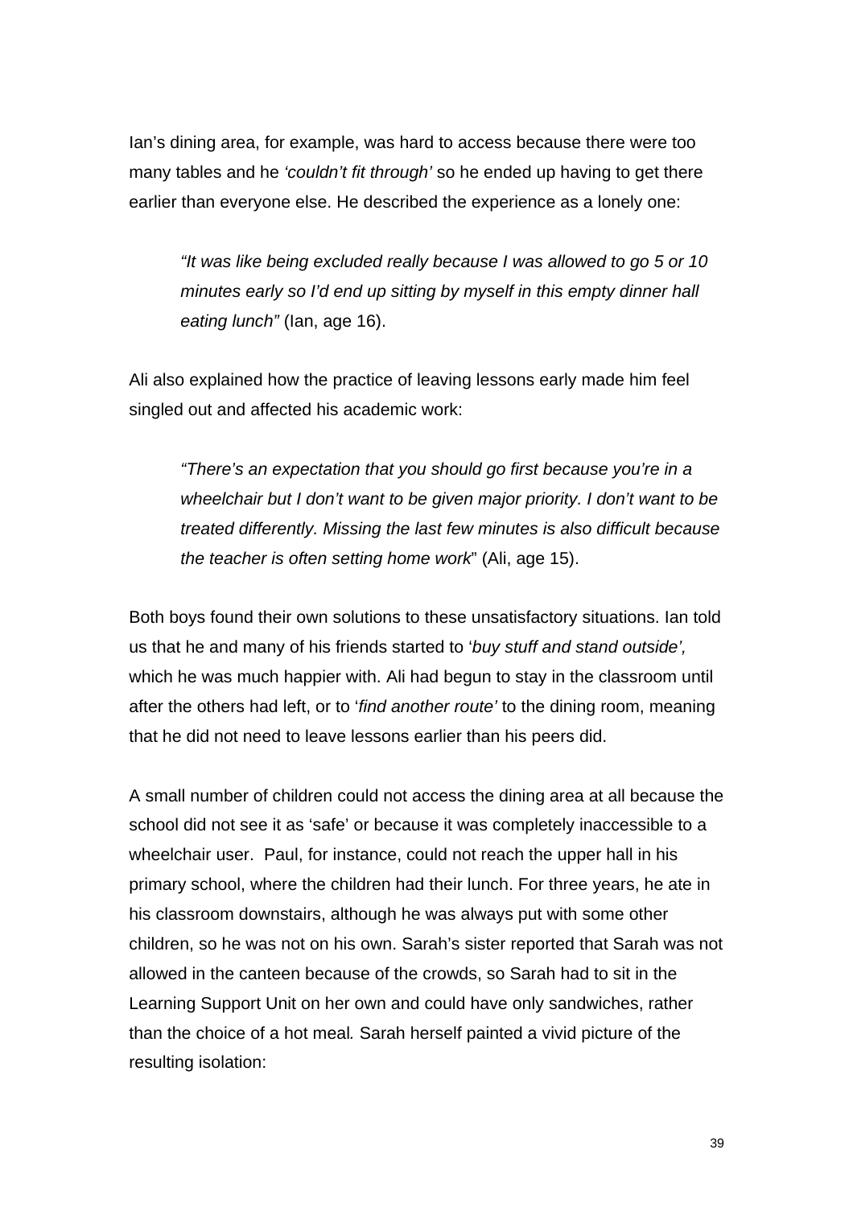Ian's dining area, for example, was hard to access because there were too many tables and he *'couldn't fit through'* so he ended up having to get there earlier than everyone else. He described the experience as a lonely one:

> *"It was like being excluded really because I was allowed to go 5 or 10 minutes early so I'd end up sitting by myself in this empty dinner hall eating lunch"* (Ian, age 16).

Ali also explained how the practice of leaving lessons early made him feel singled out and affected his academic work:

> *"There's an expectation that you should go first because you're in a wheelchair but I don't want to be given major priority. I don't want to be treated differently. Missing the last few minutes is also difficult because the teacher is often setting home work*" (Ali, age 15).

Both boys found their own solutions to these unsatisfactory situations. Ian told us that he and many of his friends started to '*buy stuff and stand outside',* which he was much happier with. Ali had begun to stay in the classroom until after the others had left, or to '*find another route'* to the dining room, meaning that he did not need to leave lessons earlier than his peers did.

A small number of children could not access the dining area at all because the school did not see it as 'safe' or because it was completely inaccessible to a wheelchair user. Paul, for instance, could not reach the upper hall in his primary school, where the children had their lunch. For three years, he ate in his classroom downstairs, although he was always put with some other children, so he was not on his own. Sarah's sister reported that Sarah was not allowed in the canteen because of the crowds, so Sarah had to sit in the Learning Support Unit on her own and could have only sandwiches, rather than the choice of a hot meal. Sarah herself painted a vivid picture of the resulting isolation: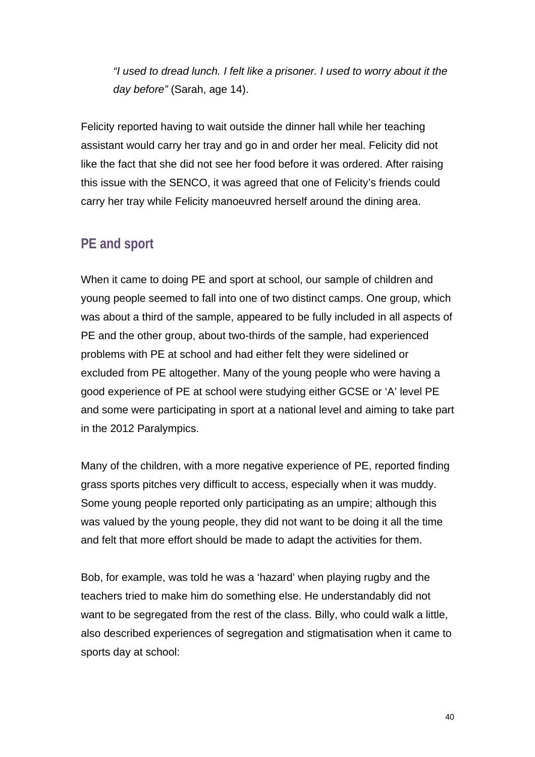> *"I used to dread lunch. I felt like a prisoner. I used to worry about it the day before"* (Sarah, age 14).

Felicity reported having to wait outside the dinner hall while her teaching assistant would carry her tray and go in and order her meal. Felicity did not like the fact that she did not see her food before it was ordered. After raising this issue with the SENCO, it was agreed that one of Felicity's friends could carry her tray while Felicity manoeuvred herself around the dining area.

## PE and sport

When it came to doing PE and sport at school, our sample of children and young people seemed to fall into one of two distinct camps. One group, which was about a third of the sample, appeared to be fully included in all aspects of PE and the other group, about two-thirds of the sample, had experienced problems with PE at school and had either felt they were sidelined or excluded from PE altogether. Many of the young people who were having a good experience of PE at school were studying either GCSE or 'A' level PE and some were participating in sport at a national level and aiming to take part in the 2012 Paralympics.

Many of the children, with a more negative experience of PE, reported finding grass sports pitches very difficult to access, especially when it was muddy. Some young people reported only participating as an umpire; although this was valued by the young people, they did not want to be doing it all the time and felt that more effort should be made to adapt the activities for them.

Bob, for example, was told he was a 'hazard' when playing rugby and the teachers tried to make him do something else. He understandably did not want to be segregated from the rest of the class. Billy, who could walk a little, also described experiences of segregation and stigmatisation when it came to sports day at school: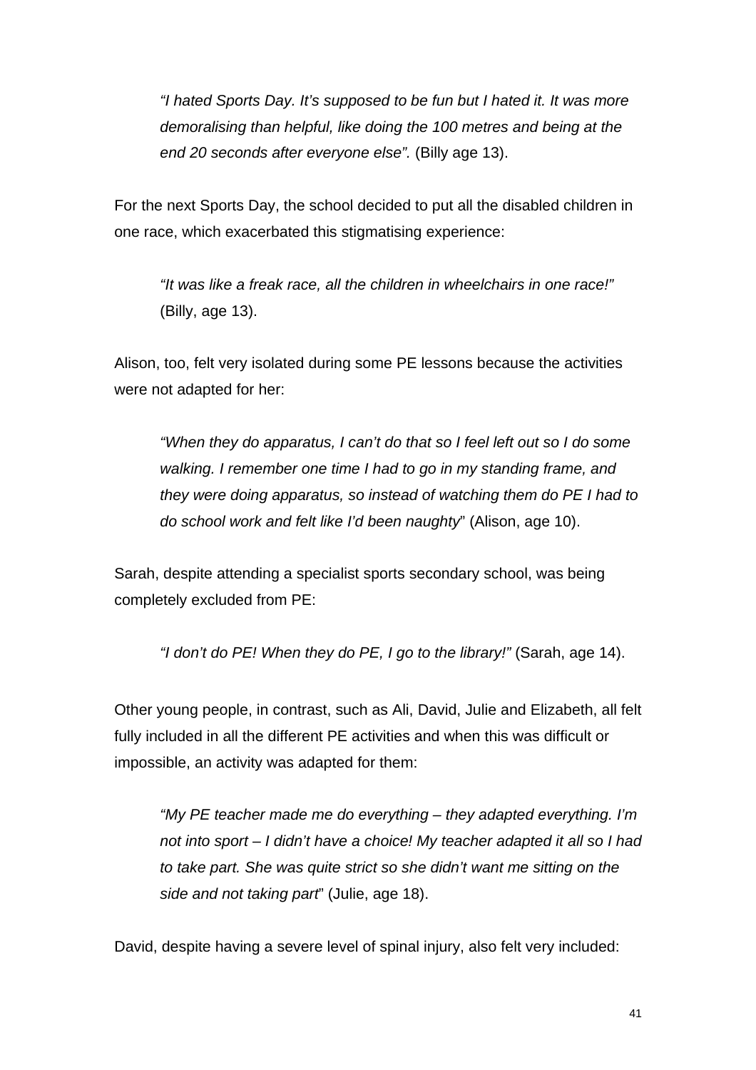> *"I hated Sports Day. It's supposed to be fun but I hated it. It was more demoralising than helpful, like doing the 100 metres and being at the end 20 seconds after everyone else".* (Billy age 13).

For the next Sports Day, the school decided to put all the disabled children in one race, which exacerbated this stigmatising experience:

> *"It was like a freak race, all the children in wheelchairs in one race!"* (Billy, age 13).

Alison, too, felt very isolated during some PE lessons because the activities were not adapted for her:

> *"When they do apparatus, I can't do that so I feel left out so I do some walking. I remember one time I had to go in my standing frame, and they were doing apparatus, so instead of watching them do PE I had to do school work and felt like I'd been naughty*" (Alison, age 10).

Sarah, despite attending a specialist sports secondary school, was being completely excluded from PE:

> *"I don't do PE! When they do PE, I go to the library!"* (Sarah, age 14).

Other young people, in contrast, such as Ali, David, Julie and Elizabeth, all felt fully included in all the different PE activities and when this was difficult or impossible, an activity was adapted for them:

> *"My PE teacher made me do everything – they adapted everything. I'm not into sport – I didn't have a choice! My teacher adapted it all so I had to take part. She was quite strict so she didn't want me sitting on the side and not taking part*" (Julie, age 18).

David, despite having a severe level of spinal injury, also felt very included: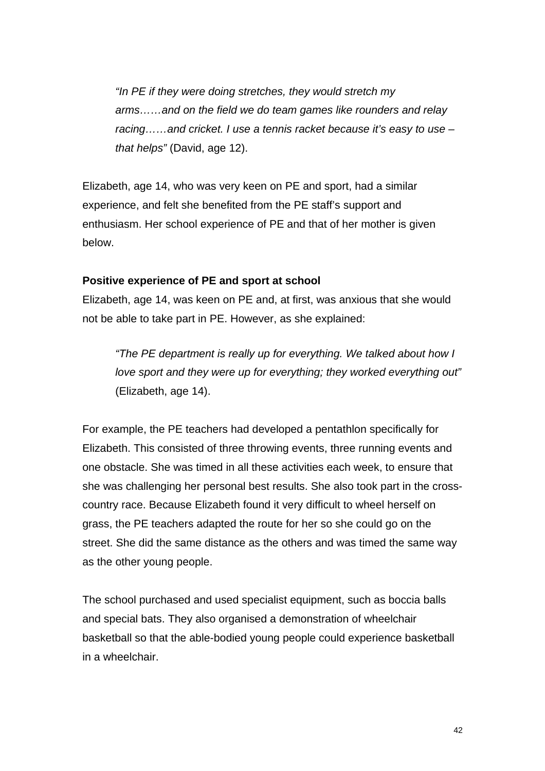> *"In PE if they were doing stretches, they would stretch my arms……and on the field we do team games like rounders and relay racing……and cricket. I use a tennis racket because it's easy to use – that helps"* (David, age 12).

Elizabeth, age 14, who was very keen on PE and sport, had a similar experience, and felt she benefited from the PE staff's support and enthusiasm. Her school experience of PE and that of her mother is given below.

**Positive experience of PE and sport at school**

Elizabeth, age 14, was keen on PE and, at first, was anxious that she would not be able to take part in PE. However, as she explained:

> *"The PE department is really up for everything. We talked about how I love sport and they were up for everything; they worked everything out"* (Elizabeth, age 14).

For example, the PE teachers had developed a pentathlon specifically for Elizabeth. This consisted of three throwing events, three running events and one obstacle. She was timed in all these activities each week, to ensure that she was challenging her personal best results. She also took part in the cross-country race. Because Elizabeth found it very difficult to wheel herself on grass, the PE teachers adapted the route for her so she could go on the street. She did the same distance as the others and was timed the same way as the other young people.

The school purchased and used specialist equipment, such as boccia balls and special bats. They also organised a demonstration of wheelchair basketball so that the able-bodied young people could experience basketball in a wheelchair.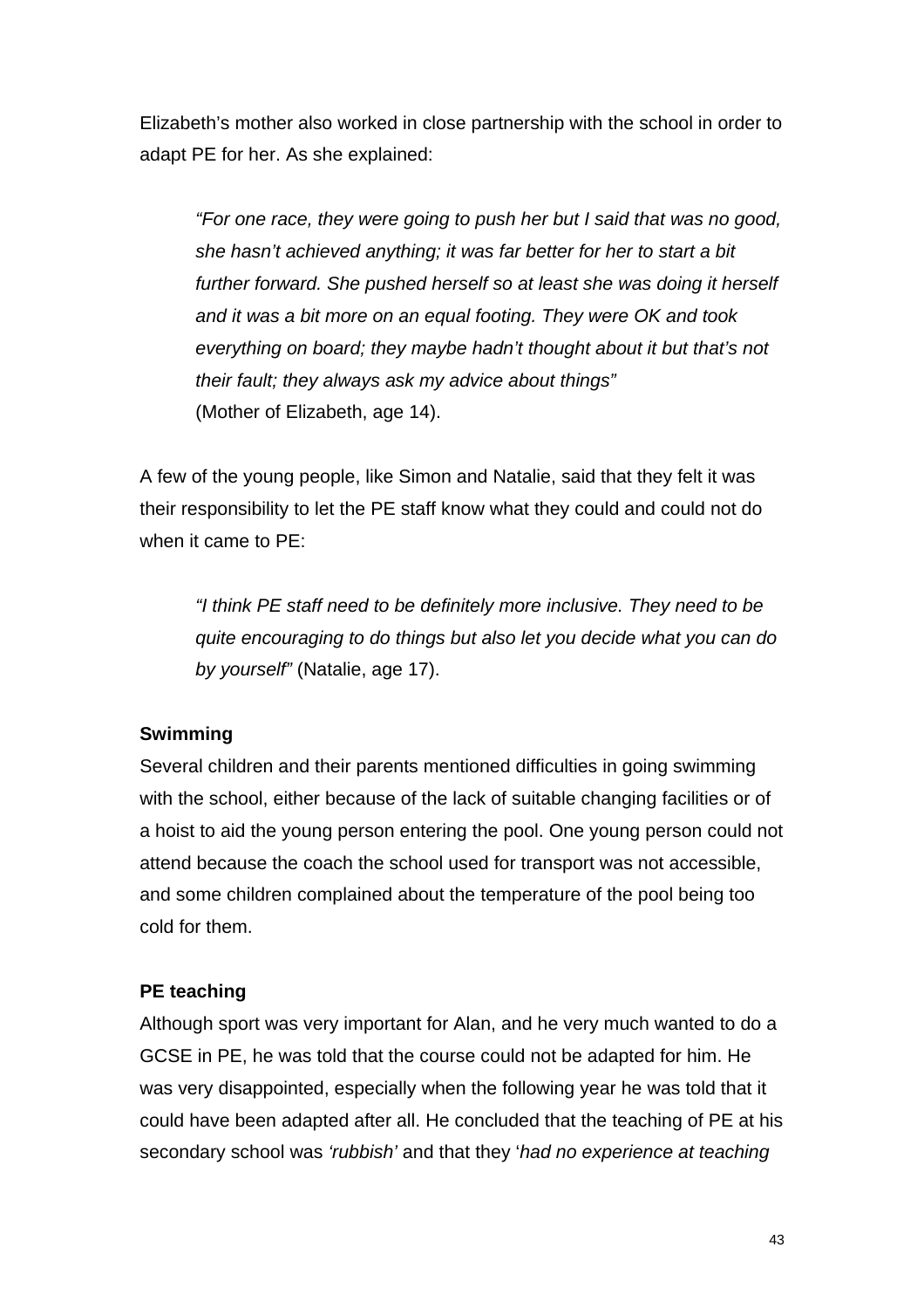Elizabeth's mother also worked in close partnership with the school in order to adapt PE for her. As she explained:

> *"For one race, they were going to push her but I said that was no good, she hasn't achieved anything; it was far better for her to start a bit further forward. She pushed herself so at least she was doing it herself and it was a bit more on an equal footing. They were OK and took everything on board; they maybe hadn't thought about it but that's not their fault; they always ask my advice about things"*
> (Mother of Elizabeth, age 14).

A few of the young people, like Simon and Natalie, said that they felt it was their responsibility to let the PE staff know what they could and could not do when it came to PE:

> *"I think PE staff need to be definitely more inclusive. They need to be quite encouraging to do things but also let you decide what you can do by yourself"* (Natalie, age 17).

**Swimming**

Several children and their parents mentioned difficulties in going swimming with the school, either because of the lack of suitable changing facilities or of a hoist to aid the young person entering the pool. One young person could not attend because the coach the school used for transport was not accessible, and some children complained about the temperature of the pool being too cold for them.

**PE teaching**

Although sport was very important for Alan, and he very much wanted to do a GCSE in PE, he was told that the course could not be adapted for him. He was very disappointed, especially when the following year he was told that it could have been adapted after all. He concluded that the teaching of PE at his secondary school was *'rubbish'* and that they '*had no experience at teaching*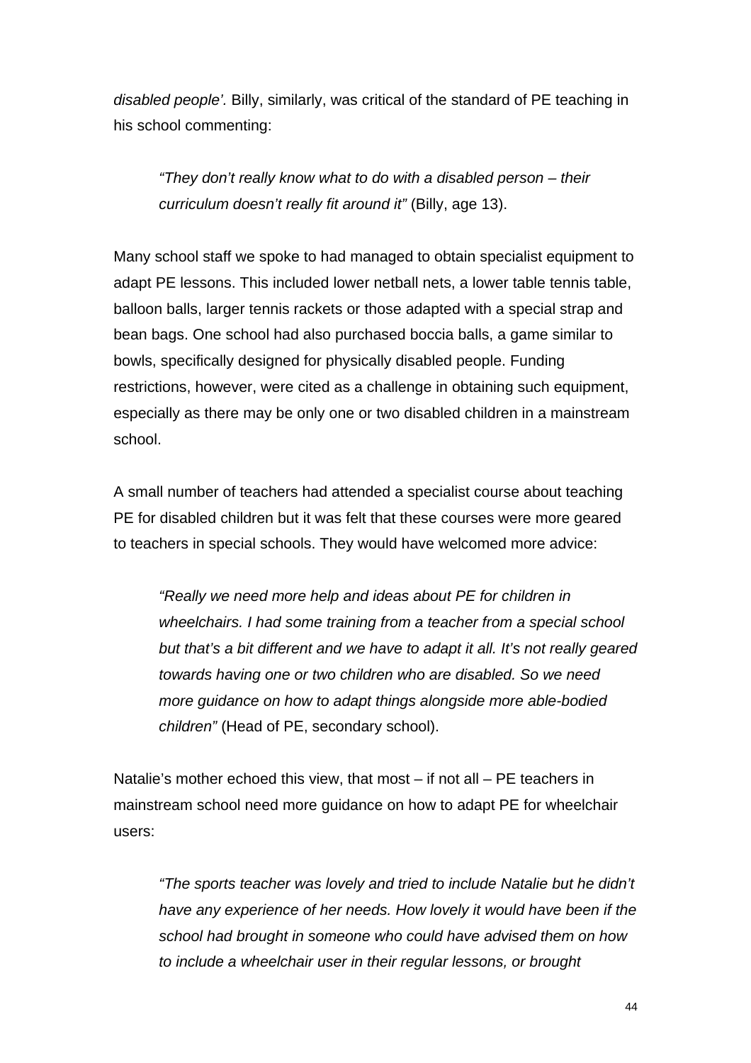*disabled people'.* Billy, similarly, was critical of the standard of PE teaching in his school commenting:

> *"They don't really know what to do with a disabled person – their curriculum doesn't really fit around it"* (Billy, age 13).

Many school staff we spoke to had managed to obtain specialist equipment to adapt PE lessons. This included lower netball nets, a lower table tennis table, balloon balls, larger tennis rackets or those adapted with a special strap and bean bags. One school had also purchased boccia balls, a game similar to bowls, specifically designed for physically disabled people. Funding restrictions, however, were cited as a challenge in obtaining such equipment, especially as there may be only one or two disabled children in a mainstream school.

A small number of teachers had attended a specialist course about teaching PE for disabled children but it was felt that these courses were more geared to teachers in special schools. They would have welcomed more advice:

> *"Really we need more help and ideas about PE for children in wheelchairs. I had some training from a teacher from a special school but that's a bit different and we have to adapt it all. It's not really geared towards having one or two children who are disabled. So we need more guidance on how to adapt things alongside more able-bodied children"* (Head of PE, secondary school).

Natalie's mother echoed this view, that most – if not all – PE teachers in mainstream school need more guidance on how to adapt PE for wheelchair users:

> *"The sports teacher was lovely and tried to include Natalie but he didn't have any experience of her needs. How lovely it would have been if the school had brought in someone who could have advised them on how to include a wheelchair user in their regular lessons, or brought*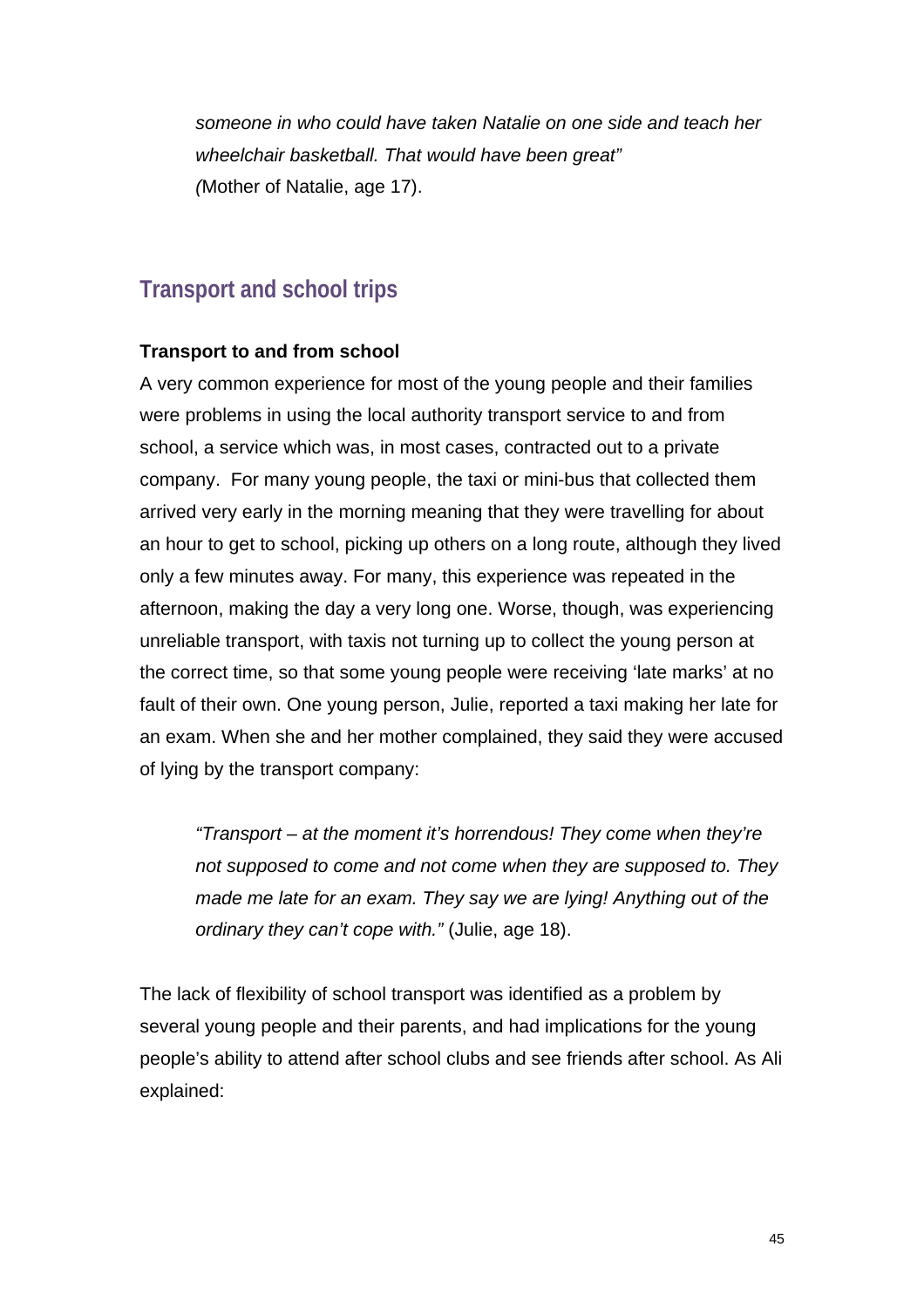*someone in who could have taken Natalie on one side and teach her wheelchair basketball. That would have been great"* (Mother of Natalie, age 17).

## Transport and school trips

**Transport to and from school**

A very common experience for most of the young people and their families were problems in using the local authority transport service to and from school, a service which was, in most cases, contracted out to a private company. For many young people, the taxi or mini-bus that collected them arrived very early in the morning meaning that they were travelling for about an hour to get to school, picking up others on a long route, although they lived only a few minutes away. For many, this experience was repeated in the afternoon, making the day a very long one. Worse, though, was experiencing unreliable transport, with taxis not turning up to collect the young person at the correct time, so that some young people were receiving 'late marks' at no fault of their own. One young person, Julie, reported a taxi making her late for an exam. When she and her mother complained, they said they were accused of lying by the transport company:

> *"Transport – at the moment it's horrendous! They come when they're not supposed to come and not come when they are supposed to. They made me late for an exam. They say we are lying! Anything out of the ordinary they can't cope with."* (Julie, age 18).

The lack of flexibility of school transport was identified as a problem by several young people and their parents, and had implications for the young people's ability to attend after school clubs and see friends after school. As Ali explained: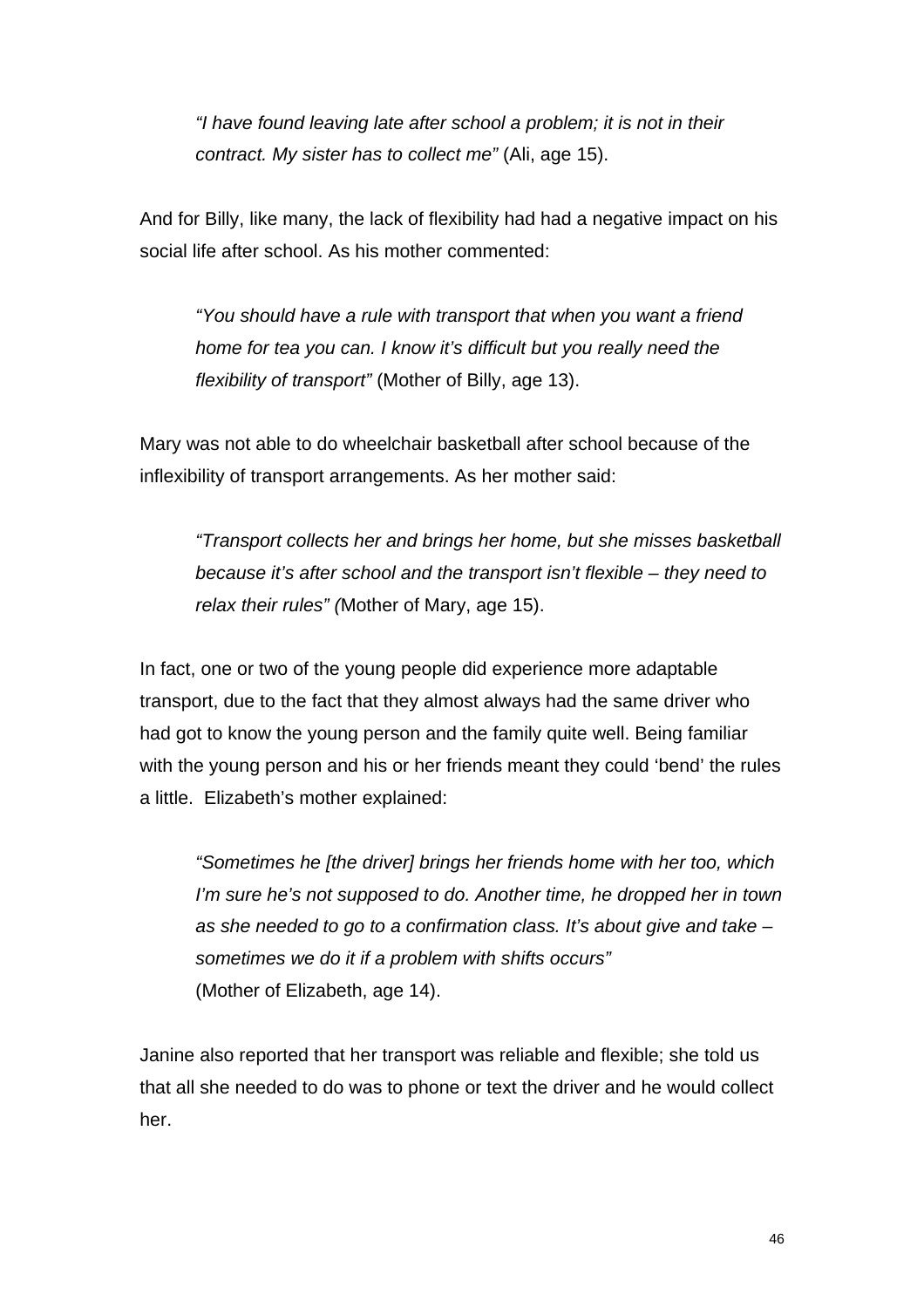> *"I have found leaving late after school a problem; it is not in their contract. My sister has to collect me"* (Ali, age 15).

And for Billy, like many, the lack of flexibility had had a negative impact on his social life after school. As his mother commented:

> *"You should have a rule with transport that when you want a friend home for tea you can. I know it's difficult but you really need the flexibility of transport"* (Mother of Billy, age 13).

Mary was not able to do wheelchair basketball after school because of the inflexibility of transport arrangements. As her mother said:

> *"Transport collects her and brings her home, but she misses basketball because it's after school and the transport isn't flexible – they need to relax their rules" (*Mother of Mary, age 15).

In fact, one or two of the young people did experience more adaptable transport, due to the fact that they almost always had the same driver who had got to know the young person and the family quite well. Being familiar with the young person and his or her friends meant they could 'bend' the rules a little. Elizabeth's mother explained:

> *"Sometimes he [the driver] brings her friends home with her too, which I'm sure he's not supposed to do. Another time, he dropped her in town as she needed to go to a confirmation class. It's about give and take – sometimes we do it if a problem with shifts occurs"*
> (Mother of Elizabeth, age 14).

Janine also reported that her transport was reliable and flexible; she told us that all she needed to do was to phone or text the driver and he would collect her.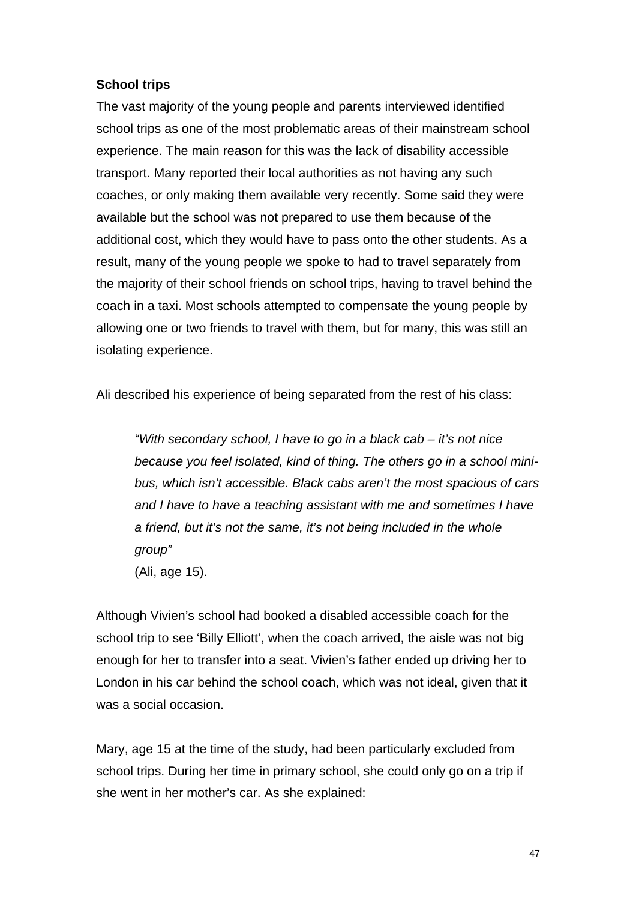**School trips**

The vast majority of the young people and parents interviewed identified school trips as one of the most problematic areas of their mainstream school experience. The main reason for this was the lack of disability accessible transport. Many reported their local authorities as not having any such coaches, or only making them available very recently. Some said they were available but the school was not prepared to use them because of the additional cost, which they would have to pass onto the other students. As a result, many of the young people we spoke to had to travel separately from the majority of their school friends on school trips, having to travel behind the coach in a taxi. Most schools attempted to compensate the young people by allowing one or two friends to travel with them, but for many, this was still an isolating experience.

Ali described his experience of being separated from the rest of his class:

> *"With secondary school, I have to go in a black cab – it's not nice because you feel isolated, kind of thing. The others go in a school mini-bus, which isn't accessible. Black cabs aren't the most spacious of cars and I have to have a teaching assistant with me and sometimes I have a friend, but it's not the same, it's not being included in the whole group"*
> (Ali, age 15).

Although Vivien's school had booked a disabled accessible coach for the school trip to see 'Billy Elliott', when the coach arrived, the aisle was not big enough for her to transfer into a seat. Vivien's father ended up driving her to London in his car behind the school coach, which was not ideal, given that it was a social occasion.

Mary, age 15 at the time of the study, had been particularly excluded from school trips. During her time in primary school, she could only go on a trip if she went in her mother's car. As she explained: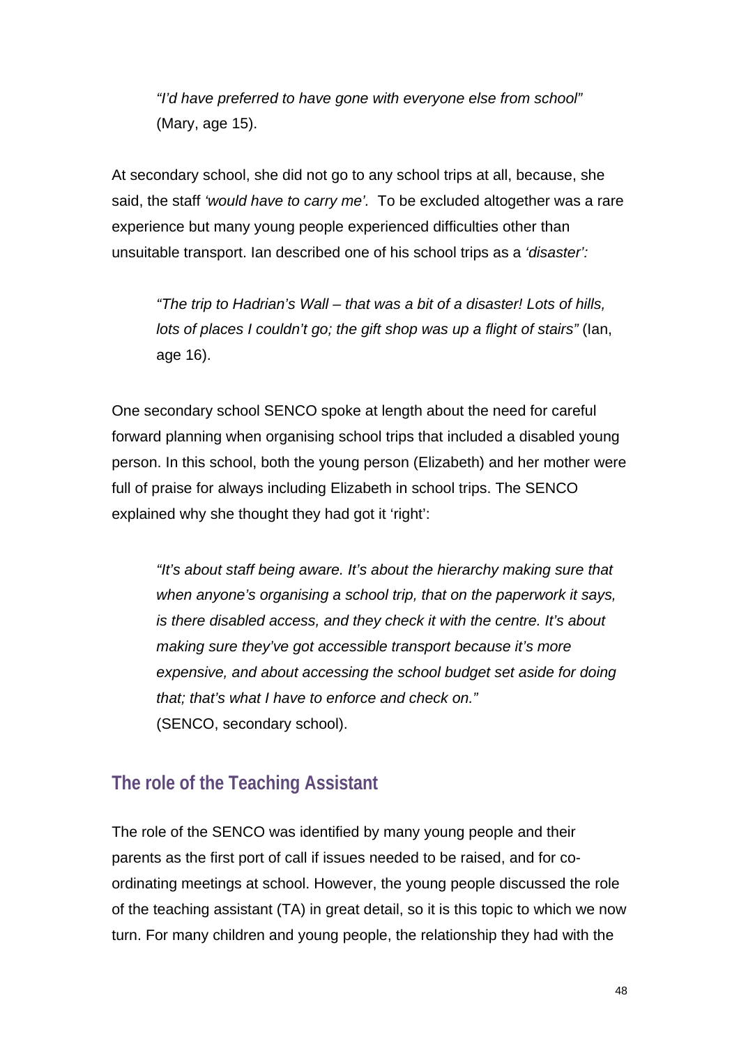> *"I'd have preferred to have gone with everyone else from school"* (Mary, age 15).

At secondary school, she did not go to any school trips at all, because, she said, the staff *'would have to carry me'.* To be excluded altogether was a rare experience but many young people experienced difficulties other than unsuitable transport. Ian described one of his school trips as a *'disaster':*

> *"The trip to Hadrian's Wall – that was a bit of a disaster! Lots of hills, lots of places I couldn't go; the gift shop was up a flight of stairs"* (Ian, age 16).

One secondary school SENCO spoke at length about the need for careful forward planning when organising school trips that included a disabled young person. In this school, both the young person (Elizabeth) and her mother were full of praise for always including Elizabeth in school trips. The SENCO explained why she thought they had got it 'right':

> *"It's about staff being aware. It's about the hierarchy making sure that when anyone's organising a school trip, that on the paperwork it says, is there disabled access, and they check it with the centre. It's about making sure they've got accessible transport because it's more expensive, and about accessing the school budget set aside for doing that; that's what I have to enforce and check on."*
> (SENCO, secondary school).

## The role of the Teaching Assistant

The role of the SENCO was identified by many young people and their parents as the first port of call if issues needed to be raised, and for co-ordinating meetings at school. However, the young people discussed the role of the teaching assistant (TA) in great detail, so it is this topic to which we now turn. For many children and young people, the relationship they had with the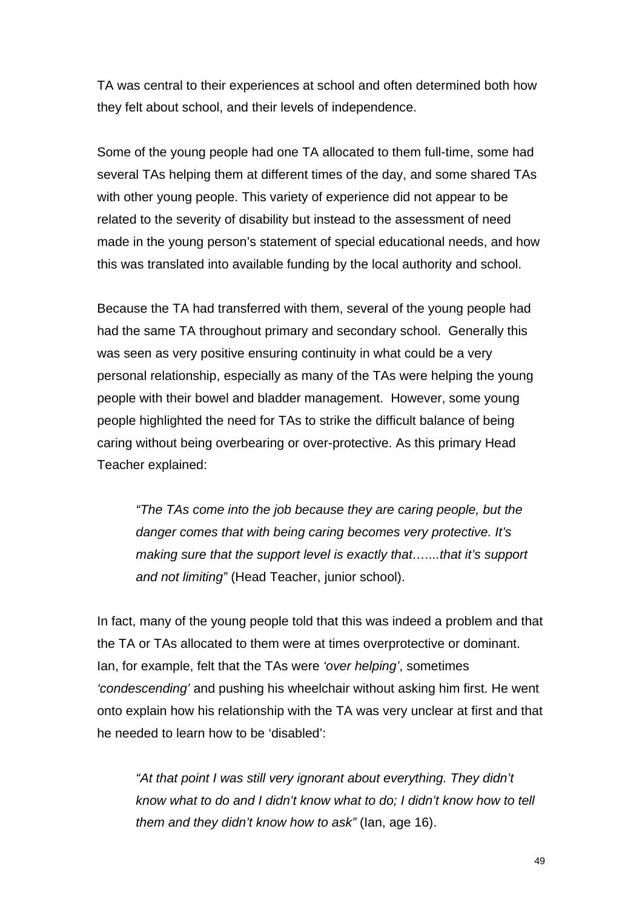TA was central to their experiences at school and often determined both how they felt about school, and their levels of independence.

Some of the young people had one TA allocated to them full-time, some had several TAs helping them at different times of the day, and some shared TAs with other young people. This variety of experience did not appear to be related to the severity of disability but instead to the assessment of need made in the young person's statement of special educational needs, and how this was translated into available funding by the local authority and school.

Because the TA had transferred with them, several of the young people had had the same TA throughout primary and secondary school. Generally this was seen as very positive ensuring continuity in what could be a very personal relationship, especially as many of the TAs were helping the young people with their bowel and bladder management. However, some young people highlighted the need for TAs to strike the difficult balance of being caring without being overbearing or over-protective. As this primary Head Teacher explained:

> *"The TAs come into the job because they are caring people, but the danger comes that with being caring becomes very protective. It's making sure that the support level is exactly that…....that it's support and not limiting"* (Head Teacher, junior school).

In fact, many of the young people told that this was indeed a problem and that the TA or TAs allocated to them were at times overprotective or dominant. Ian, for example, felt that the TAs were *'over helping'*, sometimes *'condescending'* and pushing his wheelchair without asking him first. He went onto explain how his relationship with the TA was very unclear at first and that he needed to learn how to be 'disabled':

> *"At that point I was still very ignorant about everything. They didn't know what to do and I didn't know what to do; I didn't know how to tell them and they didn't know how to ask"* (Ian, age 16).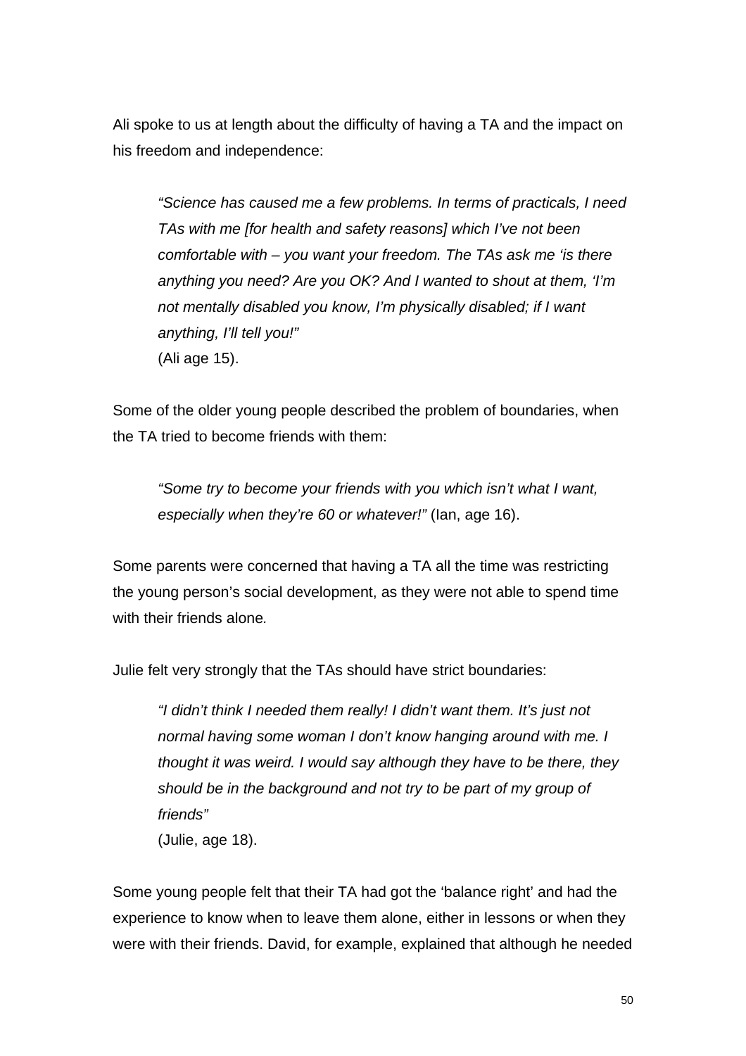Ali spoke to us at length about the difficulty of having a TA and the impact on his freedom and independence:

> *"Science has caused me a few problems. In terms of practicals, I need TAs with me [for health and safety reasons] which I've not been comfortable with – you want your freedom. The TAs ask me 'is there anything you need? Are you OK? And I wanted to shout at them, 'I'm not mentally disabled you know, I'm physically disabled; if I want anything, I'll tell you!"*
> (Ali age 15).

Some of the older young people described the problem of boundaries, when the TA tried to become friends with them:

> *"Some try to become your friends with you which isn't what I want, especially when they're 60 or whatever!"* (Ian, age 16).

Some parents were concerned that having a TA all the time was restricting the young person's social development, as they were not able to spend time with their friends alone.

Julie felt very strongly that the TAs should have strict boundaries:

> *"I didn't think I needed them really! I didn't want them. It's just not normal having some woman I don't know hanging around with me. I thought it was weird. I would say although they have to be there, they should be in the background and not try to be part of my group of friends"*
> (Julie, age 18).

Some young people felt that their TA had got the 'balance right' and had the experience to know when to leave them alone, either in lessons or when they were with their friends. David, for example, explained that although he needed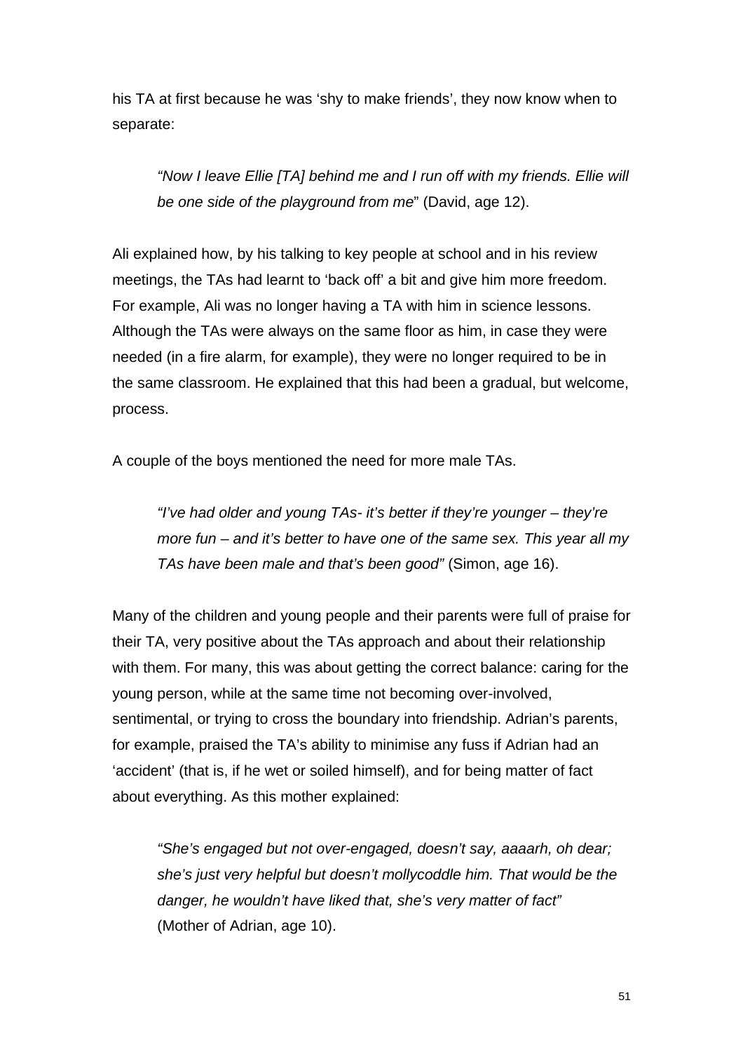his TA at first because he was 'shy to make friends', they now know when to separate:

> *"Now I leave Ellie [TA] behind me and I run off with my friends. Ellie will be one side of the playground from me*" (David, age 12).

Ali explained how, by his talking to key people at school and in his review meetings, the TAs had learnt to 'back off' a bit and give him more freedom. For example, Ali was no longer having a TA with him in science lessons. Although the TAs were always on the same floor as him, in case they were needed (in a fire alarm, for example), they were no longer required to be in the same classroom. He explained that this had been a gradual, but welcome, process.

A couple of the boys mentioned the need for more male TAs.

> *"I've had older and young TAs- it's better if they're younger – they're more fun – and it's better to have one of the same sex. This year all my TAs have been male and that's been good"* (Simon, age 16).

Many of the children and young people and their parents were full of praise for their TA, very positive about the TAs approach and about their relationship with them. For many, this was about getting the correct balance: caring for the young person, while at the same time not becoming over-involved, sentimental, or trying to cross the boundary into friendship. Adrian's parents, for example, praised the TA's ability to minimise any fuss if Adrian had an 'accident' (that is, if he wet or soiled himself), and for being matter of fact about everything. As this mother explained:

> *"She's engaged but not over-engaged, doesn't say, aaaarh, oh dear; she's just very helpful but doesn't mollycoddle him. That would be the danger, he wouldn't have liked that, she's very matter of fact"* (Mother of Adrian, age 10).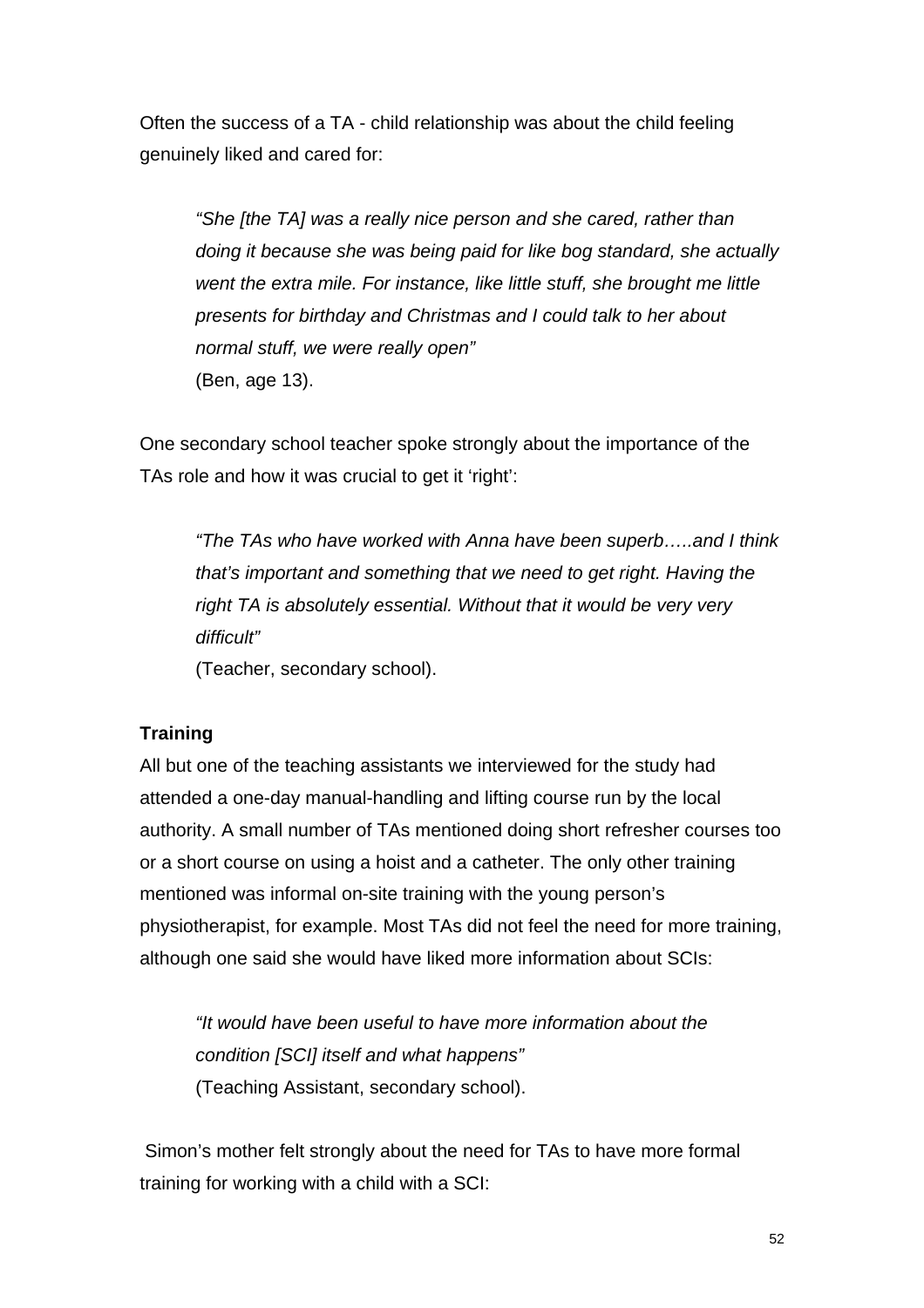Often the success of a TA - child relationship was about the child feeling genuinely liked and cared for:

> *"She [the TA] was a really nice person and she cared, rather than doing it because she was being paid for like bog standard, she actually went the extra mile. For instance, like little stuff, she brought me little presents for birthday and Christmas and I could talk to her about normal stuff, we were really open"*
> (Ben, age 13).

One secondary school teacher spoke strongly about the importance of the TAs role and how it was crucial to get it 'right':

> *"The TAs who have worked with Anna have been superb…..and I think that's important and something that we need to get right. Having the right TA is absolutely essential. Without that it would be very very difficult"*
> (Teacher, secondary school).

**Training**

All but one of the teaching assistants we interviewed for the study had attended a one-day manual-handling and lifting course run by the local authority. A small number of TAs mentioned doing short refresher courses too or a short course on using a hoist and a catheter. The only other training mentioned was informal on-site training with the young person's physiotherapist, for example. Most TAs did not feel the need for more training, although one said she would have liked more information about SCIs:

> *"It would have been useful to have more information about the condition [SCI] itself and what happens"*
> (Teaching Assistant, secondary school).

Simon's mother felt strongly about the need for TAs to have more formal training for working with a child with a SCI: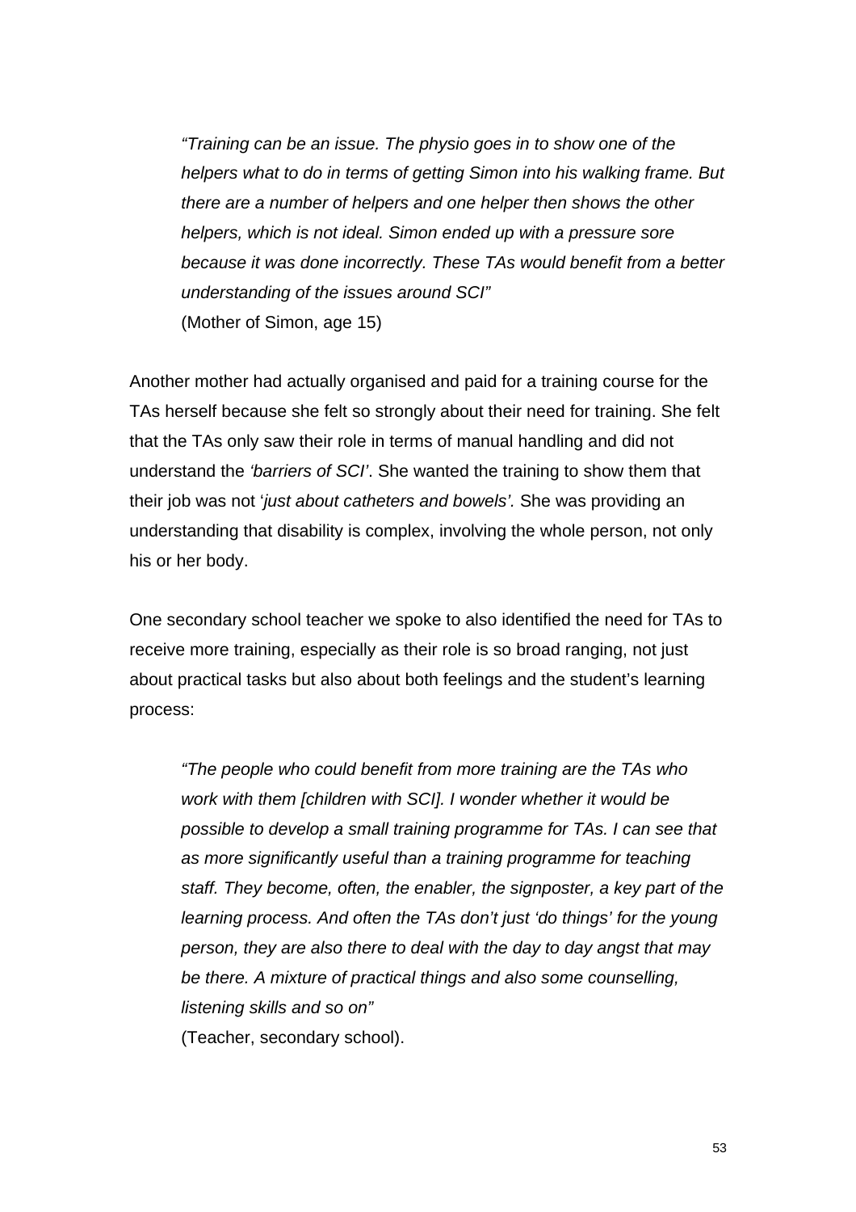> *"Training can be an issue. The physio goes in to show one of the helpers what to do in terms of getting Simon into his walking frame. But there are a number of helpers and one helper then shows the other helpers, which is not ideal. Simon ended up with a pressure sore because it was done incorrectly. These TAs would benefit from a better understanding of the issues around SCI"*
> (Mother of Simon, age 15)

Another mother had actually organised and paid for a training course for the TAs herself because she felt so strongly about their need for training. She felt that the TAs only saw their role in terms of manual handling and did not understand the *'barriers of SCI'*. She wanted the training to show them that their job was not '*just about catheters and bowels'.* She was providing an understanding that disability is complex, involving the whole person, not only his or her body.

One secondary school teacher we spoke to also identified the need for TAs to receive more training, especially as their role is so broad ranging, not just about practical tasks but also about both feelings and the student's learning process:

> *"The people who could benefit from more training are the TAs who work with them [children with SCI]. I wonder whether it would be possible to develop a small training programme for TAs. I can see that as more significantly useful than a training programme for teaching staff. They become, often, the enabler, the signposter, a key part of the learning process. And often the TAs don't just 'do things' for the young person, they are also there to deal with the day to day angst that may be there. A mixture of practical things and also some counselling, listening skills and so on"*
> (Teacher, secondary school).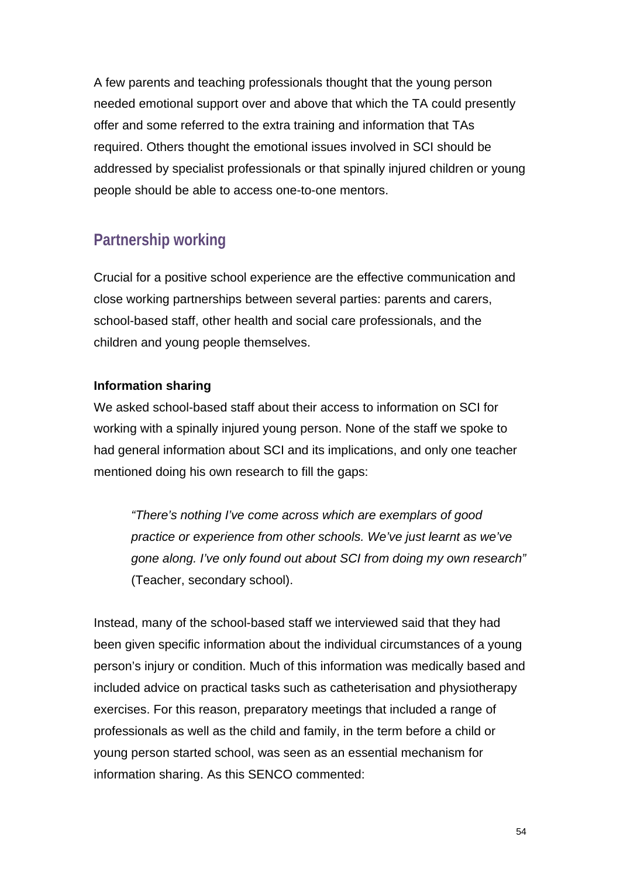A few parents and teaching professionals thought that the young person needed emotional support over and above that which the TA could presently offer and some referred to the extra training and information that TAs required. Others thought the emotional issues involved in SCI should be addressed by specialist professionals or that spinally injured children or young people should be able to access one-to-one mentors.

## Partnership working

Crucial for a positive school experience are the effective communication and close working partnerships between several parties: parents and carers, school-based staff, other health and social care professionals, and the children and young people themselves.

**Information sharing**

We asked school-based staff about their access to information on SCI for working with a spinally injured young person. None of the staff we spoke to had general information about SCI and its implications, and only one teacher mentioned doing his own research to fill the gaps:

> *"There's nothing I've come across which are exemplars of good practice or experience from other schools. We've just learnt as we've gone along. I've only found out about SCI from doing my own research"* (Teacher, secondary school).

Instead, many of the school-based staff we interviewed said that they had been given specific information about the individual circumstances of a young person's injury or condition. Much of this information was medically based and included advice on practical tasks such as catheterisation and physiotherapy exercises. For this reason, preparatory meetings that included a range of professionals as well as the child and family, in the term before a child or young person started school, was seen as an essential mechanism for information sharing. As this SENCO commented: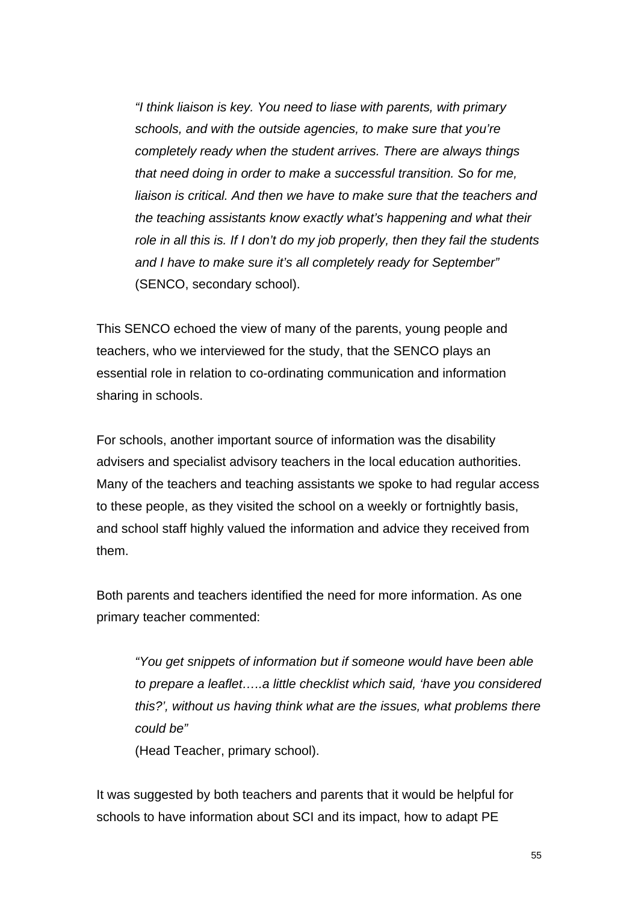> *"I think liaison is key. You need to liase with parents, with primary schools, and with the outside agencies, to make sure that you're completely ready when the student arrives. There are always things that need doing in order to make a successful transition. So for me, liaison is critical. And then we have to make sure that the teachers and the teaching assistants know exactly what's happening and what their role in all this is. If I don't do my job properly, then they fail the students and I have to make sure it's all completely ready for September"*
> (SENCO, secondary school).

This SENCO echoed the view of many of the parents, young people and teachers, who we interviewed for the study, that the SENCO plays an essential role in relation to co-ordinating communication and information sharing in schools.

For schools, another important source of information was the disability advisers and specialist advisory teachers in the local education authorities. Many of the teachers and teaching assistants we spoke to had regular access to these people, as they visited the school on a weekly or fortnightly basis, and school staff highly valued the information and advice they received from them.

Both parents and teachers identified the need for more information. As one primary teacher commented:

> *"You get snippets of information but if someone would have been able to prepare a leaflet…..a little checklist which said, 'have you considered this?', without us having think what are the issues, what problems there could be"*
> (Head Teacher, primary school).

It was suggested by both teachers and parents that it would be helpful for schools to have information about SCI and its impact, how to adapt PE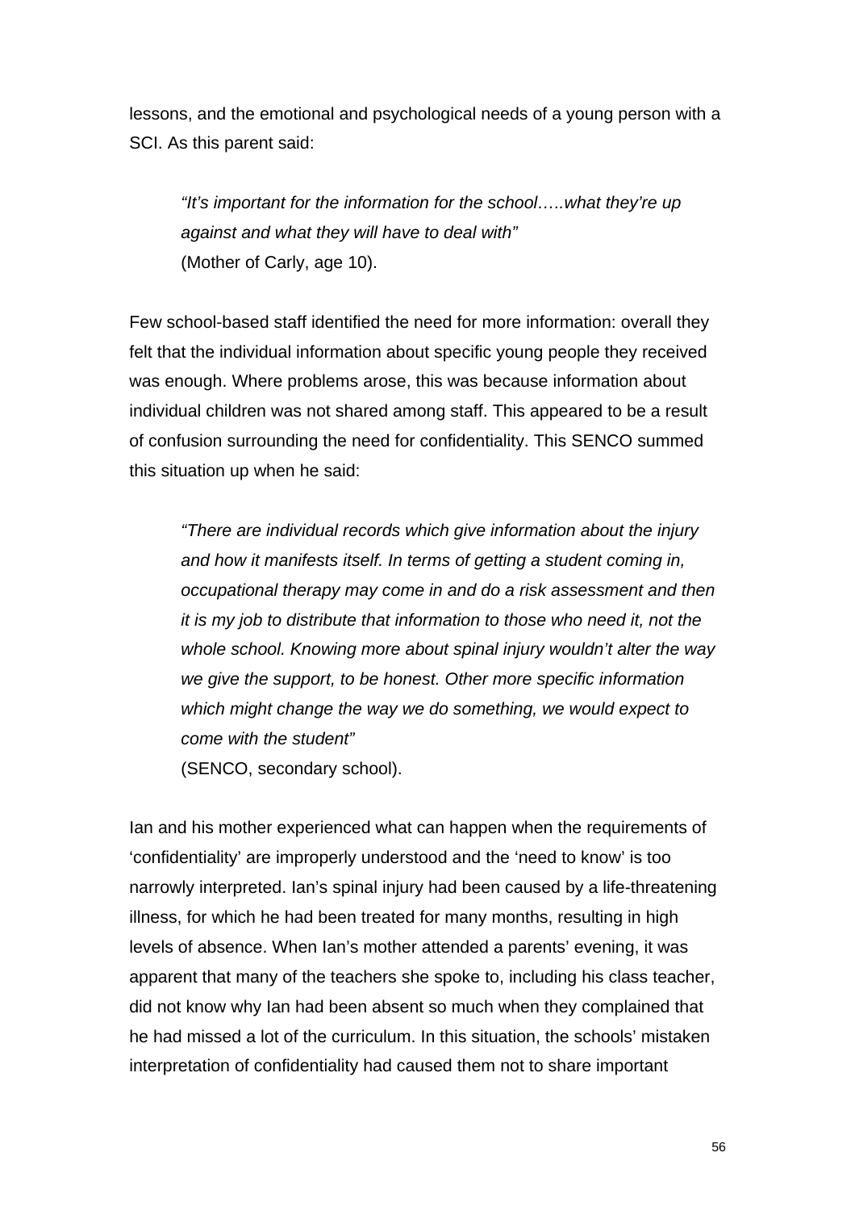lessons, and the emotional and psychological needs of a young person with a SCI. As this parent said:

> *"It's important for the information for the school…..what they're up against and what they will have to deal with"*
> (Mother of Carly, age 10).

Few school-based staff identified the need for more information: overall they felt that the individual information about specific young people they received was enough. Where problems arose, this was because information about individual children was not shared among staff. This appeared to be a result of confusion surrounding the need for confidentiality. This SENCO summed this situation up when he said:

> *"There are individual records which give information about the injury and how it manifests itself. In terms of getting a student coming in, occupational therapy may come in and do a risk assessment and then it is my job to distribute that information to those who need it, not the whole school. Knowing more about spinal injury wouldn't alter the way we give the support, to be honest. Other more specific information which might change the way we do something, we would expect to come with the student"*
> (SENCO, secondary school).

Ian and his mother experienced what can happen when the requirements of 'confidentiality' are improperly understood and the 'need to know' is too narrowly interpreted. Ian's spinal injury had been caused by a life-threatening illness, for which he had been treated for many months, resulting in high levels of absence. When Ian's mother attended a parents' evening, it was apparent that many of the teachers she spoke to, including his class teacher, did not know why Ian had been absent so much when they complained that he had missed a lot of the curriculum. In this situation, the schools' mistaken interpretation of confidentiality had caused them not to share important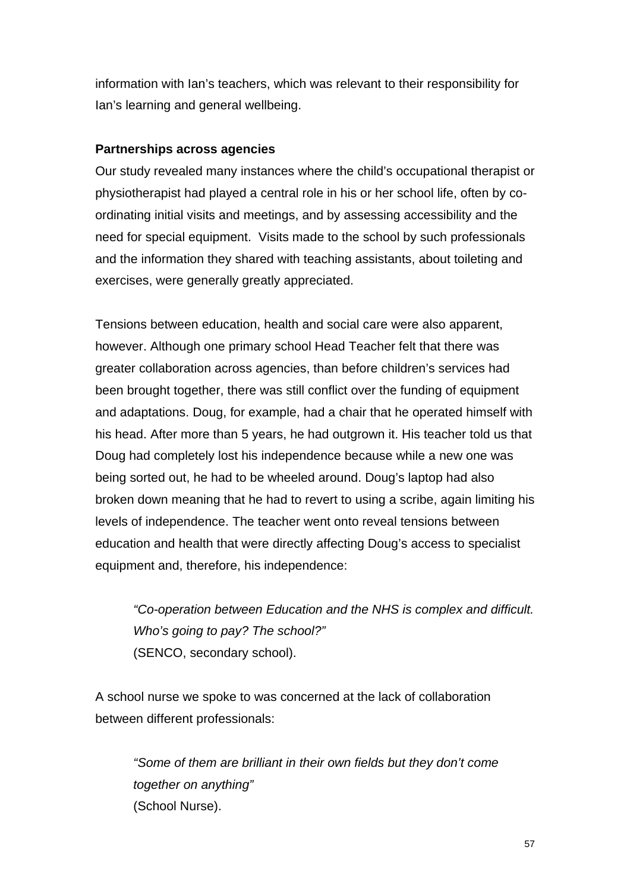information with Ian's teachers, which was relevant to their responsibility for Ian's learning and general wellbeing.

**Partnerships across agencies**

Our study revealed many instances where the child's occupational therapist or physiotherapist had played a central role in his or her school life, often by co-ordinating initial visits and meetings, and by assessing accessibility and the need for special equipment. Visits made to the school by such professionals and the information they shared with teaching assistants, about toileting and exercises, were generally greatly appreciated.

Tensions between education, health and social care were also apparent, however. Although one primary school Head Teacher felt that there was greater collaboration across agencies, than before children's services had been brought together, there was still conflict over the funding of equipment and adaptations. Doug, for example, had a chair that he operated himself with his head. After more than 5 years, he had outgrown it. His teacher told us that Doug had completely lost his independence because while a new one was being sorted out, he had to be wheeled around. Doug's laptop had also broken down meaning that he had to revert to using a scribe, again limiting his levels of independence. The teacher went onto reveal tensions between education and health that were directly affecting Doug's access to specialist equipment and, therefore, his independence:

> *"Co-operation between Education and the NHS is complex and difficult. Who's going to pay? The school?"*
> (SENCO, secondary school).

A school nurse we spoke to was concerned at the lack of collaboration between different professionals:

> *"Some of them are brilliant in their own fields but they don't come together on anything"*
> (School Nurse).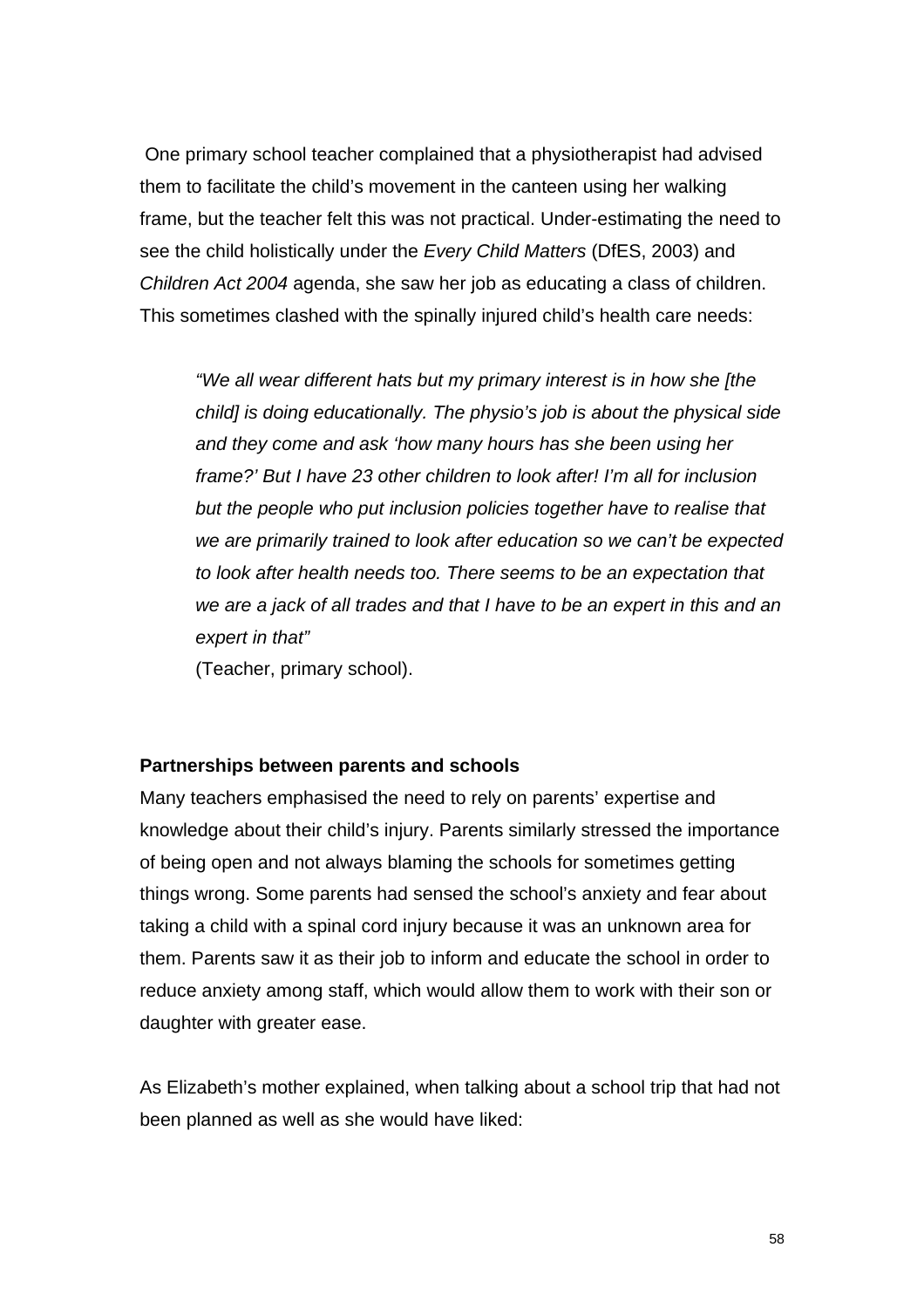One primary school teacher complained that a physiotherapist had advised them to facilitate the child's movement in the canteen using her walking frame, but the teacher felt this was not practical. Under-estimating the need to see the child holistically under the *Every Child Matters* (DfES, 2003) and *Children Act 2004* agenda, she saw her job as educating a class of children. This sometimes clashed with the spinally injured child's health care needs:

> *"We all wear different hats but my primary interest is in how she [the child] is doing educationally. The physio's job is about the physical side and they come and ask 'how many hours has she been using her frame?' But I have 23 other children to look after! I'm all for inclusion but the people who put inclusion policies together have to realise that we are primarily trained to look after education so we can't be expected to look after health needs too. There seems to be an expectation that we are a jack of all trades and that I have to be an expert in this and an expert in that"*
>
> (Teacher, primary school).

**Partnerships between parents and schools**

Many teachers emphasised the need to rely on parents' expertise and knowledge about their child's injury. Parents similarly stressed the importance of being open and not always blaming the schools for sometimes getting things wrong. Some parents had sensed the school's anxiety and fear about taking a child with a spinal cord injury because it was an unknown area for them. Parents saw it as their job to inform and educate the school in order to reduce anxiety among staff, which would allow them to work with their son or daughter with greater ease.

As Elizabeth's mother explained, when talking about a school trip that had not been planned as well as she would have liked: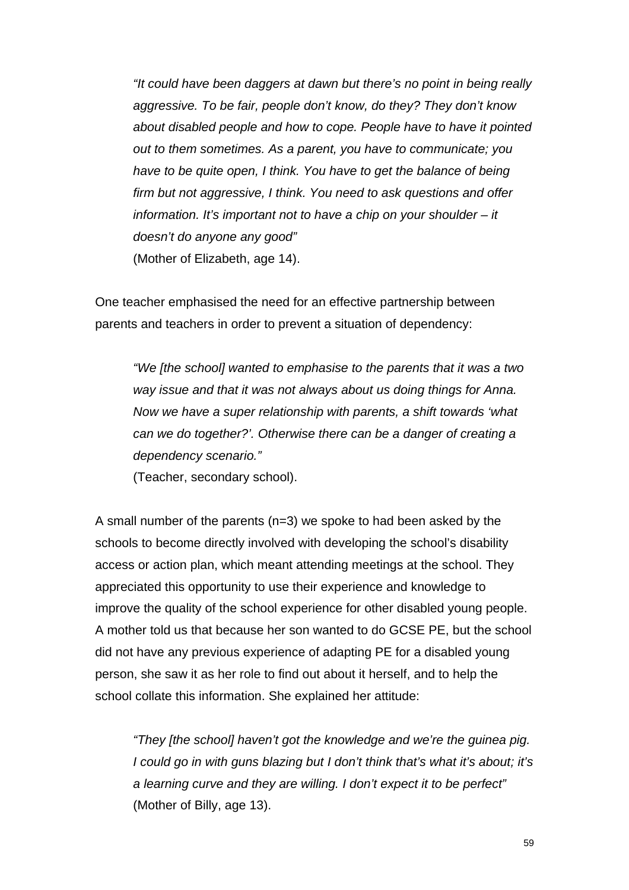> *"It could have been daggers at dawn but there's no point in being really aggressive. To be fair, people don't know, do they? They don't know about disabled people and how to cope. People have to have it pointed out to them sometimes. As a parent, you have to communicate; you have to be quite open, I think. You have to get the balance of being firm but not aggressive, I think. You need to ask questions and offer information. It's important not to have a chip on your shoulder – it doesn't do anyone any good"*
> (Mother of Elizabeth, age 14).

One teacher emphasised the need for an effective partnership between parents and teachers in order to prevent a situation of dependency:

> *"We [the school] wanted to emphasise to the parents that it was a two way issue and that it was not always about us doing things for Anna. Now we have a super relationship with parents, a shift towards 'what can we do together?'. Otherwise there can be a danger of creating a dependency scenario."*
> (Teacher, secondary school).

A small number of the parents (n=3) we spoke to had been asked by the schools to become directly involved with developing the school's disability access or action plan, which meant attending meetings at the school. They appreciated this opportunity to use their experience and knowledge to improve the quality of the school experience for other disabled young people. A mother told us that because her son wanted to do GCSE PE, but the school did not have any previous experience of adapting PE for a disabled young person, she saw it as her role to find out about it herself, and to help the school collate this information. She explained her attitude:

> *"They [the school] haven't got the knowledge and we're the guinea pig. I could go in with guns blazing but I don't think that's what it's about; it's a learning curve and they are willing. I don't expect it to be perfect"*
> (Mother of Billy, age 13).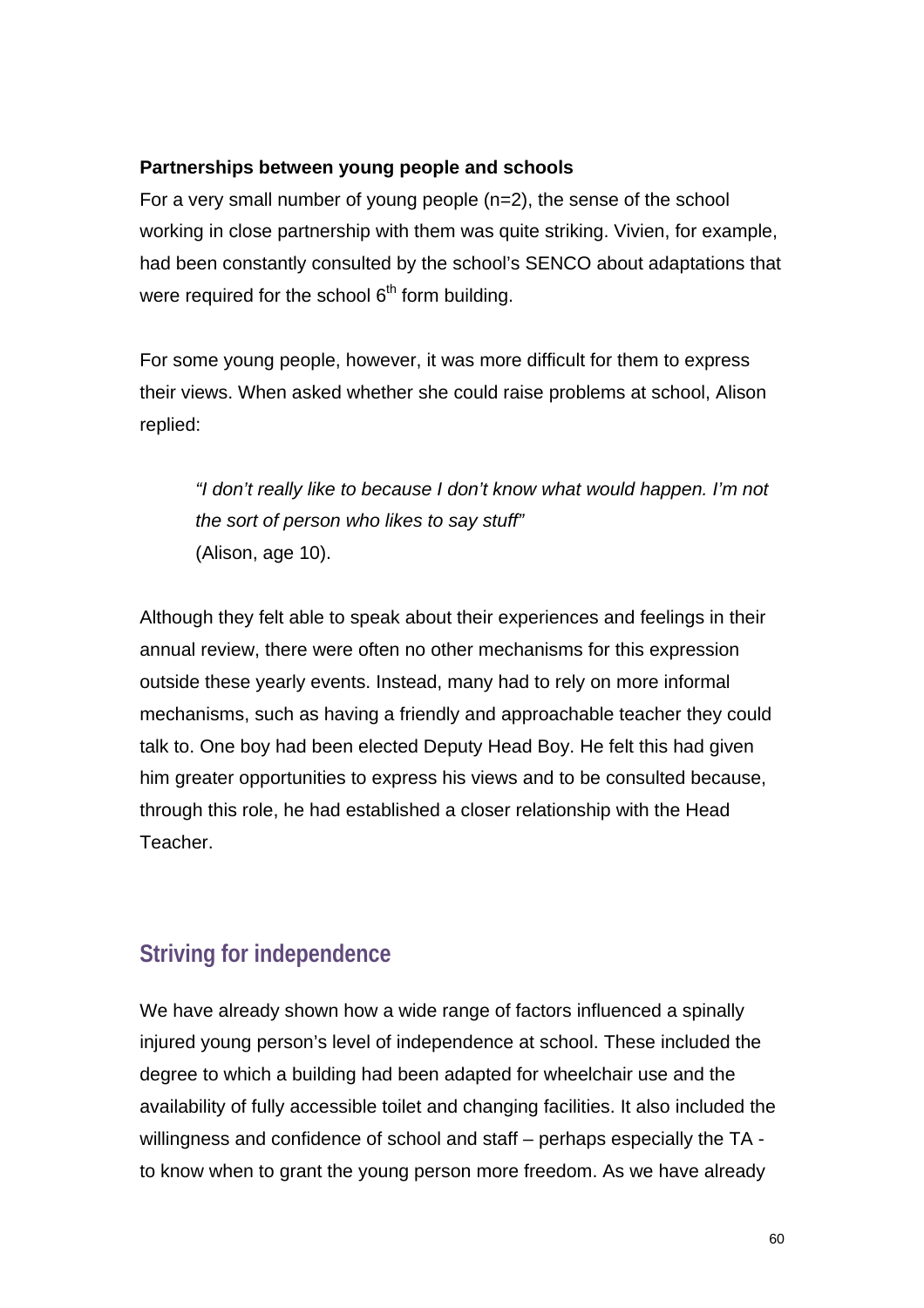**Partnerships between young people and schools**

For a very small number of young people (n=2), the sense of the school working in close partnership with them was quite striking. Vivien, for example, had been constantly consulted by the school's SENCO about adaptations that were required for the school 6th form building.

For some young people, however, it was more difficult for them to express their views. When asked whether she could raise problems at school, Alison replied:

> *"I don't really like to because I don't know what would happen. I'm not the sort of person who likes to say stuff"*
> (Alison, age 10).

Although they felt able to speak about their experiences and feelings in their annual review, there were often no other mechanisms for this expression outside these yearly events. Instead, many had to rely on more informal mechanisms, such as having a friendly and approachable teacher they could talk to. One boy had been elected Deputy Head Boy. He felt this had given him greater opportunities to express his views and to be consulted because, through this role, he had established a closer relationship with the Head Teacher.

## Striving for independence

We have already shown how a wide range of factors influenced a spinally injured young person's level of independence at school. These included the degree to which a building had been adapted for wheelchair use and the availability of fully accessible toilet and changing facilities. It also included the willingness and confidence of school and staff – perhaps especially the TA - to know when to grant the young person more freedom. As we have already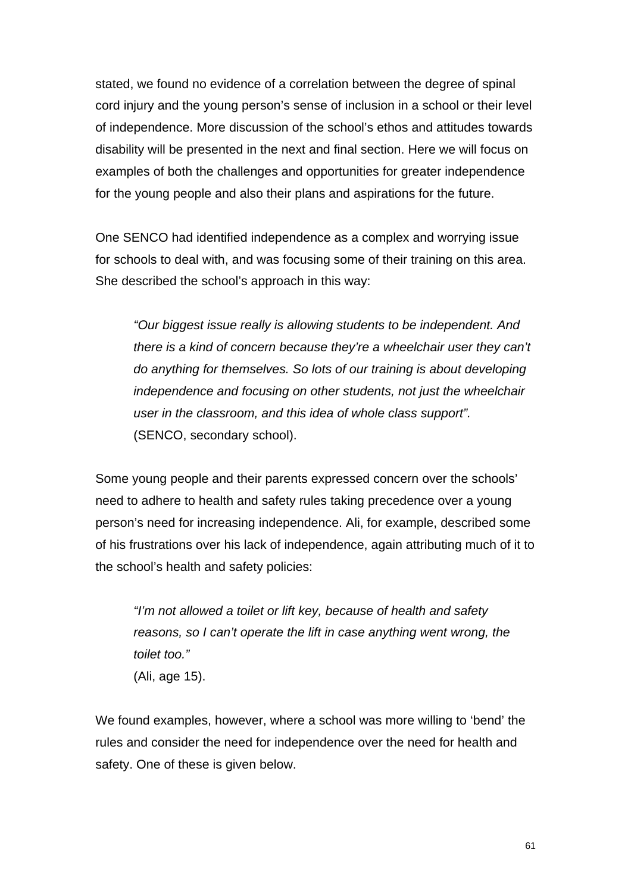stated, we found no evidence of a correlation between the degree of spinal cord injury and the young person's sense of inclusion in a school or their level of independence. More discussion of the school's ethos and attitudes towards disability will be presented in the next and final section. Here we will focus on examples of both the challenges and opportunities for greater independence for the young people and also their plans and aspirations for the future.

One SENCO had identified independence as a complex and worrying issue for schools to deal with, and was focusing some of their training on this area. She described the school's approach in this way:

> *"Our biggest issue really is allowing students to be independent. And there is a kind of concern because they're a wheelchair user they can't do anything for themselves. So lots of our training is about developing independence and focusing on other students, not just the wheelchair user in the classroom, and this idea of whole class support".*
> (SENCO, secondary school).

Some young people and their parents expressed concern over the schools' need to adhere to health and safety rules taking precedence over a young person's need for increasing independence. Ali, for example, described some of his frustrations over his lack of independence, again attributing much of it to the school's health and safety policies:

> *"I'm not allowed a toilet or lift key, because of health and safety reasons, so I can't operate the lift in case anything went wrong, the toilet too."*
> (Ali, age 15).

We found examples, however, where a school was more willing to 'bend' the rules and consider the need for independence over the need for health and safety. One of these is given below.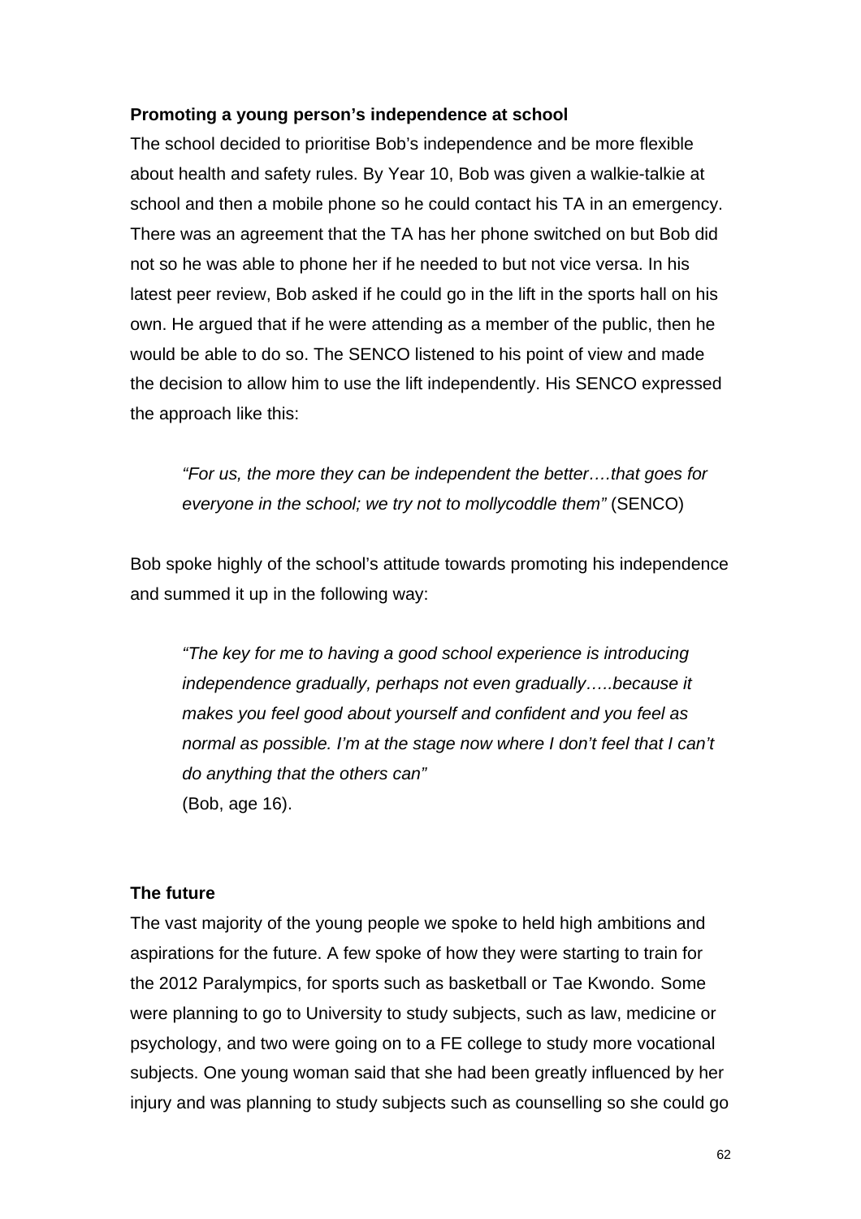**Promoting a young person's independence at school**

The school decided to prioritise Bob's independence and be more flexible about health and safety rules. By Year 10, Bob was given a walkie-talkie at school and then a mobile phone so he could contact his TA in an emergency. There was an agreement that the TA has her phone switched on but Bob did not so he was able to phone her if he needed to but not vice versa. In his latest peer review, Bob asked if he could go in the lift in the sports hall on his own. He argued that if he were attending as a member of the public, then he would be able to do so. The SENCO listened to his point of view and made the decision to allow him to use the lift independently. His SENCO expressed the approach like this:

> *"For us, the more they can be independent the better….that goes for everyone in the school; we try not to mollycoddle them"* (SENCO)

Bob spoke highly of the school's attitude towards promoting his independence and summed it up in the following way:

> *"The key for me to having a good school experience is introducing independence gradually, perhaps not even gradually…..because it makes you feel good about yourself and confident and you feel as normal as possible. I'm at the stage now where I don't feel that I can't do anything that the others can"*
> (Bob, age 16).

**The future**

The vast majority of the young people we spoke to held high ambitions and aspirations for the future. A few spoke of how they were starting to train for the 2012 Paralympics, for sports such as basketball or Tae Kwondo. Some were planning to go to University to study subjects, such as law, medicine or psychology, and two were going on to a FE college to study more vocational subjects. One young woman said that she had been greatly influenced by her injury and was planning to study subjects such as counselling so she could go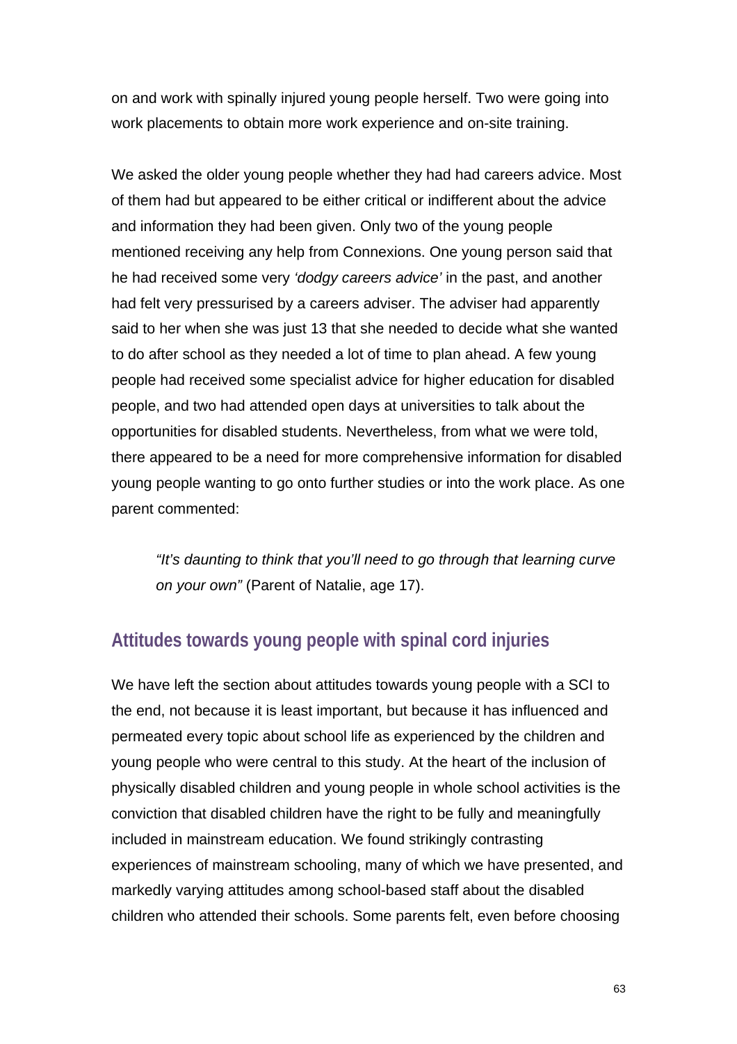on and work with spinally injured young people herself. Two were going into work placements to obtain more work experience and on-site training.

We asked the older young people whether they had had careers advice. Most of them had but appeared to be either critical or indifferent about the advice and information they had been given. Only two of the young people mentioned receiving any help from Connexions. One young person said that he had received some very *'dodgy careers advice'* in the past, and another had felt very pressurised by a careers adviser. The adviser had apparently said to her when she was just 13 that she needed to decide what she wanted to do after school as they needed a lot of time to plan ahead. A few young people had received some specialist advice for higher education for disabled people, and two had attended open days at universities to talk about the opportunities for disabled students. Nevertheless, from what we were told, there appeared to be a need for more comprehensive information for disabled young people wanting to go onto further studies or into the work place. As one parent commented:

> *"It's daunting to think that you'll need to go through that learning curve on your own"* (Parent of Natalie, age 17).

## Attitudes towards young people with spinal cord injuries

We have left the section about attitudes towards young people with a SCI to the end, not because it is least important, but because it has influenced and permeated every topic about school life as experienced by the children and young people who were central to this study. At the heart of the inclusion of physically disabled children and young people in whole school activities is the conviction that disabled children have the right to be fully and meaningfully included in mainstream education. We found strikingly contrasting experiences of mainstream schooling, many of which we have presented, and markedly varying attitudes among school-based staff about the disabled children who attended their schools. Some parents felt, even before choosing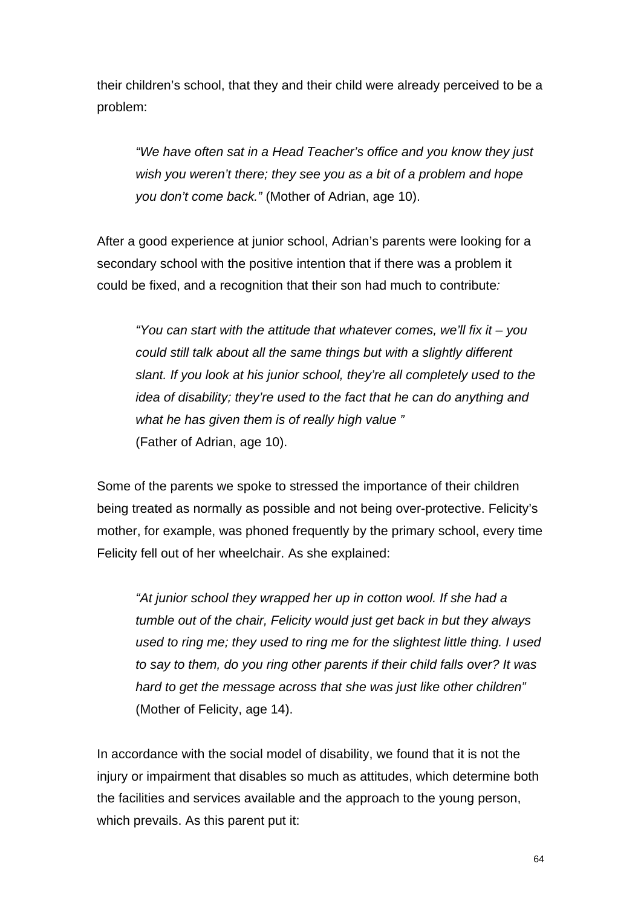their children's school, that they and their child were already perceived to be a problem:

> *"We have often sat in a Head Teacher's office and you know they just wish you weren't there; they see you as a bit of a problem and hope you don't come back."* (Mother of Adrian, age 10).

After a good experience at junior school, Adrian's parents were looking for a secondary school with the positive intention that if there was a problem it could be fixed, and a recognition that their son had much to contribute*:*

> *"You can start with the attitude that whatever comes, we'll fix it – you could still talk about all the same things but with a slightly different slant. If you look at his junior school, they're all completely used to the idea of disability; they're used to the fact that he can do anything and what he has given them is of really high value "*
> (Father of Adrian, age 10).

Some of the parents we spoke to stressed the importance of their children being treated as normally as possible and not being over-protective. Felicity's mother, for example, was phoned frequently by the primary school, every time Felicity fell out of her wheelchair. As she explained:

> *"At junior school they wrapped her up in cotton wool. If she had a tumble out of the chair, Felicity would just get back in but they always used to ring me; they used to ring me for the slightest little thing. I used to say to them, do you ring other parents if their child falls over? It was hard to get the message across that she was just like other children"*
> (Mother of Felicity, age 14).

In accordance with the social model of disability, we found that it is not the injury or impairment that disables so much as attitudes, which determine both the facilities and services available and the approach to the young person, which prevails. As this parent put it: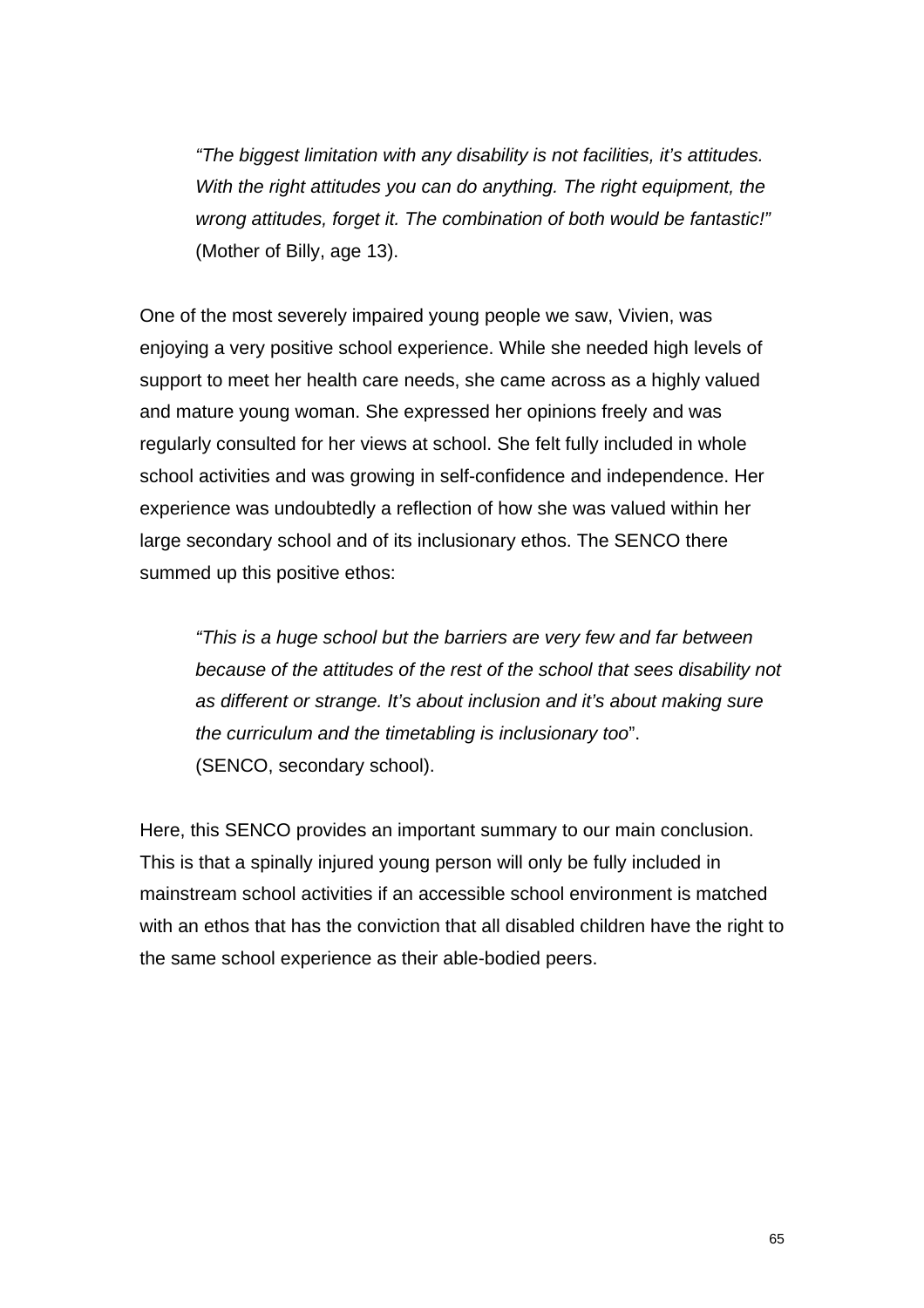> *"The biggest limitation with any disability is not facilities, it's attitudes. With the right attitudes you can do anything. The right equipment, the wrong attitudes, forget it. The combination of both would be fantastic!"* (Mother of Billy, age 13).

One of the most severely impaired young people we saw, Vivien, was enjoying a very positive school experience. While she needed high levels of support to meet her health care needs, she came across as a highly valued and mature young woman. She expressed her opinions freely and was regularly consulted for her views at school. She felt fully included in whole school activities and was growing in self-confidence and independence. Her experience was undoubtedly a reflection of how she was valued within her large secondary school and of its inclusionary ethos. The SENCO there summed up this positive ethos:

> *"This is a huge school but the barriers are very few and far between because of the attitudes of the rest of the school that sees disability not as different or strange. It's about inclusion and it's about making sure the curriculum and the timetabling is inclusionary too*".
> (SENCO, secondary school).

Here, this SENCO provides an important summary to our main conclusion. This is that a spinally injured young person will only be fully included in mainstream school activities if an accessible school environment is matched with an ethos that has the conviction that all disabled children have the right to the same school experience as their able-bodied peers.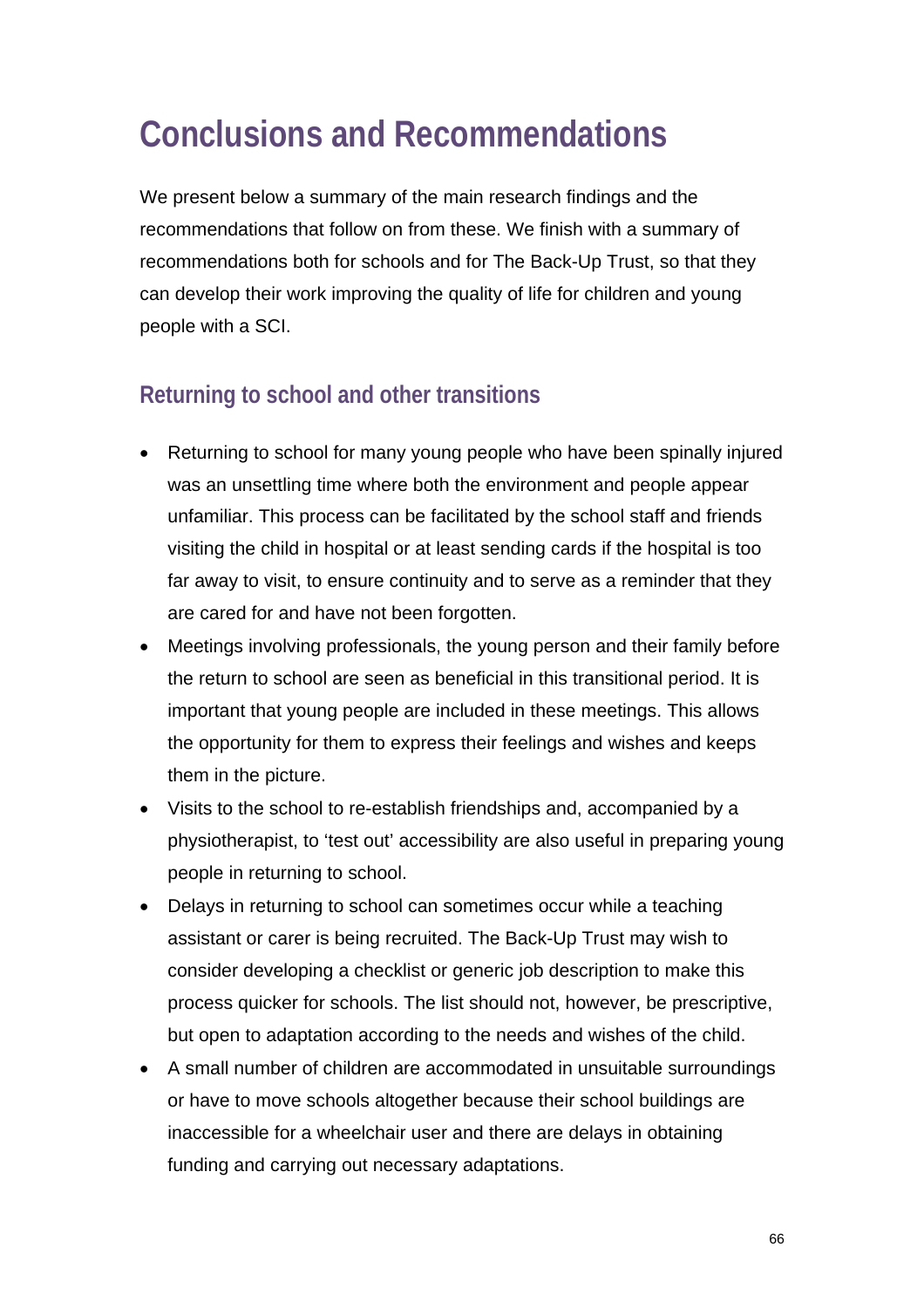# Conclusions and Recommendations

We present below a summary of the main research findings and the recommendations that follow on from these. We finish with a summary of recommendations both for schools and for The Back-Up Trust, so that they can develop their work improving the quality of life for children and young people with a SCI.

## Returning to school and other transitions

- Returning to school for many young people who have been spinally injured was an unsettling time where both the environment and people appear unfamiliar. This process can be facilitated by the school staff and friends visiting the child in hospital or at least sending cards if the hospital is too far away to visit, to ensure continuity and to serve as a reminder that they are cared for and have not been forgotten.
- Meetings involving professionals, the young person and their family before the return to school are seen as beneficial in this transitional period. It is important that young people are included in these meetings. This allows the opportunity for them to express their feelings and wishes and keeps them in the picture.
- Visits to the school to re-establish friendships and, accompanied by a physiotherapist, to 'test out' accessibility are also useful in preparing young people in returning to school.
- Delays in returning to school can sometimes occur while a teaching assistant or carer is being recruited. The Back-Up Trust may wish to consider developing a checklist or generic job description to make this process quicker for schools. The list should not, however, be prescriptive, but open to adaptation according to the needs and wishes of the child.
- A small number of children are accommodated in unsuitable surroundings or have to move schools altogether because their school buildings are inaccessible for a wheelchair user and there are delays in obtaining funding and carrying out necessary adaptations.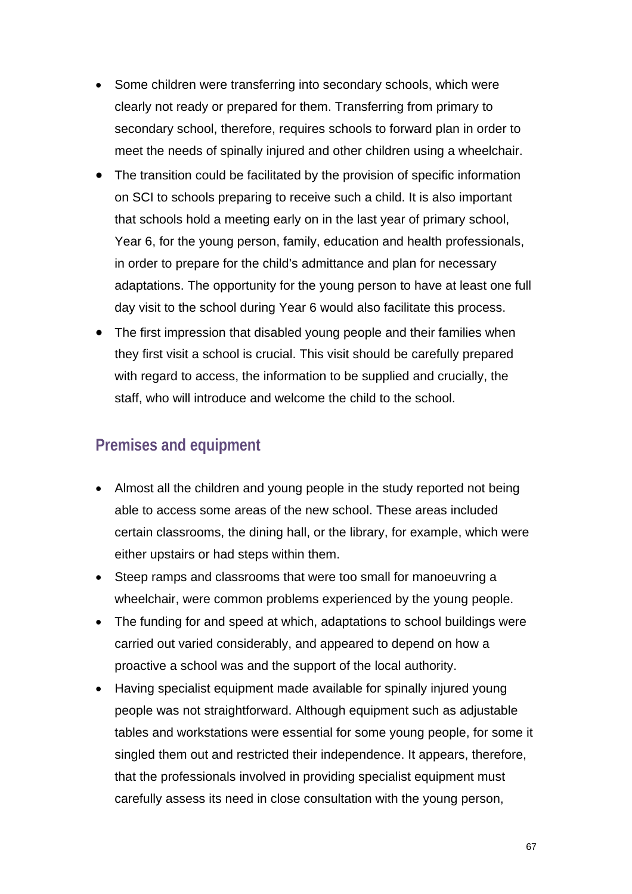- Some children were transferring into secondary schools, which were clearly not ready or prepared for them. Transferring from primary to secondary school, therefore, requires schools to forward plan in order to meet the needs of spinally injured and other children using a wheelchair.
- The transition could be facilitated by the provision of specific information on SCI to schools preparing to receive such a child. It is also important that schools hold a meeting early on in the last year of primary school, Year 6, for the young person, family, education and health professionals, in order to prepare for the child's admittance and plan for necessary adaptations. The opportunity for the young person to have at least one full day visit to the school during Year 6 would also facilitate this process.
- The first impression that disabled young people and their families when they first visit a school is crucial. This visit should be carefully prepared with regard to access, the information to be supplied and crucially, the staff, who will introduce and welcome the child to the school.

## Premises and equipment

- Almost all the children and young people in the study reported not being able to access some areas of the new school. These areas included certain classrooms, the dining hall, or the library, for example, which were either upstairs or had steps within them.
- Steep ramps and classrooms that were too small for manoeuvring a wheelchair, were common problems experienced by the young people.
- The funding for and speed at which, adaptations to school buildings were carried out varied considerably, and appeared to depend on how a proactive a school was and the support of the local authority.
- Having specialist equipment made available for spinally injured young people was not straightforward. Although equipment such as adjustable tables and workstations were essential for some young people, for some it singled them out and restricted their independence. It appears, therefore, that the professionals involved in providing specialist equipment must carefully assess its need in close consultation with the young person,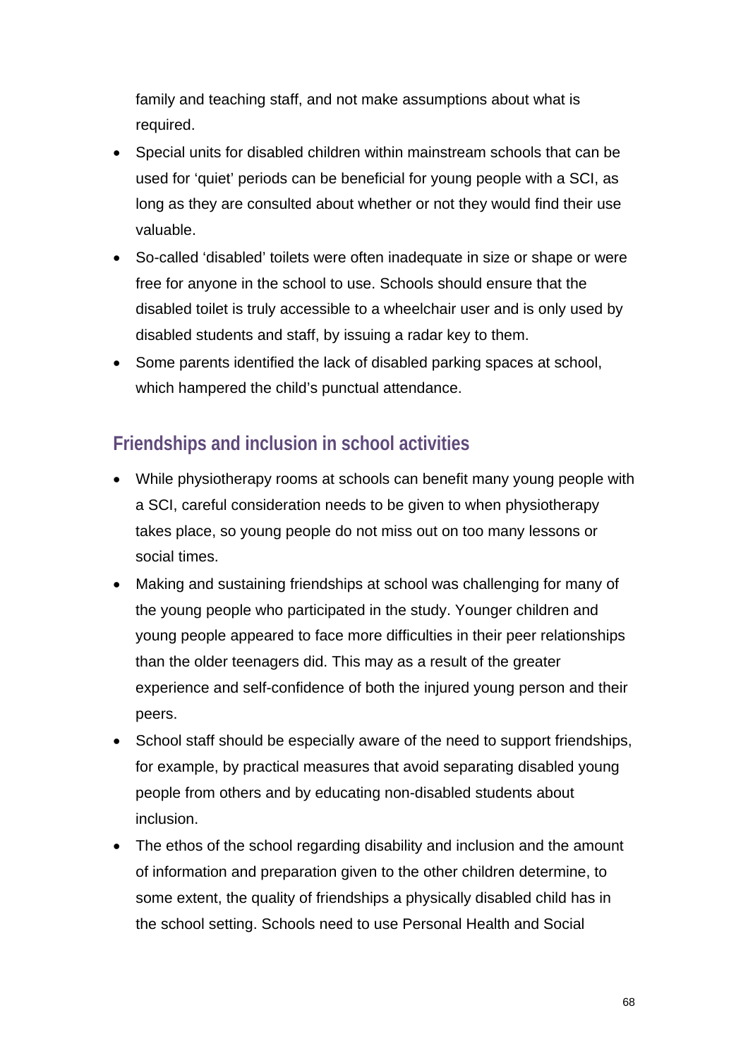family and teaching staff, and not make assumptions about what is required.

- Special units for disabled children within mainstream schools that can be used for 'quiet' periods can be beneficial for young people with a SCI, as long as they are consulted about whether or not they would find their use valuable.
- So-called 'disabled' toilets were often inadequate in size or shape or were free for anyone in the school to use. Schools should ensure that the disabled toilet is truly accessible to a wheelchair user and is only used by disabled students and staff, by issuing a radar key to them.
- Some parents identified the lack of disabled parking spaces at school, which hampered the child's punctual attendance.

## Friendships and inclusion in school activities

- While physiotherapy rooms at schools can benefit many young people with a SCI, careful consideration needs to be given to when physiotherapy takes place, so young people do not miss out on too many lessons or social times.
- Making and sustaining friendships at school was challenging for many of the young people who participated in the study. Younger children and young people appeared to face more difficulties in their peer relationships than the older teenagers did. This may as a result of the greater experience and self-confidence of both the injured young person and their peers.
- School staff should be especially aware of the need to support friendships, for example, by practical measures that avoid separating disabled young people from others and by educating non-disabled students about inclusion.
- The ethos of the school regarding disability and inclusion and the amount of information and preparation given to the other children determine, to some extent, the quality of friendships a physically disabled child has in the school setting. Schools need to use Personal Health and Social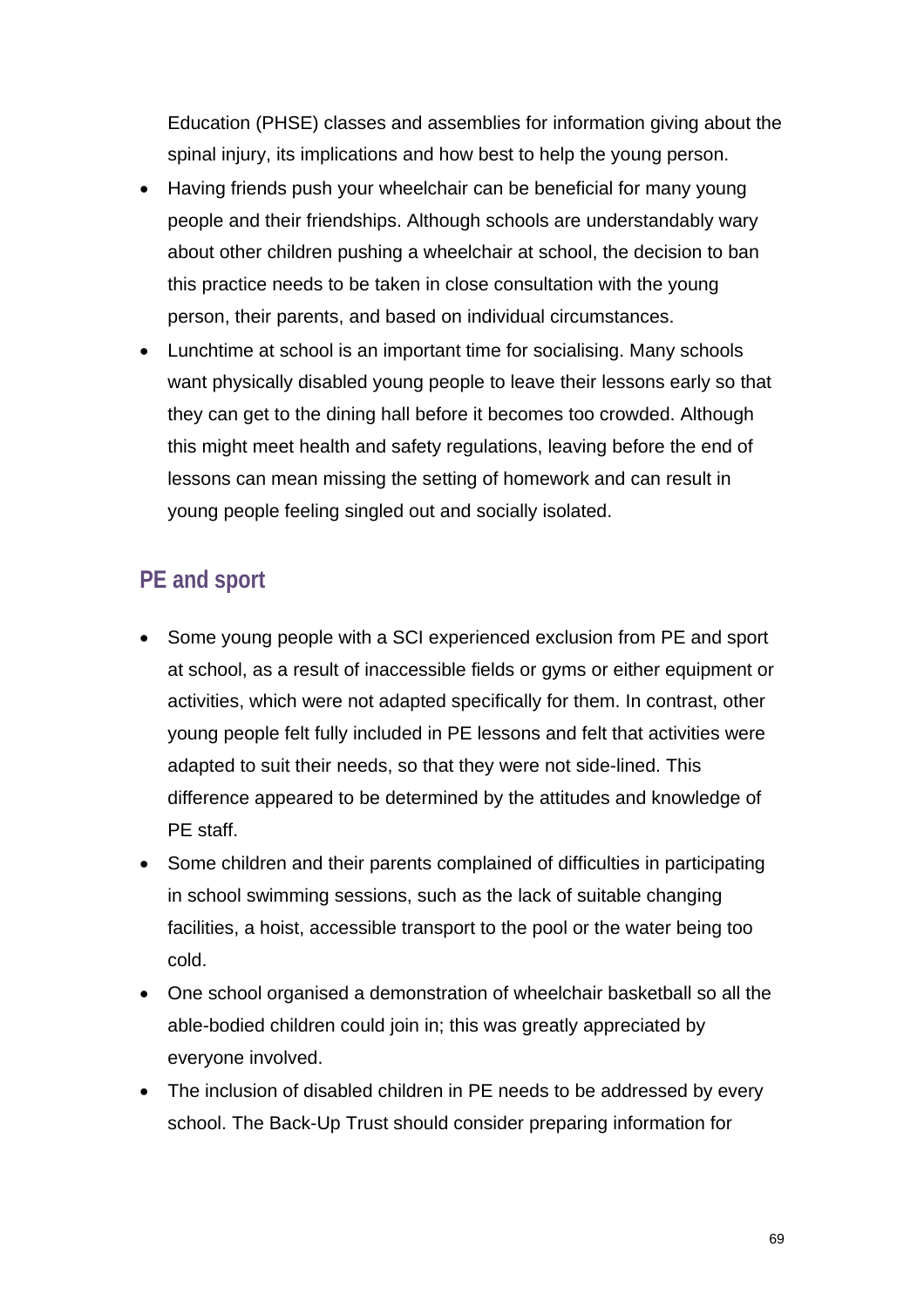Education (PHSE) classes and assemblies for information giving about the spinal injury, its implications and how best to help the young person.

- Having friends push your wheelchair can be beneficial for many young people and their friendships. Although schools are understandably wary about other children pushing a wheelchair at school, the decision to ban this practice needs to be taken in close consultation with the young person, their parents, and based on individual circumstances.
- Lunchtime at school is an important time for socialising. Many schools want physically disabled young people to leave their lessons early so that they can get to the dining hall before it becomes too crowded. Although this might meet health and safety regulations, leaving before the end of lessons can mean missing the setting of homework and can result in young people feeling singled out and socially isolated.

## PE and sport

- Some young people with a SCI experienced exclusion from PE and sport at school, as a result of inaccessible fields or gyms or either equipment or activities, which were not adapted specifically for them. In contrast, other young people felt fully included in PE lessons and felt that activities were adapted to suit their needs, so that they were not side-lined. This difference appeared to be determined by the attitudes and knowledge of PE staff.
- Some children and their parents complained of difficulties in participating in school swimming sessions, such as the lack of suitable changing facilities, a hoist, accessible transport to the pool or the water being too cold.
- One school organised a demonstration of wheelchair basketball so all the able-bodied children could join in; this was greatly appreciated by everyone involved.
- The inclusion of disabled children in PE needs to be addressed by every school. The Back-Up Trust should consider preparing information for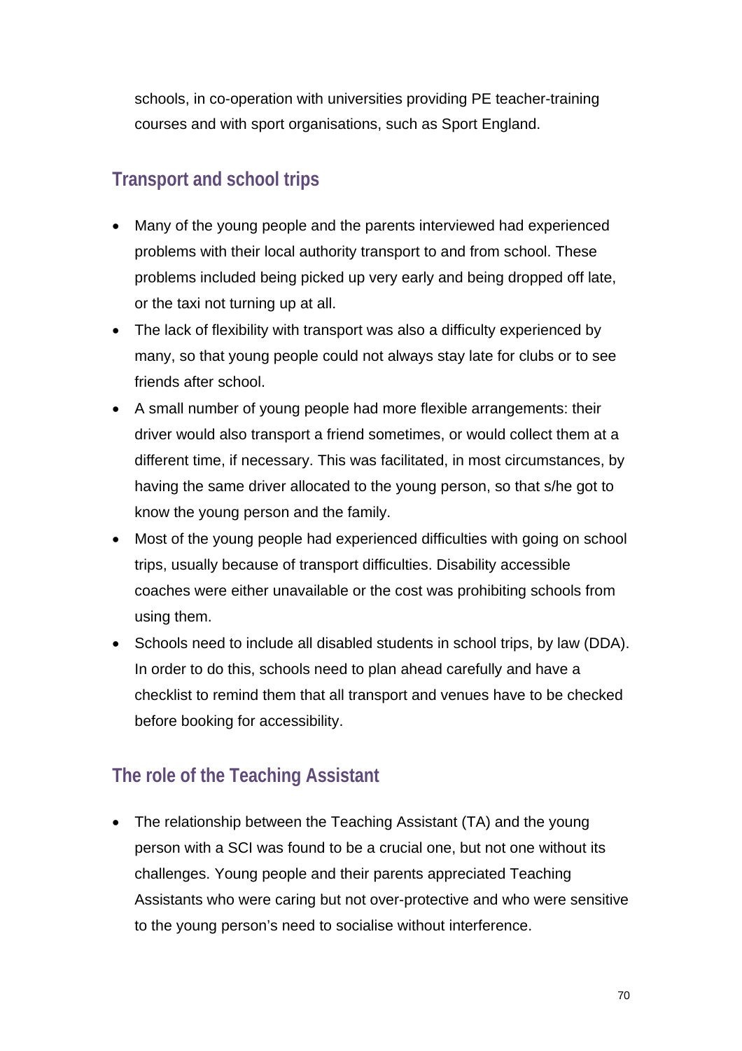schools, in co-operation with universities providing PE teacher-training courses and with sport organisations, such as Sport England.

## Transport and school trips

- Many of the young people and the parents interviewed had experienced problems with their local authority transport to and from school. These problems included being picked up very early and being dropped off late, or the taxi not turning up at all.
- The lack of flexibility with transport was also a difficulty experienced by many, so that young people could not always stay late for clubs or to see friends after school.
- A small number of young people had more flexible arrangements: their driver would also transport a friend sometimes, or would collect them at a different time, if necessary. This was facilitated, in most circumstances, by having the same driver allocated to the young person, so that s/he got to know the young person and the family.
- Most of the young people had experienced difficulties with going on school trips, usually because of transport difficulties. Disability accessible coaches were either unavailable or the cost was prohibiting schools from using them.
- Schools need to include all disabled students in school trips, by law (DDA). In order to do this, schools need to plan ahead carefully and have a checklist to remind them that all transport and venues have to be checked before booking for accessibility.

## The role of the Teaching Assistant

- The relationship between the Teaching Assistant (TA) and the young person with a SCI was found to be a crucial one, but not one without its challenges. Young people and their parents appreciated Teaching Assistants who were caring but not over-protective and who were sensitive to the young person's need to socialise without interference.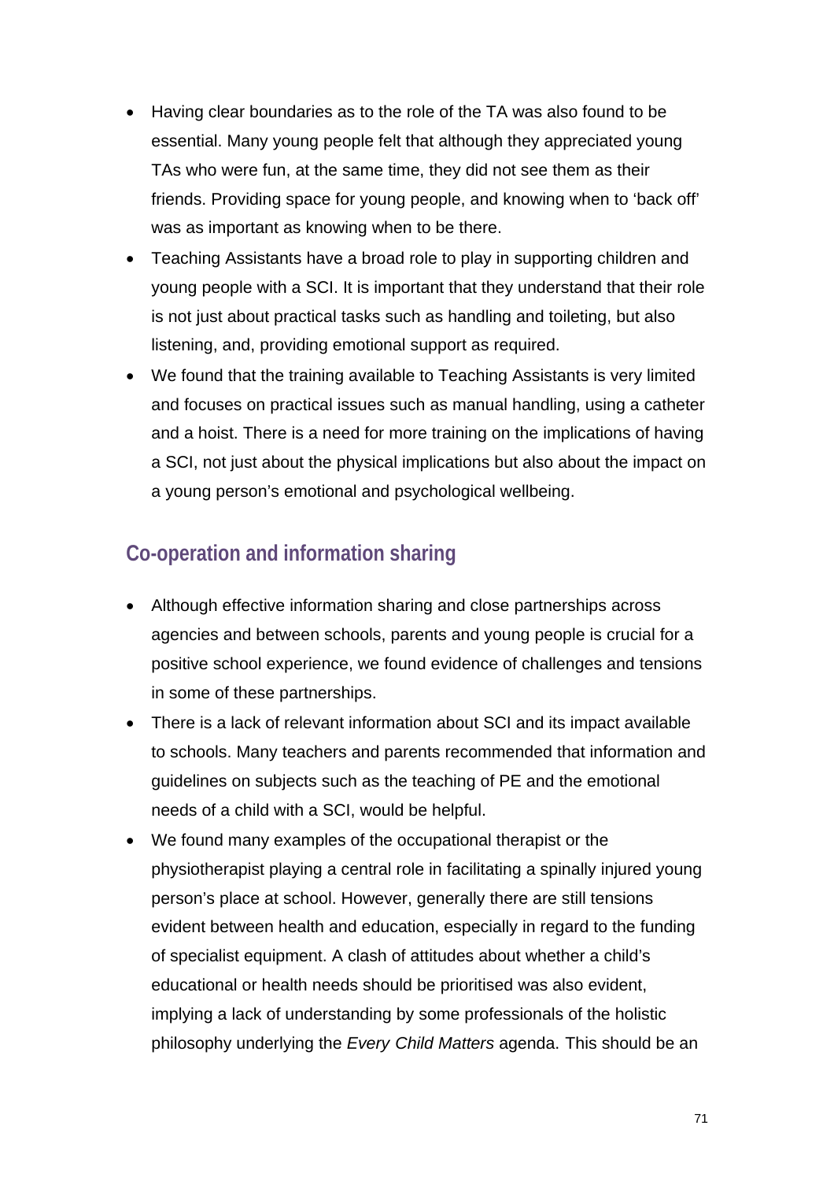- Having clear boundaries as to the role of the TA was also found to be essential. Many young people felt that although they appreciated young TAs who were fun, at the same time, they did not see them as their friends. Providing space for young people, and knowing when to 'back off' was as important as knowing when to be there.
- Teaching Assistants have a broad role to play in supporting children and young people with a SCI. It is important that they understand that their role is not just about practical tasks such as handling and toileting, but also listening, and, providing emotional support as required.
- We found that the training available to Teaching Assistants is very limited and focuses on practical issues such as manual handling, using a catheter and a hoist. There is a need for more training on the implications of having a SCI, not just about the physical implications but also about the impact on a young person's emotional and psychological wellbeing.

## Co-operation and information sharing

- Although effective information sharing and close partnerships across agencies and between schools, parents and young people is crucial for a positive school experience, we found evidence of challenges and tensions in some of these partnerships.
- There is a lack of relevant information about SCI and its impact available to schools. Many teachers and parents recommended that information and guidelines on subjects such as the teaching of PE and the emotional needs of a child with a SCI, would be helpful.
- We found many examples of the occupational therapist or the physiotherapist playing a central role in facilitating a spinally injured young person's place at school. However, generally there are still tensions evident between health and education, especially in regard to the funding of specialist equipment. A clash of attitudes about whether a child's educational or health needs should be prioritised was also evident, implying a lack of understanding by some professionals of the holistic philosophy underlying the *Every Child Matters* agenda. This should be an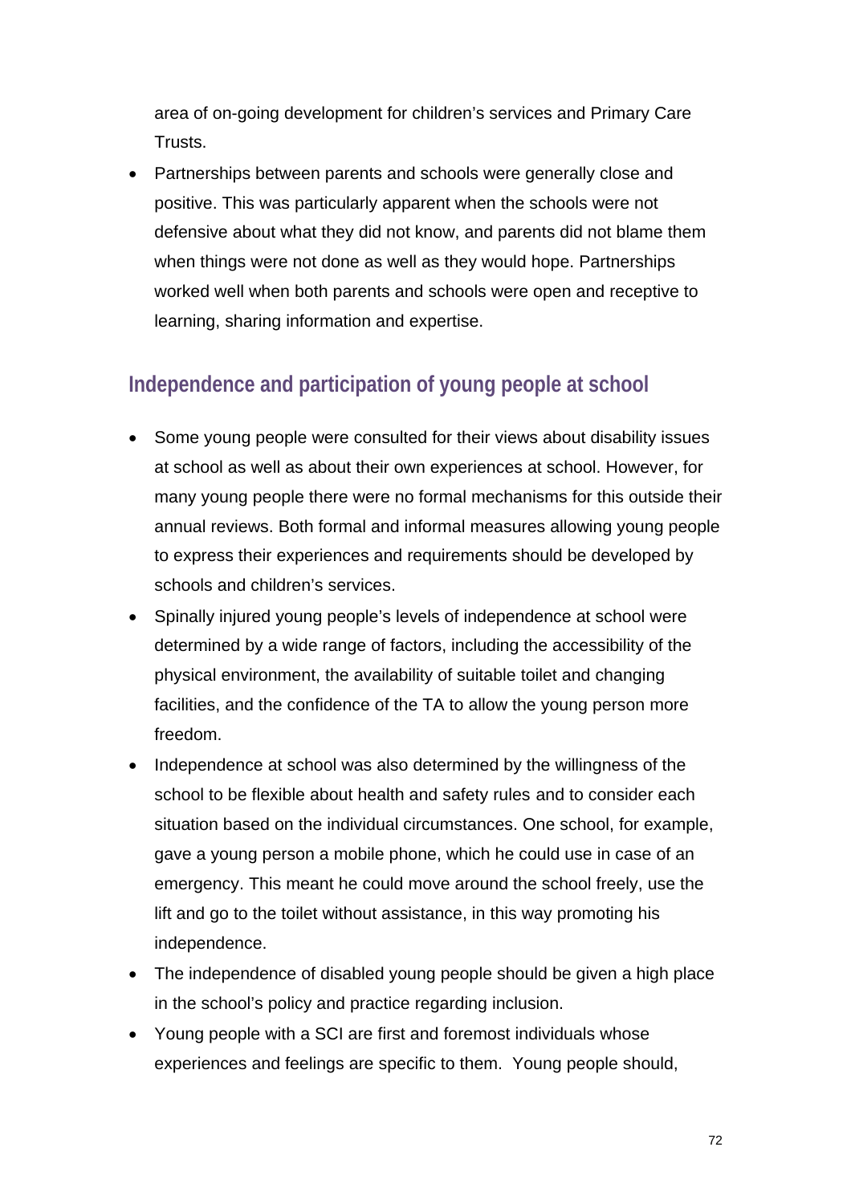area of on-going development for children's services and Primary Care Trusts.

- Partnerships between parents and schools were generally close and positive. This was particularly apparent when the schools were not defensive about what they did not know, and parents did not blame them when things were not done as well as they would hope. Partnerships worked well when both parents and schools were open and receptive to learning, sharing information and expertise.

## Independence and participation of young people at school

- Some young people were consulted for their views about disability issues at school as well as about their own experiences at school. However, for many young people there were no formal mechanisms for this outside their annual reviews. Both formal and informal measures allowing young people to express their experiences and requirements should be developed by schools and children's services.
- Spinally injured young people's levels of independence at school were determined by a wide range of factors, including the accessibility of the physical environment, the availability of suitable toilet and changing facilities, and the confidence of the TA to allow the young person more freedom.
- Independence at school was also determined by the willingness of the school to be flexible about health and safety rules and to consider each situation based on the individual circumstances. One school, for example, gave a young person a mobile phone, which he could use in case of an emergency. This meant he could move around the school freely, use the lift and go to the toilet without assistance, in this way promoting his independence.
- The independence of disabled young people should be given a high place in the school's policy and practice regarding inclusion.
- Young people with a SCI are first and foremost individuals whose experiences and feelings are specific to them. Young people should,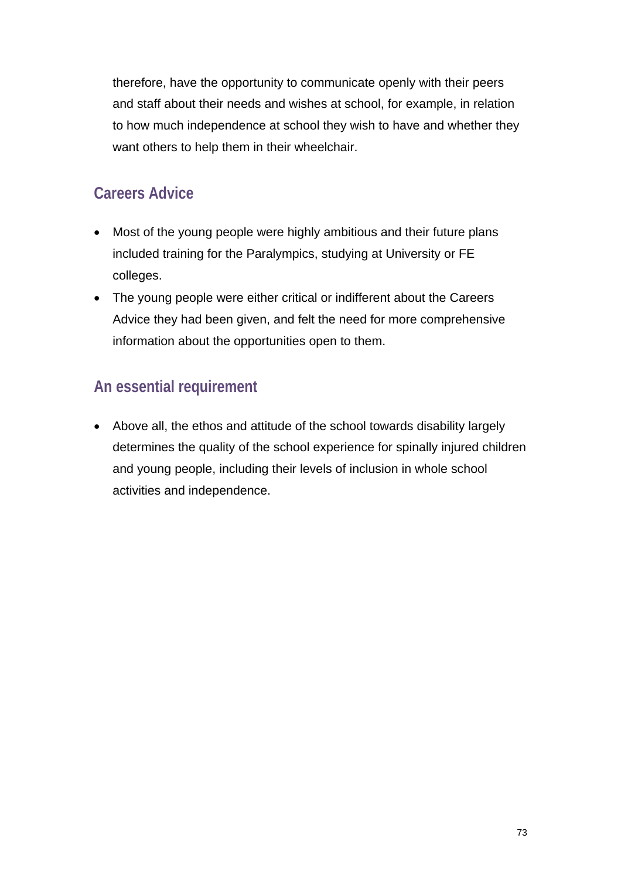therefore, have the opportunity to communicate openly with their peers and staff about their needs and wishes at school, for example, in relation to how much independence at school they wish to have and whether they want others to help them in their wheelchair.

## Careers Advice

- Most of the young people were highly ambitious and their future plans included training for the Paralympics, studying at University or FE colleges.
- The young people were either critical or indifferent about the Careers Advice they had been given, and felt the need for more comprehensive information about the opportunities open to them.

## An essential requirement

- Above all, the ethos and attitude of the school towards disability largely determines the quality of the school experience for spinally injured children and young people, including their levels of inclusion in whole school activities and independence.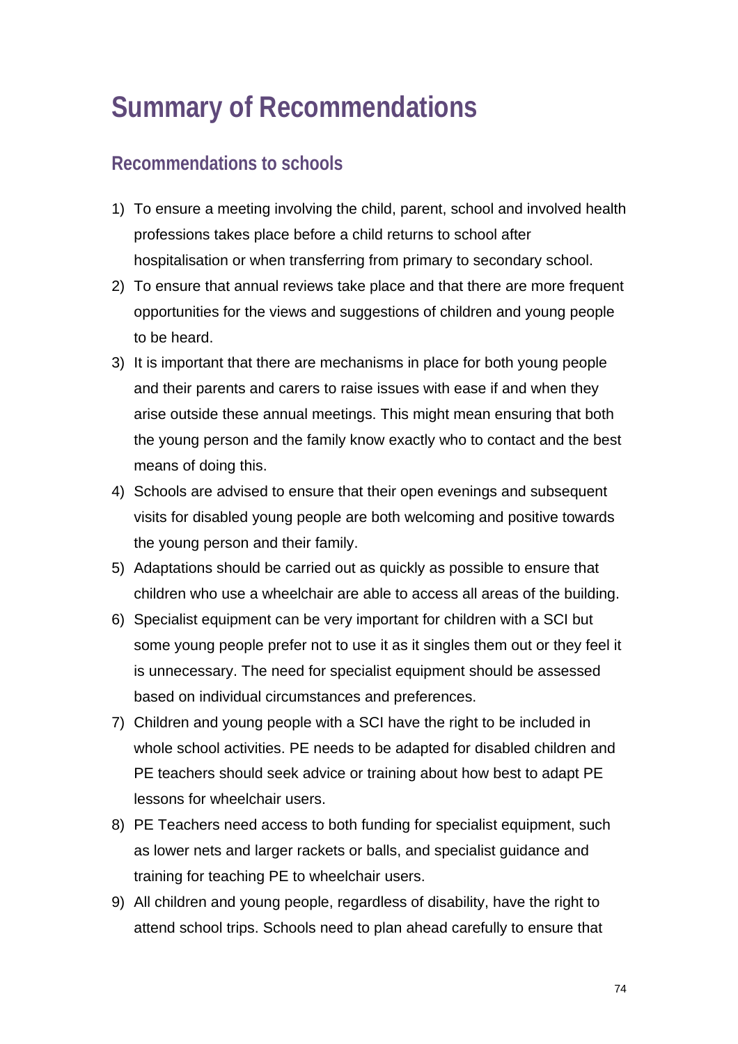# Summary of Recommendations

## Recommendations to schools

1) To ensure a meeting involving the child, parent, school and involved health professions takes place before a child returns to school after hospitalisation or when transferring from primary to secondary school.
2) To ensure that annual reviews take place and that there are more frequent opportunities for the views and suggestions of children and young people to be heard.
3) It is important that there are mechanisms in place for both young people and their parents and carers to raise issues with ease if and when they arise outside these annual meetings. This might mean ensuring that both the young person and the family know exactly who to contact and the best means of doing this.
4) Schools are advised to ensure that their open evenings and subsequent visits for disabled young people are both welcoming and positive towards the young person and their family.
5) Adaptations should be carried out as quickly as possible to ensure that children who use a wheelchair are able to access all areas of the building.
6) Specialist equipment can be very important for children with a SCI but some young people prefer not to use it as it singles them out or they feel it is unnecessary. The need for specialist equipment should be assessed based on individual circumstances and preferences.
7) Children and young people with a SCI have the right to be included in whole school activities. PE needs to be adapted for disabled children and PE teachers should seek advice or training about how best to adapt PE lessons for wheelchair users.
8) PE Teachers need access to both funding for specialist equipment, such as lower nets and larger rackets or balls, and specialist guidance and training for teaching PE to wheelchair users.
9) All children and young people, regardless of disability, have the right to attend school trips. Schools need to plan ahead carefully to ensure that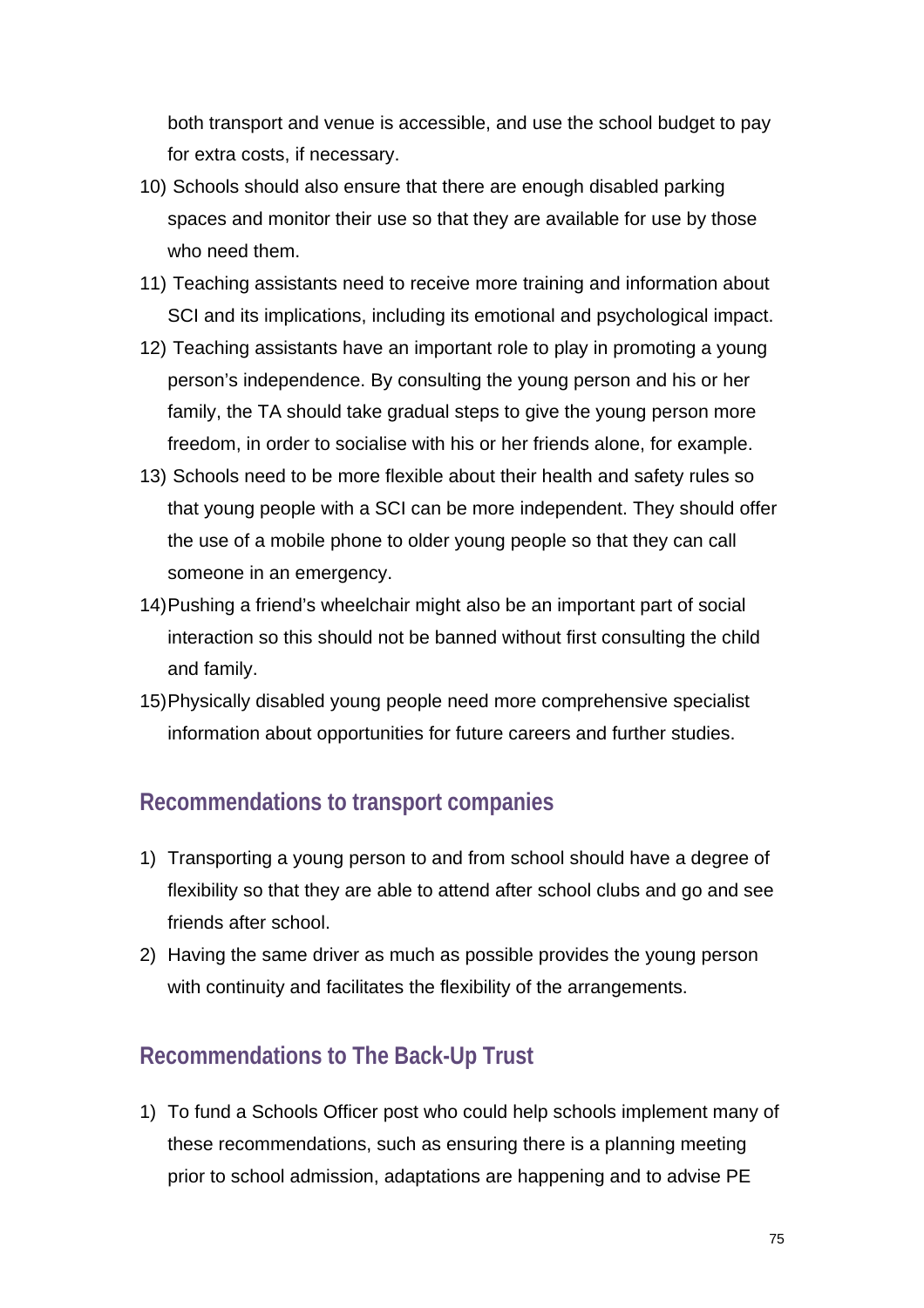both transport and venue is accessible, and use the school budget to pay for extra costs, if necessary.

10) Schools should also ensure that there are enough disabled parking spaces and monitor their use so that they are available for use by those who need them.
11) Teaching assistants need to receive more training and information about SCI and its implications, including its emotional and psychological impact.
12) Teaching assistants have an important role to play in promoting a young person's independence. By consulting the young person and his or her family, the TA should take gradual steps to give the young person more freedom, in order to socialise with his or her friends alone, for example.
13) Schools need to be more flexible about their health and safety rules so that young people with a SCI can be more independent. They should offer the use of a mobile phone to older young people so that they can call someone in an emergency.
14) Pushing a friend's wheelchair might also be an important part of social interaction so this should not be banned without first consulting the child and family.
15) Physically disabled young people need more comprehensive specialist information about opportunities for future careers and further studies.

## Recommendations to transport companies

1) Transporting a young person to and from school should have a degree of flexibility so that they are able to attend after school clubs and go and see friends after school.
2) Having the same driver as much as possible provides the young person with continuity and facilitates the flexibility of the arrangements.

## Recommendations to The Back-Up Trust

1) To fund a Schools Officer post who could help schools implement many of these recommendations, such as ensuring there is a planning meeting prior to school admission, adaptations are happening and to advise PE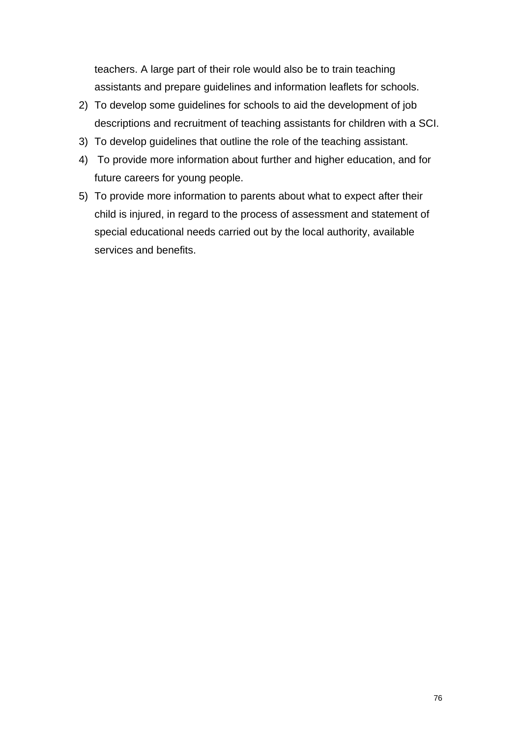teachers. A large part of their role would also be to train teaching assistants and prepare guidelines and information leaflets for schools.

2) To develop some guidelines for schools to aid the development of job descriptions and recruitment of teaching assistants for children with a SCI.
3) To develop guidelines that outline the role of the teaching assistant.
4) To provide more information about further and higher education, and for future careers for young people.
5) To provide more information to parents about what to expect after their child is injured, in regard to the process of assessment and statement of special educational needs carried out by the local authority, available services and benefits.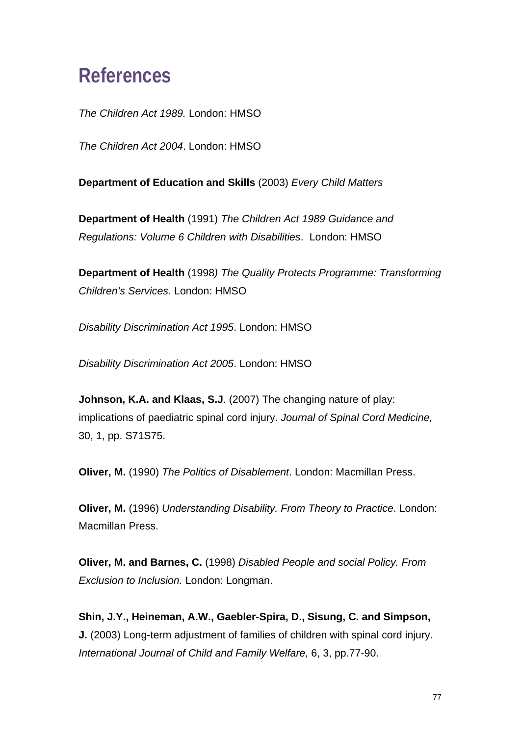# References

*The Children Act 1989.* London: HMSO

*The Children Act 2004*. London: HMSO

**Department of Education and Skills** (2003) *Every Child Matters*

**Department of Health** (1991) *The Children Act 1989 Guidance and Regulations: Volume 6 Children with Disabilities*. London: HMSO

**Department of Health** (1998*) The Quality Protects Programme: Transforming Children's Services.* London: HMSO

*Disability Discrimination Act 1995*. London: HMSO

*Disability Discrimination Act 2005*. London: HMSO

**Johnson, K.A. and Klaas, S.J**. (2007) The changing nature of play: implications of paediatric spinal cord injury. *Journal of Spinal Cord Medicine,* 30, 1, pp. S71S75.

**Oliver, M.** (1990) *The Politics of Disablement*. London: Macmillan Press.

**Oliver, M.** (1996) *Understanding Disability. From Theory to Practice*. London: Macmillan Press.

**Oliver, M. and Barnes, C.** (1998) *Disabled People and social Policy. From Exclusion to Inclusion.* London: Longman.

**Shin, J.Y., Heineman, A.W., Gaebler-Spira, D., Sisung, C. and Simpson, J.** (2003) Long-term adjustment of families of children with spinal cord injury. *International Journal of Child and Family Welfare,* 6, 3, pp.77-90.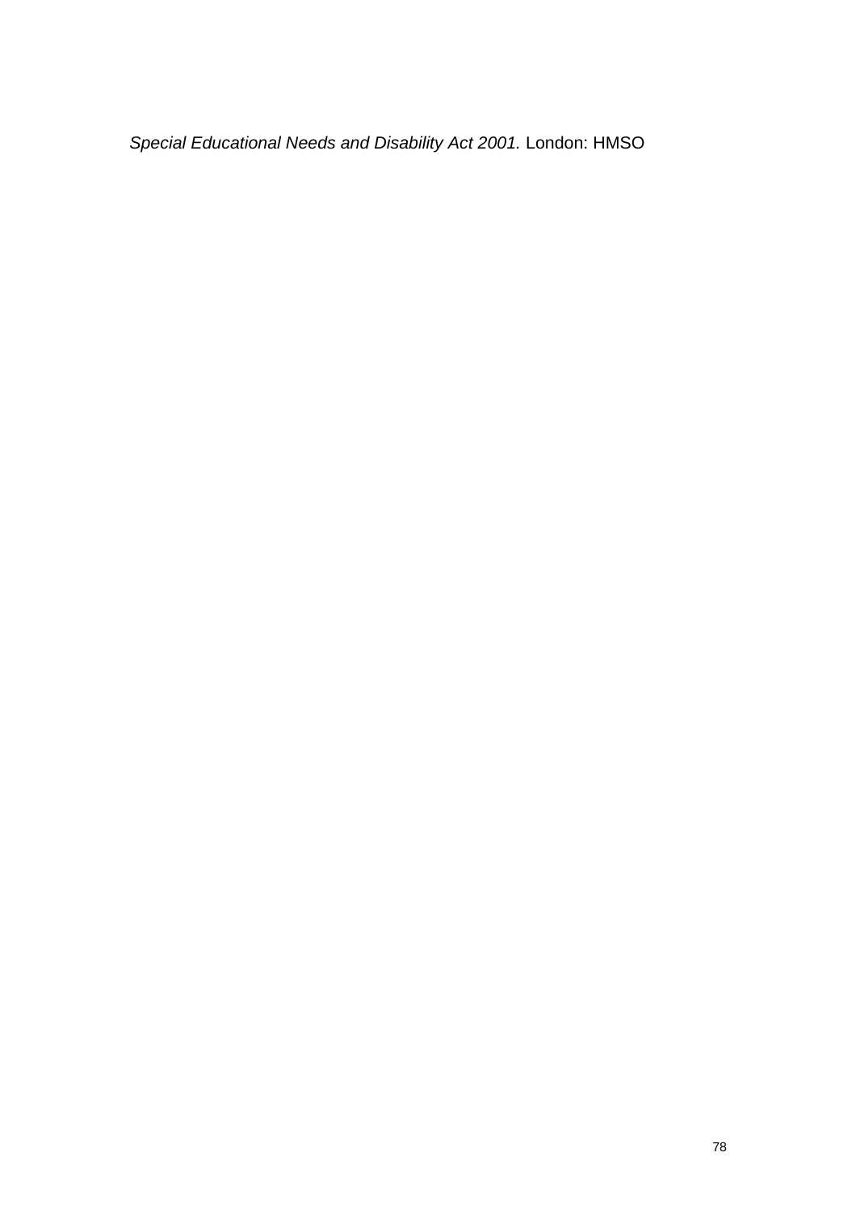*Special Educational Needs and Disability Act 2001.* London: HMSO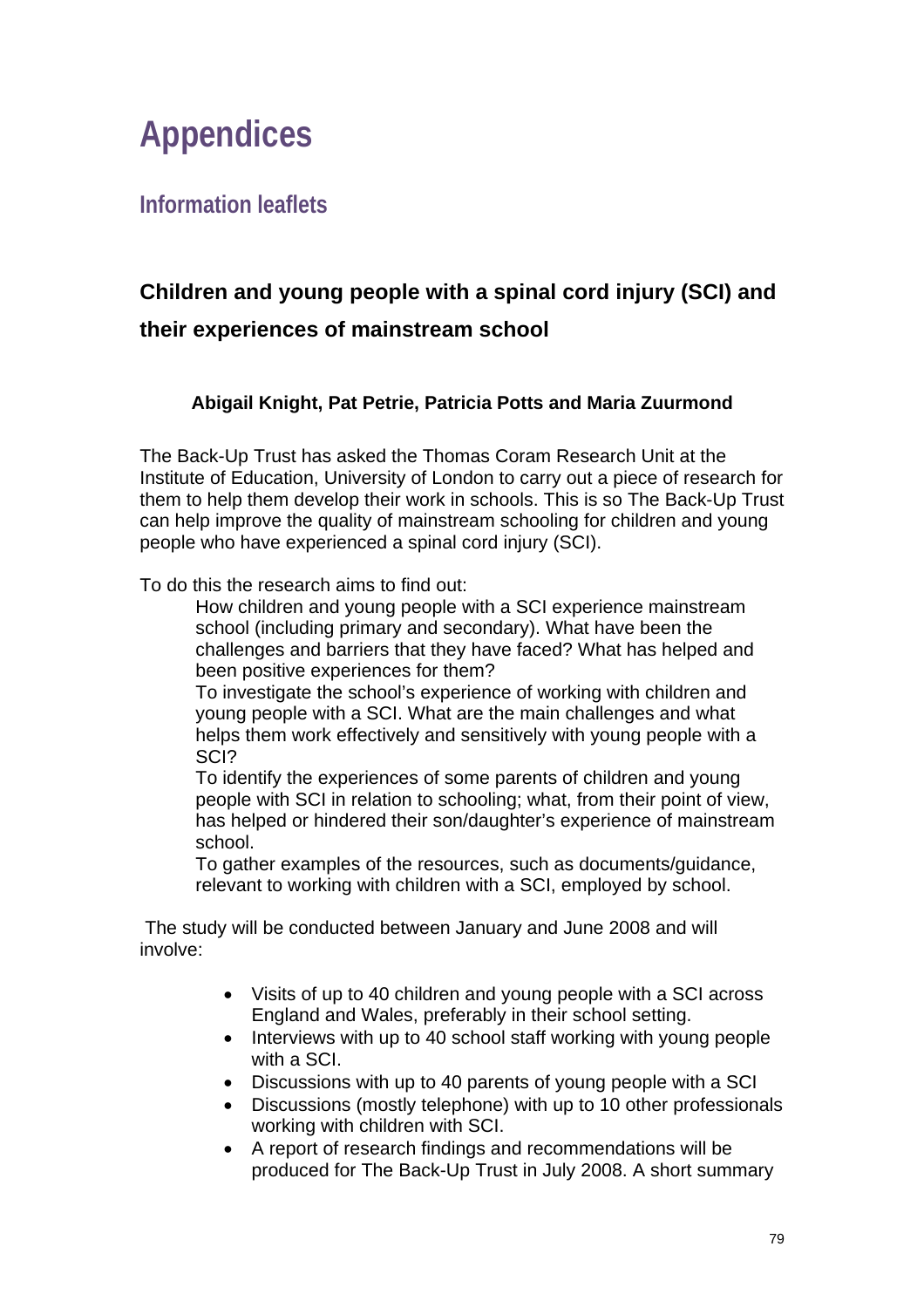# Appendices

## Information leaflets

### Children and young people with a spinal cord injury (SCI) and their experiences of mainstream school

**Abigail Knight, Pat Petrie, Patricia Potts and Maria Zuurmond**

The Back-Up Trust has asked the Thomas Coram Research Unit at the Institute of Education, University of London to carry out a piece of research for them to help them develop their work in schools. This is so The Back-Up Trust can help improve the quality of mainstream schooling for children and young people who have experienced a spinal cord injury (SCI).

To do this the research aims to find out:

How children and young people with a SCI experience mainstream school (including primary and secondary). What have been the challenges and barriers that they have faced? What has helped and been positive experiences for them?

To investigate the school's experience of working with children and young people with a SCI. What are the main challenges and what helps them work effectively and sensitively with young people with a SCI?

To identify the experiences of some parents of children and young people with SCI in relation to schooling; what, from their point of view, has helped or hindered their son/daughter's experience of mainstream school.

To gather examples of the resources, such as documents/guidance, relevant to working with children with a SCI, employed by school.

The study will be conducted between January and June 2008 and will involve:

- Visits of up to 40 children and young people with a SCI across England and Wales, preferably in their school setting.
- Interviews with up to 40 school staff working with young people with a SCI.
- Discussions with up to 40 parents of young people with a SCI
- Discussions (mostly telephone) with up to 10 other professionals working with children with SCI.
- A report of research findings and recommendations will be produced for The Back-Up Trust in July 2008. A short summary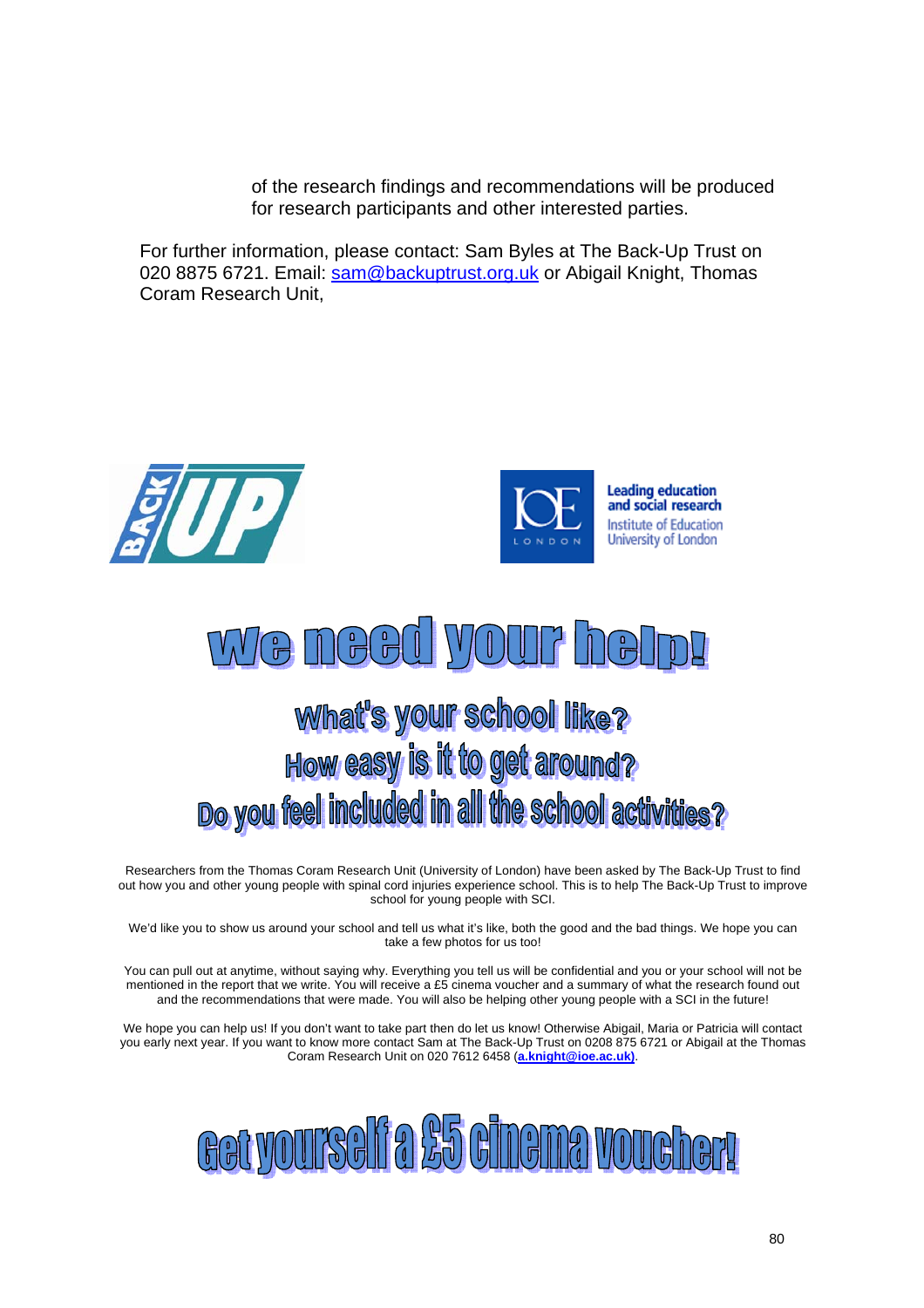of the research findings and recommendations will be produced for research participants and other interested parties.

For further information, please contact: Sam Byles at The Back-Up Trust on 020 8875 6721. Email: sam@backuptrust.org.uk or Abigail Knight, Thomas Coram Research Unit,

# We need your help!

## What's your school like?
## How easy is it to get around?
## Do you feel included in all the school activities?

Researchers from the Thomas Coram Research Unit (University of London) have been asked by The Back-Up Trust to find out how you and other young people with spinal cord injuries experience school. This is to help The Back-Up Trust to improve school for young people with SCI.

We'd like you to show us around your school and tell us what it's like, both the good and the bad things. We hope you can take a few photos for us too!

You can pull out at anytime, without saying why. Everything you tell us will be confidential and you or your school will not be mentioned in the report that we write. You will receive a £5 cinema voucher and a summary of what the research found out and the recommendations that were made. You will also be helping other young people with a SCI in the future!

We hope you can help us! If you don't want to take part then do let us know! Otherwise Abigail, Maria or Patricia will contact you early next year. If you want to know more contact Sam at The Back-Up Trust on 0208 875 6721 or Abigail at the Thomas Coram Research Unit on 020 7612 6458 (**a.knight@ioe.ac.uk)**.

# Get yourself a £5 cinema voucher!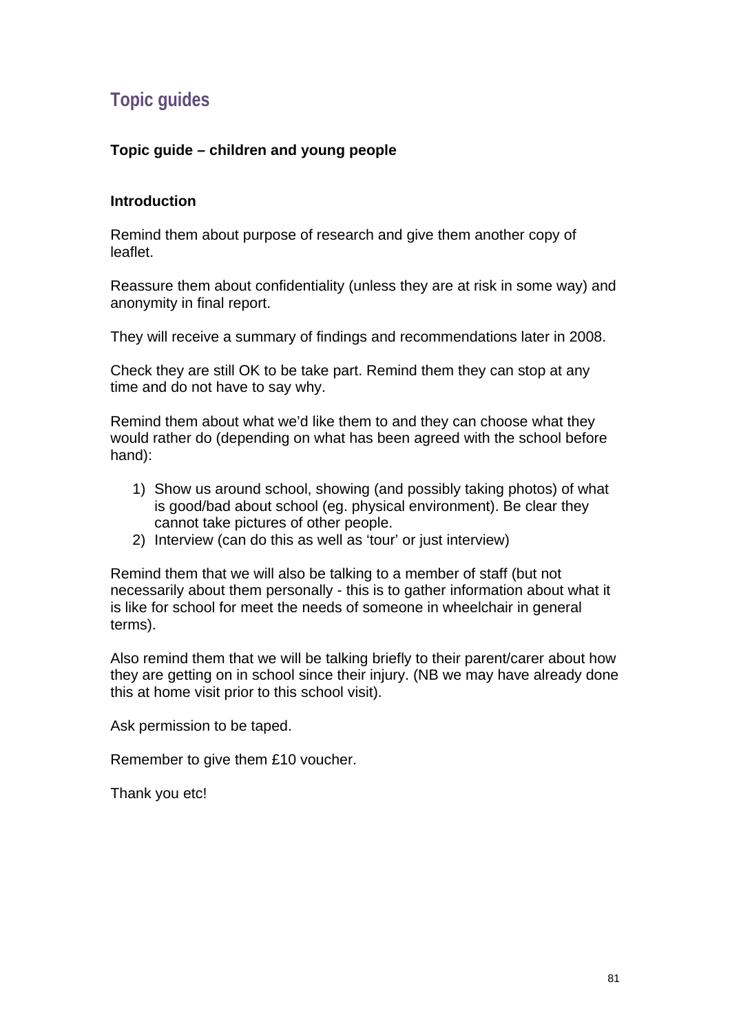## Topic guides

### Topic guide – children and young people

#### Introduction

Remind them about purpose of research and give them another copy of leaflet.

Reassure them about confidentiality (unless they are at risk in some way) and anonymity in final report.

They will receive a summary of findings and recommendations later in 2008.

Check they are still OK to be take part. Remind them they can stop at any time and do not have to say why.

Remind them about what we'd like them to and they can choose what they would rather do (depending on what has been agreed with the school before hand):

1) Show us around school, showing (and possibly taking photos) of what is good/bad about school (eg. physical environment). Be clear they cannot take pictures of other people.
2) Interview (can do this as well as 'tour' or just interview)

Remind them that we will also be talking to a member of staff (but not necessarily about them personally - this is to gather information about what it is like for school for meet the needs of someone in wheelchair in general terms).

Also remind them that we will be talking briefly to their parent/carer about how they are getting on in school since their injury. (NB we may have already done this at home visit prior to this school visit).

Ask permission to be taped.

Remember to give them £10 voucher.

Thank you etc!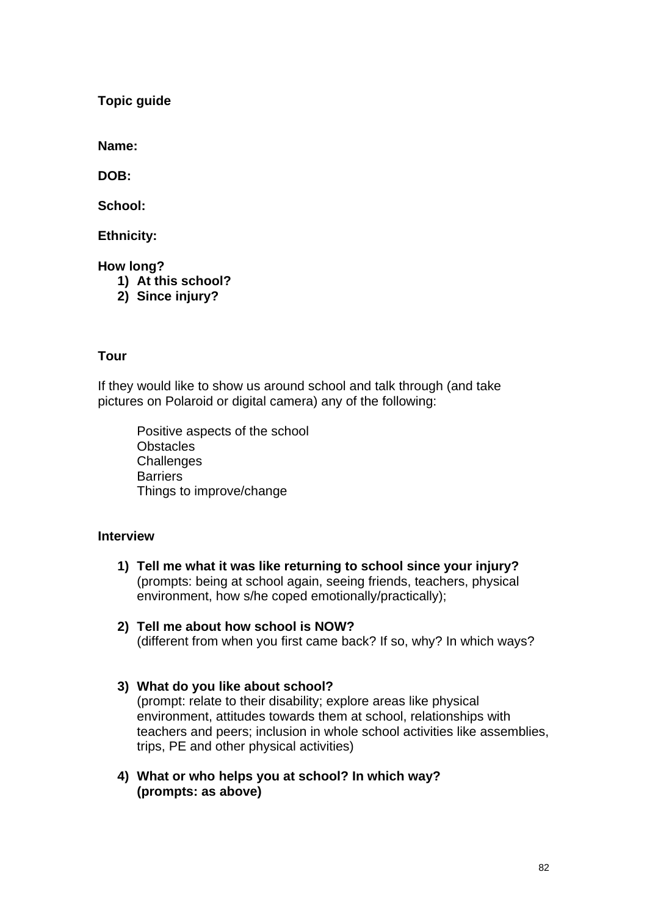**Topic guide**

**Name:**

**DOB:**

**School:**

**Ethnicity:**

**How long?**

1) **At this school?**
2) **Since injury?**

**Tour**

If they would like to show us around school and talk through (and take pictures on Polaroid or digital camera) any of the following:

Positive aspects of the school
Obstacles
Challenges
Barriers
Things to improve/change

**Interview**

1) **Tell me what it was like returning to school since your injury?** (prompts: being at school again, seeing friends, teachers, physical environment, how s/he coped emotionally/practically);

2) **Tell me about how school is NOW?** (different from when you first came back? If so, why? In which ways?

3) **What do you like about school?** (prompt: relate to their disability; explore areas like physical environment, attitudes towards them at school, relationships with teachers and peers; inclusion in whole school activities like assemblies, trips, PE and other physical activities)

4) **What or who helps you at school? In which way? (prompts: as above)**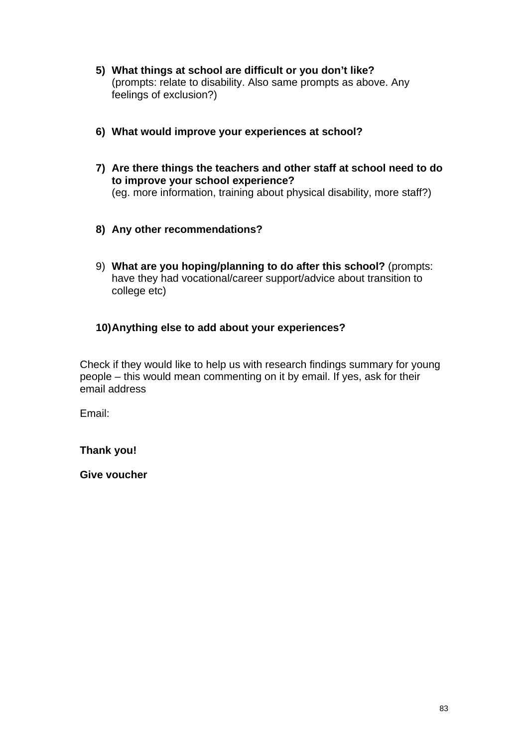5) **What things at school are difficult or you don't like?**
   (prompts: relate to disability. Also same prompts as above. Any feelings of exclusion?)

6) **What would improve your experiences at school?**

7) **Are there things the teachers and other staff at school need to do to improve your school experience?**
   (eg. more information, training about physical disability, more staff?)

8) **Any other recommendations?**

9) **What are you hoping/planning to do after this school?** (prompts: have they had vocational/career support/advice about transition to college etc)

10) **Anything else to add about your experiences?**

Check if they would like to help us with research findings summary for young people – this would mean commenting on it by email. If yes, ask for their email address

Email:

**Thank you!**

**Give voucher**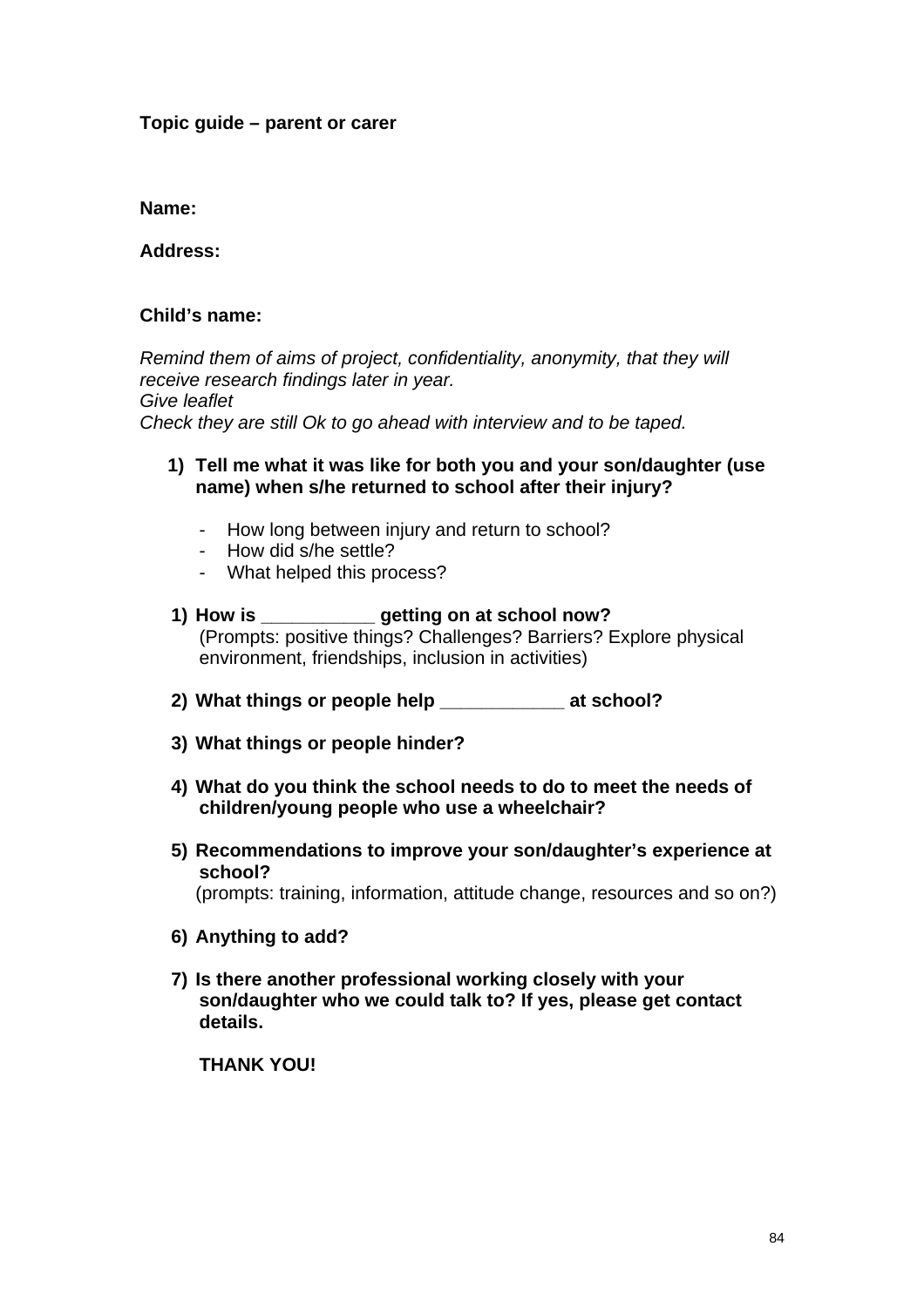**Topic guide – parent or carer**

**Name:**

**Address:**

**Child's name:**

*Remind them of aims of project, confidentiality, anonymity, that they will receive research findings later in year.*
*Give leaflet*
*Check they are still Ok to go ahead with interview and to be taped.*

1) **Tell me what it was like for both you and your son/daughter (use name) when s/he returned to school after their injury?**

   - How long between injury and return to school?
   - How did s/he settle?
   - What helped this process?

1) **How is __________ getting on at school now?**
   (Prompts: positive things? Challenges? Barriers? Explore physical environment, friendships, inclusion in activities)

2) **What things or people help ___________ at school?**

3) **What things or people hinder?**

4) **What do you think the school needs to do to meet the needs of children/young people who use a wheelchair?**

5) **Recommendations to improve your son/daughter's experience at school?**
   (prompts: training, information, attitude change, resources and so on?)

6) **Anything to add?**

7) **Is there another professional working closely with your son/daughter who we could talk to? If yes, please get contact details.**

   **THANK YOU!**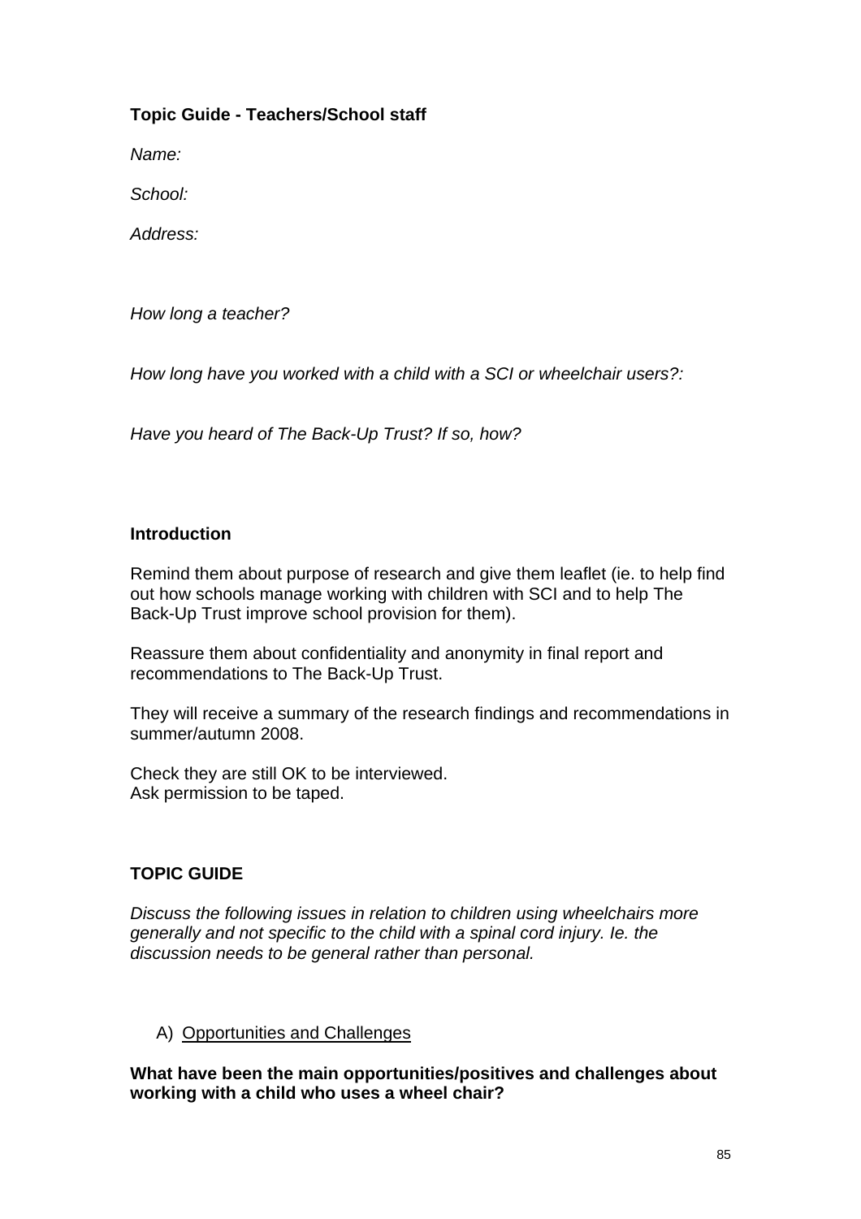**Topic Guide - Teachers/School staff**

*Name:*

*School:*

*Address:*

*How long a teacher?*

*How long have you worked with a child with a SCI or wheelchair users?:*

*Have you heard of The Back-Up Trust? If so, how?*

**Introduction**

Remind them about purpose of research and give them leaflet (ie. to help find out how schools manage working with children with SCI and to help The Back-Up Trust improve school provision for them).

Reassure them about confidentiality and anonymity in final report and recommendations to The Back-Up Trust.

They will receive a summary of the research findings and recommendations in summer/autumn 2008.

Check they are still OK to be interviewed.
Ask permission to be taped.

**TOPIC GUIDE**

*Discuss the following issues in relation to children using wheelchairs more generally and not specific to the child with a spinal cord injury. Ie. the discussion needs to be general rather than personal.*

A) <u>Opportunities and Challenges</u>

**What have been the main opportunities/positives and challenges about working with a child who uses a wheel chair?**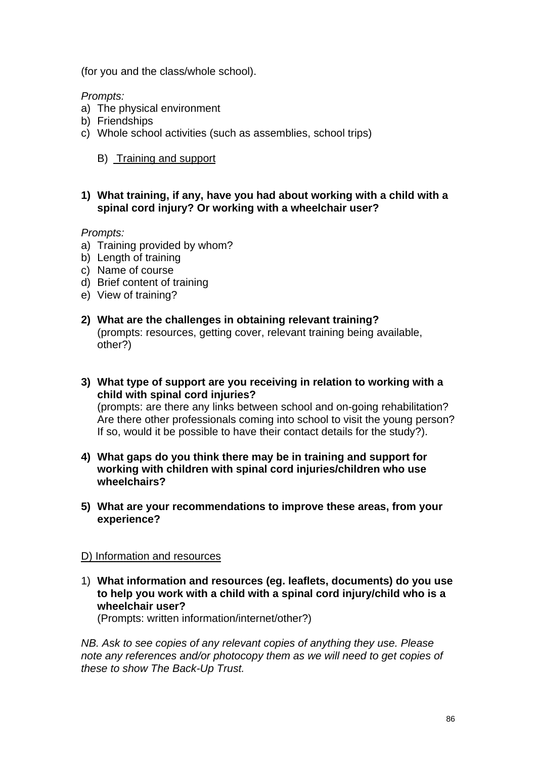(for you and the class/whole school).

*Prompts:*

a) The physical environment
b) Friendships
c) Whole school activities (such as assemblies, school trips)

B) Training and support

**1) What training, if any, have you had about working with a child with a spinal cord injury? Or working with a wheelchair user?**

*Prompts:*

a) Training provided by whom?
b) Length of training
c) Name of course
d) Brief content of training
e) View of training?

**2) What are the challenges in obtaining relevant training?**
(prompts: resources, getting cover, relevant training being available, other?)

**3) What type of support are you receiving in relation to working with a child with spinal cord injuries?**
(prompts: are there any links between school and on-going rehabilitation? Are there other professionals coming into school to visit the young person? If so, would it be possible to have their contact details for the study?).

**4) What gaps do you think there may be in training and support for working with children with spinal cord injuries/children who use wheelchairs?**

**5) What are your recommendations to improve these areas, from your experience?**

D) Information and resources

1) **What information and resources (eg. leaflets, documents) do you use to help you work with a child with a spinal cord injury/child who is a wheelchair user?**
(Prompts: written information/internet/other?)

*NB. Ask to see copies of any relevant copies of anything they use. Please note any references and/or photocopy them as we will need to get copies of these to show The Back-Up Trust.*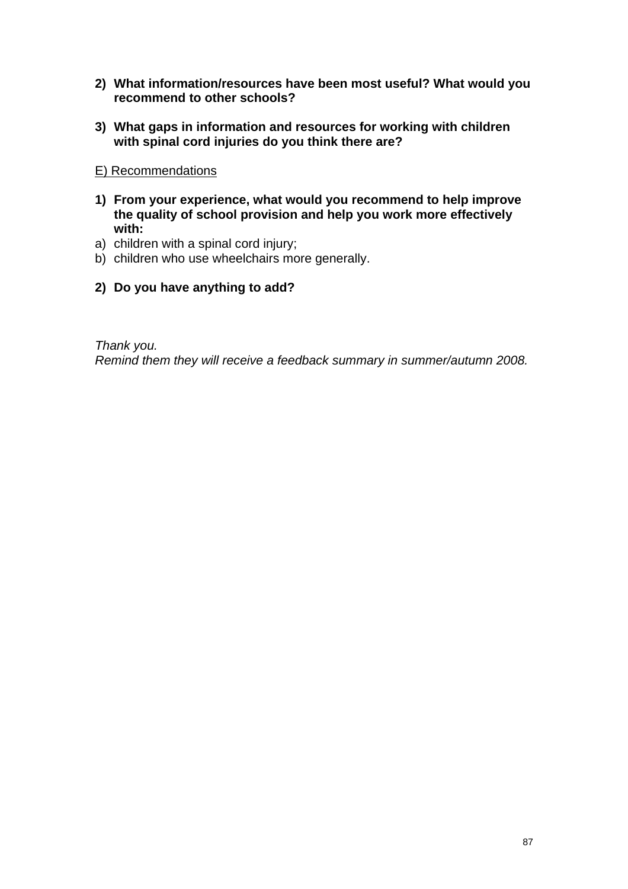**2) What information/resources have been most useful? What would you recommend to other schools?**

**3) What gaps in information and resources for working with children with spinal cord injuries do you think there are?**

<u>E) Recommendations</u>

**1) From your experience, what would you recommend to help improve the quality of school provision and help you work more effectively with:**

a) children with a spinal cord injury;
b) children who use wheelchairs more generally.

**2) Do you have anything to add?**

*Thank you.*
*Remind them they will receive a feedback summary in summer/autumn 2008.*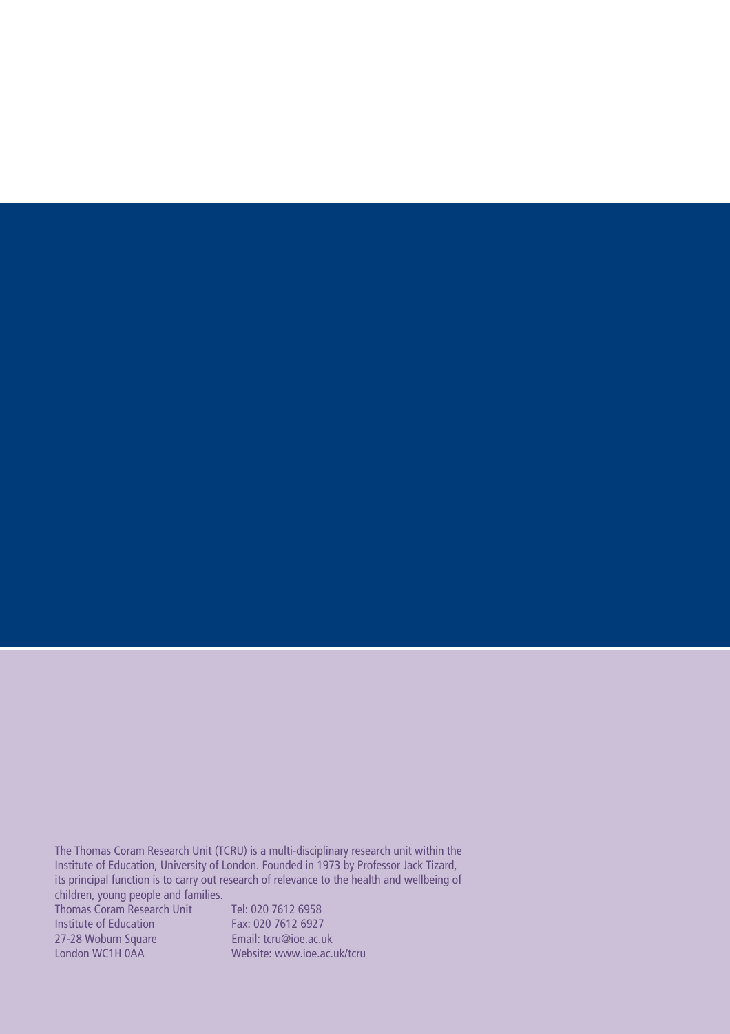The Thomas Coram Research Unit (TCRU) is a multi-disciplinary research unit within the Institute of Education, University of London. Founded in 1973 by Professor Jack Tizard, its principal function is to carry out research of relevance to the health and wellbeing of children, young people and families.

Thomas Coram Research Unit
Institute of Education
27-28 Woburn Square
London WC1H 0AA

Tel: 020 7612 6958
Fax: 020 7612 6927
Email: tcru@ioe.ac.uk
Website: www.ioe.ac.uk/tcru